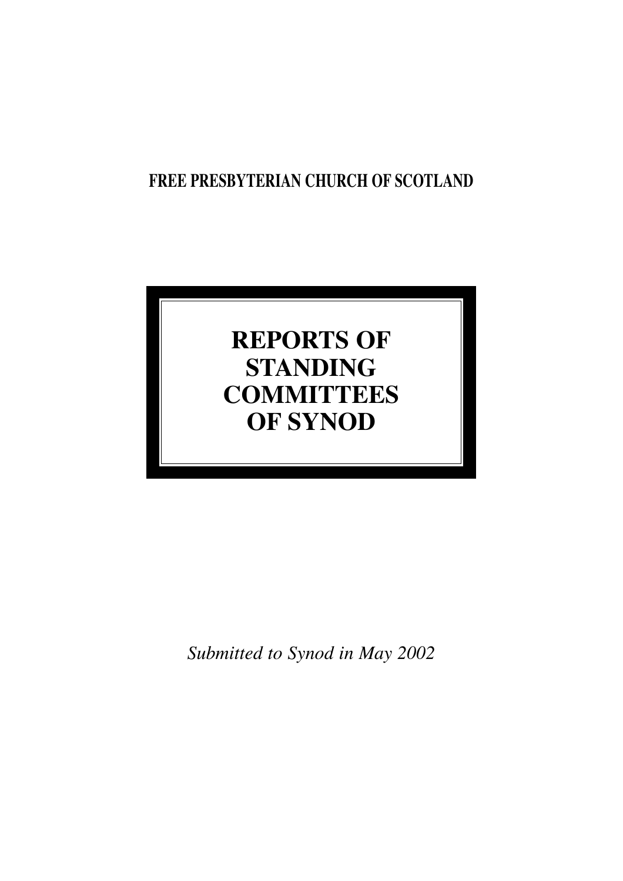**FREE PRESBYTERIAN CHURCH OF SCOTLAND**

# REPORTS OF STANDING COMMITTEES OF SYNOD

*Submitted to Synod in May 2002*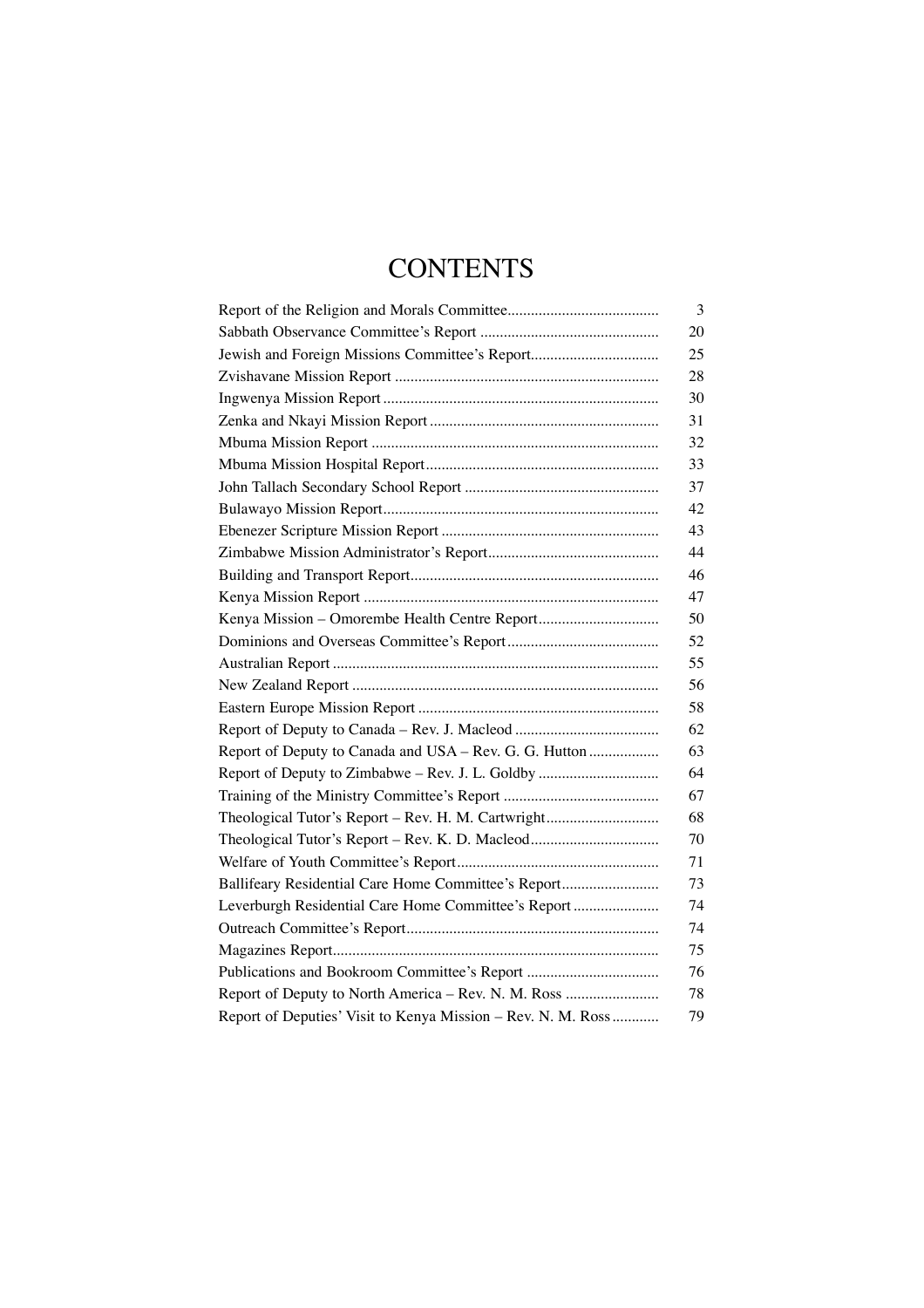# CONTENTS

| | |
|---|---|
| Report of the Religion and Morals Committee | 3 |
| Sabbath Observance Committee's Report | 20 |
| Jewish and Foreign Missions Committee's Report | 25 |
| Zvishavane Mission Report | 28 |
| Ingwenya Mission Report | 30 |
| Zenka and Nkayi Mission Report | 31 |
| Mbuma Mission Report | 32 |
| Mbuma Mission Hospital Report | 33 |
| John Tallach Secondary School Report | 37 |
| Bulawayo Mission Report | 42 |
| Ebenezer Scripture Mission Report | 43 |
| Zimbabwe Mission Administrator's Report | 44 |
| Building and Transport Report | 46 |
| Kenya Mission Report | 47 |
| Kenya Mission – Omorembe Health Centre Report | 50 |
| Dominions and Overseas Committee's Report | 52 |
| Australian Report | 55 |
| New Zealand Report | 56 |
| Eastern Europe Mission Report | 58 |
| Report of Deputy to Canada – Rev. J. Macleod | 62 |
| Report of Deputy to Canada and USA – Rev. G. G. Hutton | 63 |
| Report of Deputy to Zimbabwe – Rev. J. L. Goldby | 64 |
| Training of the Ministry Committee's Report | 67 |
| Theological Tutor's Report – Rev. H. M. Cartwright | 68 |
| Theological Tutor's Report – Rev. K. D. Macleod | 70 |
| Welfare of Youth Committee's Report | 71 |
| Ballifeary Residential Care Home Committee's Report | 73 |
| Leverburgh Residential Care Home Committee's Report | 74 |
| Outreach Committee's Report | 74 |
| Magazines Report | 75 |
| Publications and Bookroom Committee's Report | 76 |
| Report of Deputy to North America – Rev. N. M. Ross | 78 |
| Report of Deputies' Visit to Kenya Mission – Rev. N. M. Ross | 79 |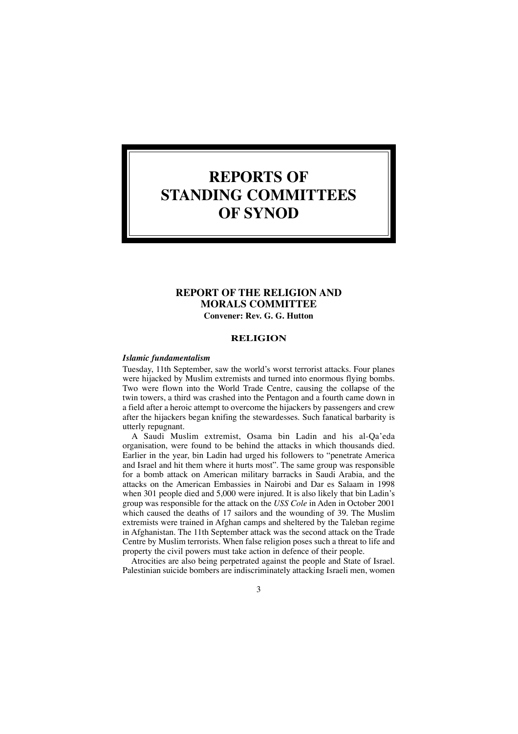# REPORTS OF STANDING COMMITTEES OF SYNOD

## REPORT OF THE RELIGION AND MORALS COMMITTEE

**Convener: Rev. G. G. Hutton**

### RELIGION

***Islamic fundamentalism***

Tuesday, 11th September, saw the world's worst terrorist attacks. Four planes were hijacked by Muslim extremists and turned into enormous flying bombs. Two were flown into the World Trade Centre, causing the collapse of the twin towers, a third was crashed into the Pentagon and a fourth came down in a field after a heroic attempt to overcome the hijackers by passengers and crew after the hijackers began knifing the stewardesses. Such fanatical barbarity is utterly repugnant.

A Saudi Muslim extremist, Osama bin Ladin and his al-Qa'eda organisation, were found to be behind the attacks in which thousands died. Earlier in the year, bin Ladin had urged his followers to "penetrate America and Israel and hit them where it hurts most". The same group was responsible for a bomb attack on American military barracks in Saudi Arabia, and the attacks on the American Embassies in Nairobi and Dar es Salaam in 1998 when 301 people died and 5,000 were injured. It is also likely that bin Ladin's group was responsible for the attack on the *USS Cole* in Aden in October 2001 which caused the deaths of 17 sailors and the wounding of 39. The Muslim extremists were trained in Afghan camps and sheltered by the Taleban regime in Afghanistan. The 11th September attack was the second attack on the Trade Centre by Muslim terrorists. When false religion poses such a threat to life and property the civil powers must take action in defence of their people.

Atrocities are also being perpetrated against the people and State of Israel. Palestinian suicide bombers are indiscriminately attacking Israeli men, women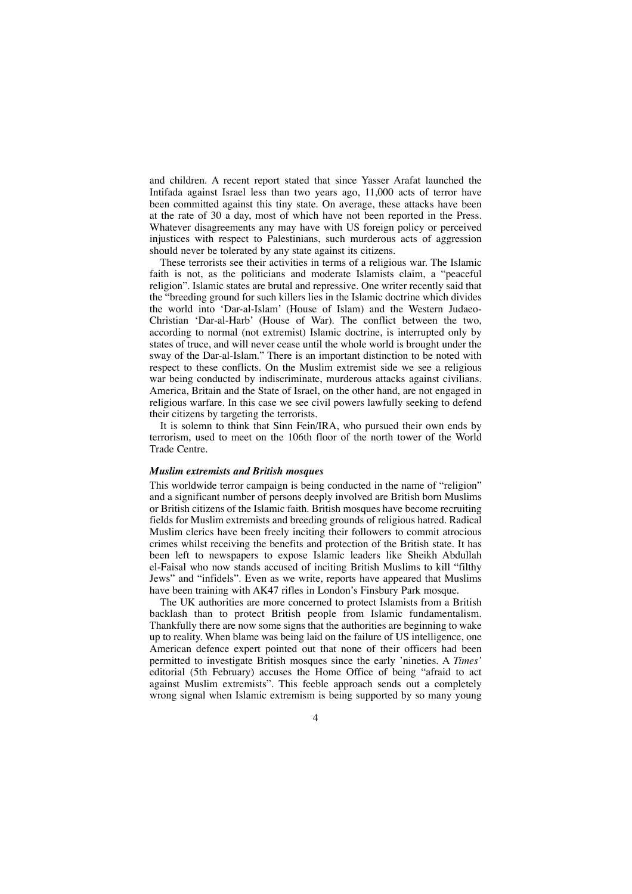and children. A recent report stated that since Yasser Arafat launched the Intifada against Israel less than two years ago, 11,000 acts of terror have been committed against this tiny state. On average, these attacks have been at the rate of 30 a day, most of which have not been reported in the Press. Whatever disagreements any may have with US foreign policy or perceived injustices with respect to Palestinians, such murderous acts of aggression should never be tolerated by any state against its citizens.

These terrorists see their activities in terms of a religious war. The Islamic faith is not, as the politicians and moderate Islamists claim, a "peaceful religion". Islamic states are brutal and repressive. One writer recently said that the "breeding ground for such killers lies in the Islamic doctrine which divides the world into 'Dar-al-Islam' (House of Islam) and the Western Judaeo-Christian 'Dar-al-Harb' (House of War). The conflict between the two, according to normal (not extremist) Islamic doctrine, is interrupted only by states of truce, and will never cease until the whole world is brought under the sway of the Dar-al-Islam." There is an important distinction to be noted with respect to these conflicts. On the Muslim extremist side we see a religious war being conducted by indiscriminate, murderous attacks against civilians. America, Britain and the State of Israel, on the other hand, are not engaged in religious warfare. In this case we see civil powers lawfully seeking to defend their citizens by targeting the terrorists.

It is solemn to think that Sinn Fein/IRA, who pursued their own ends by terrorism, used to meet on the 106th floor of the north tower of the World Trade Centre.

### *Muslim extremists and British mosques*

This worldwide terror campaign is being conducted in the name of "religion" and a significant number of persons deeply involved are British born Muslims or British citizens of the Islamic faith. British mosques have become recruiting fields for Muslim extremists and breeding grounds of religious hatred. Radical Muslim clerics have been freely inciting their followers to commit atrocious crimes whilst receiving the benefits and protection of the British state. It has been left to newspapers to expose Islamic leaders like Sheikh Abdullah el-Faisal who now stands accused of inciting British Muslims to kill "filthy Jews" and "infidels". Even as we write, reports have appeared that Muslims have been training with AK47 rifles in London's Finsbury Park mosque.

The UK authorities are more concerned to protect Islamists from a British backlash than to protect British people from Islamic fundamentalism. Thankfully there are now some signs that the authorities are beginning to wake up to reality. When blame was being laid on the failure of US intelligence, one American defence expert pointed out that none of their officers had been permitted to investigate British mosques since the early 'nineties. A *Times'* editorial (5th February) accuses the Home Office of being "afraid to act against Muslim extremists". This feeble approach sends out a completely wrong signal when Islamic extremism is being supported by so many young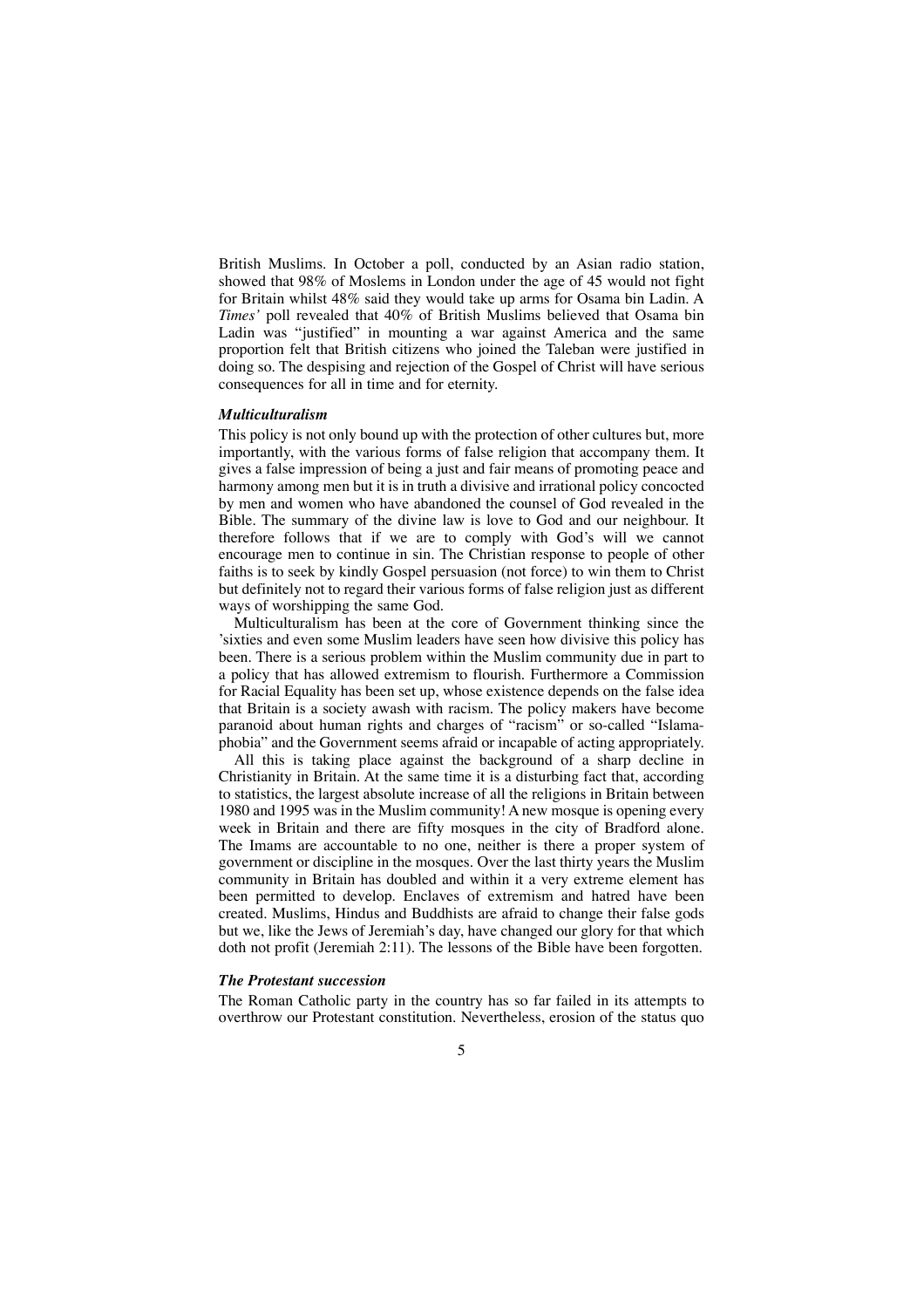British Muslims. In October a poll, conducted by an Asian radio station, showed that 98% of Moslems in London under the age of 45 would not fight for Britain whilst 48% said they would take up arms for Osama bin Ladin. A *Times'* poll revealed that 40% of British Muslims believed that Osama bin Ladin was "justified" in mounting a war against America and the same proportion felt that British citizens who joined the Taleban were justified in doing so. The despising and rejection of the Gospel of Christ will have serious consequences for all in time and for eternity.

### *Multiculturalism*

This policy is not only bound up with the protection of other cultures but, more importantly, with the various forms of false religion that accompany them. It gives a false impression of being a just and fair means of promoting peace and harmony among men but it is in truth a divisive and irrational policy concocted by men and women who have abandoned the counsel of God revealed in the Bible. The summary of the divine law is love to God and our neighbour. It therefore follows that if we are to comply with God's will we cannot encourage men to continue in sin. The Christian response to people of other faiths is to seek by kindly Gospel persuasion (not force) to win them to Christ but definitely not to regard their various forms of false religion just as different ways of worshipping the same God.

Multiculturalism has been at the core of Government thinking since the 'sixties and even some Muslim leaders have seen how divisive this policy has been. There is a serious problem within the Muslim community due in part to a policy that has allowed extremism to flourish. Furthermore a Commission for Racial Equality has been set up, whose existence depends on the false idea that Britain is a society awash with racism. The policy makers have become paranoid about human rights and charges of "racism" or so-called "Islamaphobia" and the Government seems afraid or incapable of acting appropriately.

All this is taking place against the background of a sharp decline in Christianity in Britain. At the same time it is a disturbing fact that, according to statistics, the largest absolute increase of all the religions in Britain between 1980 and 1995 was in the Muslim community! A new mosque is opening every week in Britain and there are fifty mosques in the city of Bradford alone. The Imams are accountable to no one, neither is there a proper system of government or discipline in the mosques. Over the last thirty years the Muslim community in Britain has doubled and within it a very extreme element has been permitted to develop. Enclaves of extremism and hatred have been created. Muslims, Hindus and Buddhists are afraid to change their false gods but we, like the Jews of Jeremiah's day, have changed our glory for that which doth not profit (Jeremiah 2:11). The lessons of the Bible have been forgotten.

### *The Protestant succession*

The Roman Catholic party in the country has so far failed in its attempts to overthrow our Protestant constitution. Nevertheless, erosion of the status quo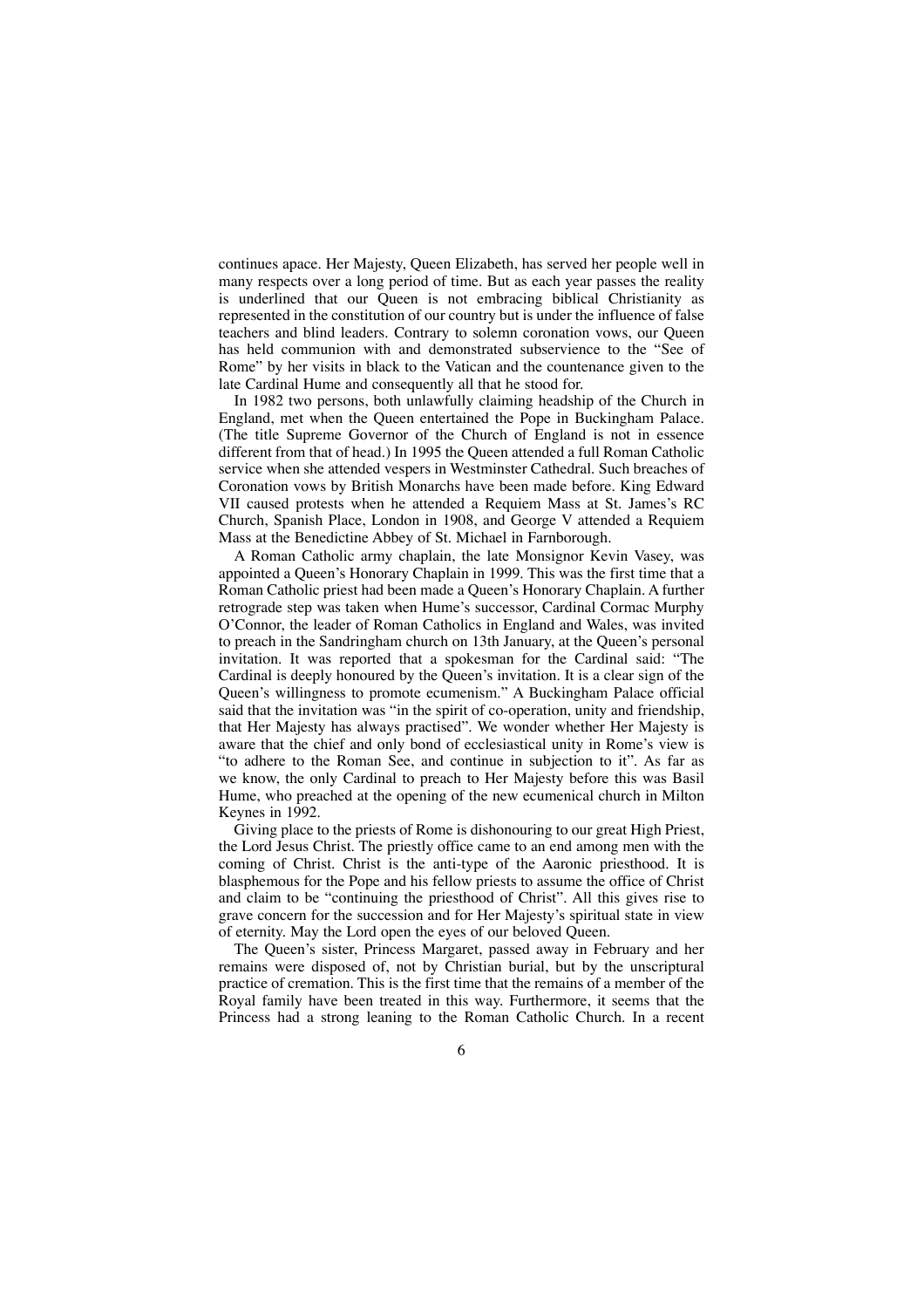continues apace. Her Majesty, Queen Elizabeth, has served her people well in many respects over a long period of time. But as each year passes the reality is underlined that our Queen is not embracing biblical Christianity as represented in the constitution of our country but is under the influence of false teachers and blind leaders. Contrary to solemn coronation vows, our Queen has held communion with and demonstrated subservience to the "See of Rome" by her visits in black to the Vatican and the countenance given to the late Cardinal Hume and consequently all that he stood for.

In 1982 two persons, both unlawfully claiming headship of the Church in England, met when the Queen entertained the Pope in Buckingham Palace. (The title Supreme Governor of the Church of England is not in essence different from that of head.) In 1995 the Queen attended a full Roman Catholic service when she attended vespers in Westminster Cathedral. Such breaches of Coronation vows by British Monarchs have been made before. King Edward VII caused protests when he attended a Requiem Mass at St. James's RC Church, Spanish Place, London in 1908, and George V attended a Requiem Mass at the Benedictine Abbey of St. Michael in Farnborough.

A Roman Catholic army chaplain, the late Monsignor Kevin Vasey, was appointed a Queen's Honorary Chaplain in 1999. This was the first time that a Roman Catholic priest had been made a Queen's Honorary Chaplain. A further retrograde step was taken when Hume's successor, Cardinal Cormac Murphy O'Connor, the leader of Roman Catholics in England and Wales, was invited to preach in the Sandringham church on 13th January, at the Queen's personal invitation. It was reported that a spokesman for the Cardinal said: "The Cardinal is deeply honoured by the Queen's invitation. It is a clear sign of the Queen's willingness to promote ecumenism." A Buckingham Palace official said that the invitation was "in the spirit of co-operation, unity and friendship, that Her Majesty has always practised". We wonder whether Her Majesty is aware that the chief and only bond of ecclesiastical unity in Rome's view is "to adhere to the Roman See, and continue in subjection to it". As far as we know, the only Cardinal to preach to Her Majesty before this was Basil Hume, who preached at the opening of the new ecumenical church in Milton Keynes in 1992.

Giving place to the priests of Rome is dishonouring to our great High Priest, the Lord Jesus Christ. The priestly office came to an end among men with the coming of Christ. Christ is the anti-type of the Aaronic priesthood. It is blasphemous for the Pope and his fellow priests to assume the office of Christ and claim to be "continuing the priesthood of Christ". All this gives rise to grave concern for the succession and for Her Majesty's spiritual state in view of eternity. May the Lord open the eyes of our beloved Queen.

The Queen's sister, Princess Margaret, passed away in February and her remains were disposed of, not by Christian burial, but by the unscriptural practice of cremation. This is the first time that the remains of a member of the Royal family have been treated in this way. Furthermore, it seems that the Princess had a strong leaning to the Roman Catholic Church. In a recent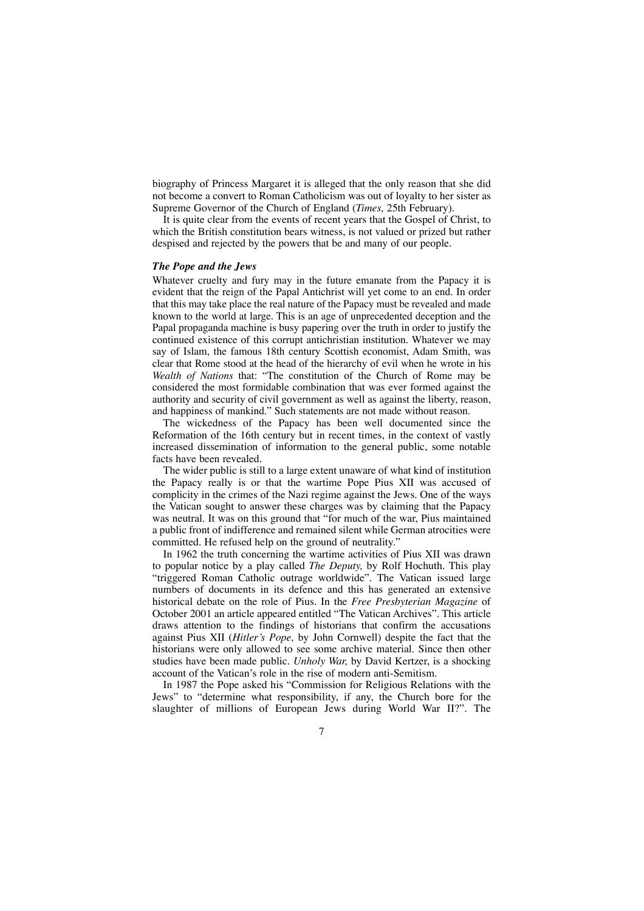biography of Princess Margaret it is alleged that the only reason that she did not become a convert to Roman Catholicism was out of loyalty to her sister as Supreme Governor of the Church of England (*Times,* 25th February).

It is quite clear from the events of recent years that the Gospel of Christ, to which the British constitution bears witness, is not valued or prized but rather despised and rejected by the powers that be and many of our people.

### *The Pope and the Jews*

Whatever cruelty and fury may in the future emanate from the Papacy it is evident that the reign of the Papal Antichrist will yet come to an end. In order that this may take place the real nature of the Papacy must be revealed and made known to the world at large. This is an age of unprecedented deception and the Papal propaganda machine is busy papering over the truth in order to justify the continued existence of this corrupt antichristian institution. Whatever we may say of Islam, the famous 18th century Scottish economist, Adam Smith, was clear that Rome stood at the head of the hierarchy of evil when he wrote in his *Wealth of Nations* that: "The constitution of the Church of Rome may be considered the most formidable combination that was ever formed against the authority and security of civil government as well as against the liberty, reason, and happiness of mankind." Such statements are not made without reason.

The wickedness of the Papacy has been well documented since the Reformation of the 16th century but in recent times, in the context of vastly increased dissemination of information to the general public, some notable facts have been revealed.

The wider public is still to a large extent unaware of what kind of institution the Papacy really is or that the wartime Pope Pius XII was accused of complicity in the crimes of the Nazi regime against the Jews. One of the ways the Vatican sought to answer these charges was by claiming that the Papacy was neutral. It was on this ground that "for much of the war, Pius maintained a public front of indifference and remained silent while German atrocities were committed. He refused help on the ground of neutrality."

In 1962 the truth concerning the wartime activities of Pius XII was drawn to popular notice by a play called *The Deputy,* by Rolf Hochuth. This play "triggered Roman Catholic outrage worldwide". The Vatican issued large numbers of documents in its defence and this has generated an extensive historical debate on the role of Pius. In the *Free Presbyterian Magazine* of October 2001 an article appeared entitled "The Vatican Archives". This article draws attention to the findings of historians that confirm the accusations against Pius XII (*Hitler's Pope,* by John Cornwell) despite the fact that the historians were only allowed to see some archive material. Since then other studies have been made public. *Unholy War,* by David Kertzer, is a shocking account of the Vatican's role in the rise of modern anti-Semitism.

In 1987 the Pope asked his "Commission for Religious Relations with the Jews" to "determine what responsibility, if any, the Church bore for the slaughter of millions of European Jews during World War II?". The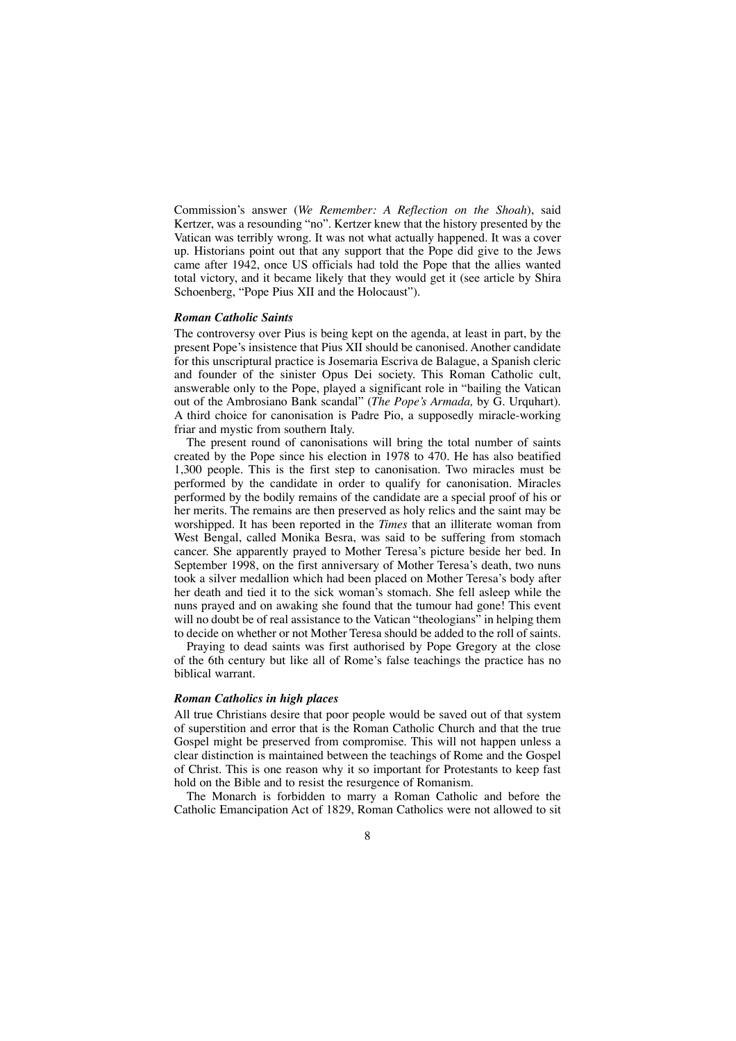Commission's answer (*We Remember: A Reflection on the Shoah*), said Kertzer, was a resounding "no". Kertzer knew that the history presented by the Vatican was terribly wrong. It was not what actually happened. It was a cover up. Historians point out that any support that the Pope did give to the Jews came after 1942, once US officials had told the Pope that the allies wanted total victory, and it became likely that they would get it (see article by Shira Schoenberg, "Pope Pius XII and the Holocaust").

### *Roman Catholic Saints*

The controversy over Pius is being kept on the agenda, at least in part, by the present Pope's insistence that Pius XII should be canonised. Another candidate for this unscriptural practice is Josemaria Escriva de Balague, a Spanish cleric and founder of the sinister Opus Dei society. This Roman Catholic cult, answerable only to the Pope, played a significant role in "bailing the Vatican out of the Ambrosiano Bank scandal" (*The Pope's Armada,* by G. Urquhart). A third choice for canonisation is Padre Pio, a supposedly miracle-working friar and mystic from southern Italy.

The present round of canonisations will bring the total number of saints created by the Pope since his election in 1978 to 470. He has also beatified 1,300 people. This is the first step to canonisation. Two miracles must be performed by the candidate in order to qualify for canonisation. Miracles performed by the bodily remains of the candidate are a special proof of his or her merits. The remains are then preserved as holy relics and the saint may be worshipped. It has been reported in the *Times* that an illiterate woman from West Bengal, called Monika Besra, was said to be suffering from stomach cancer. She apparently prayed to Mother Teresa's picture beside her bed. In September 1998, on the first anniversary of Mother Teresa's death, two nuns took a silver medallion which had been placed on Mother Teresa's body after her death and tied it to the sick woman's stomach. She fell asleep while the nuns prayed and on awaking she found that the tumour had gone! This event will no doubt be of real assistance to the Vatican "theologians" in helping them to decide on whether or not Mother Teresa should be added to the roll of saints.

Praying to dead saints was first authorised by Pope Gregory at the close of the 6th century but like all of Rome's false teachings the practice has no biblical warrant.

### *Roman Catholics in high places*

All true Christians desire that poor people would be saved out of that system of superstition and error that is the Roman Catholic Church and that the true Gospel might be preserved from compromise. This will not happen unless a clear distinction is maintained between the teachings of Rome and the Gospel of Christ. This is one reason why it so important for Protestants to keep fast hold on the Bible and to resist the resurgence of Romanism.

The Monarch is forbidden to marry a Roman Catholic and before the Catholic Emancipation Act of 1829, Roman Catholics were not allowed to sit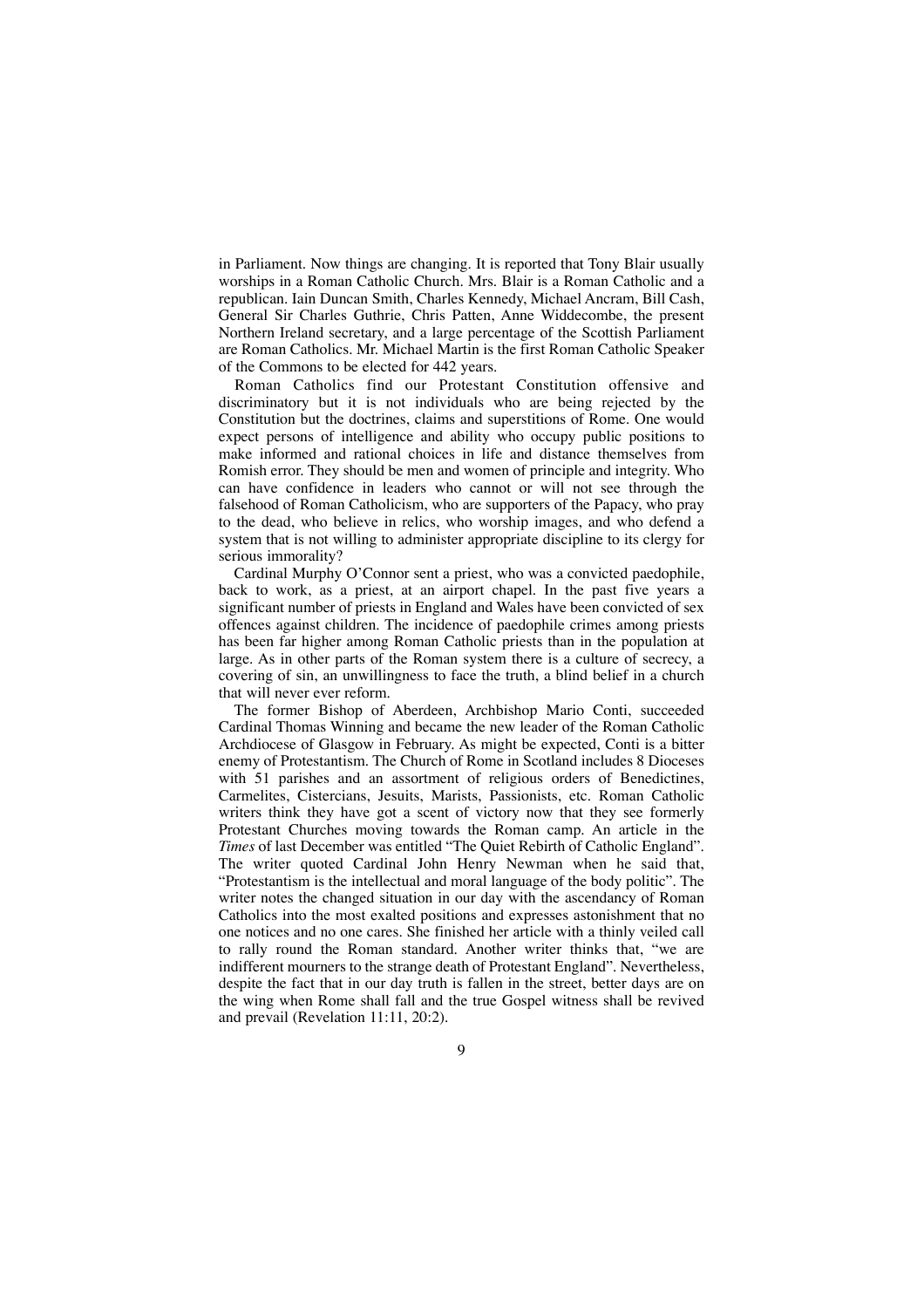in Parliament. Now things are changing. It is reported that Tony Blair usually worships in a Roman Catholic Church. Mrs. Blair is a Roman Catholic and a republican. Iain Duncan Smith, Charles Kennedy, Michael Ancram, Bill Cash, General Sir Charles Guthrie, Chris Patten, Anne Widdecombe, the present Northern Ireland secretary, and a large percentage of the Scottish Parliament are Roman Catholics. Mr. Michael Martin is the first Roman Catholic Speaker of the Commons to be elected for 442 years.

Roman Catholics find our Protestant Constitution offensive and discriminatory but it is not individuals who are being rejected by the Constitution but the doctrines, claims and superstitions of Rome. One would expect persons of intelligence and ability who occupy public positions to make informed and rational choices in life and distance themselves from Romish error. They should be men and women of principle and integrity. Who can have confidence in leaders who cannot or will not see through the falsehood of Roman Catholicism, who are supporters of the Papacy, who pray to the dead, who believe in relics, who worship images, and who defend a system that is not willing to administer appropriate discipline to its clergy for serious immorality?

Cardinal Murphy O'Connor sent a priest, who was a convicted paedophile, back to work, as a priest, at an airport chapel. In the past five years a significant number of priests in England and Wales have been convicted of sex offences against children. The incidence of paedophile crimes among priests has been far higher among Roman Catholic priests than in the population at large. As in other parts of the Roman system there is a culture of secrecy, a covering of sin, an unwillingness to face the truth, a blind belief in a church that will never ever reform.

The former Bishop of Aberdeen, Archbishop Mario Conti, succeeded Cardinal Thomas Winning and became the new leader of the Roman Catholic Archdiocese of Glasgow in February. As might be expected, Conti is a bitter enemy of Protestantism. The Church of Rome in Scotland includes 8 Dioceses with 51 parishes and an assortment of religious orders of Benedictines, Carmelites, Cistercians, Jesuits, Marists, Passionists, etc. Roman Catholic writers think they have got a scent of victory now that they see formerly Protestant Churches moving towards the Roman camp. An article in the *Times* of last December was entitled "The Quiet Rebirth of Catholic England". The writer quoted Cardinal John Henry Newman when he said that, "Protestantism is the intellectual and moral language of the body politic". The writer notes the changed situation in our day with the ascendancy of Roman Catholics into the most exalted positions and expresses astonishment that no one notices and no one cares. She finished her article with a thinly veiled call to rally round the Roman standard. Another writer thinks that, "we are indifferent mourners to the strange death of Protestant England". Nevertheless, despite the fact that in our day truth is fallen in the street, better days are on the wing when Rome shall fall and the true Gospel witness shall be revived and prevail (Revelation 11:11, 20:2).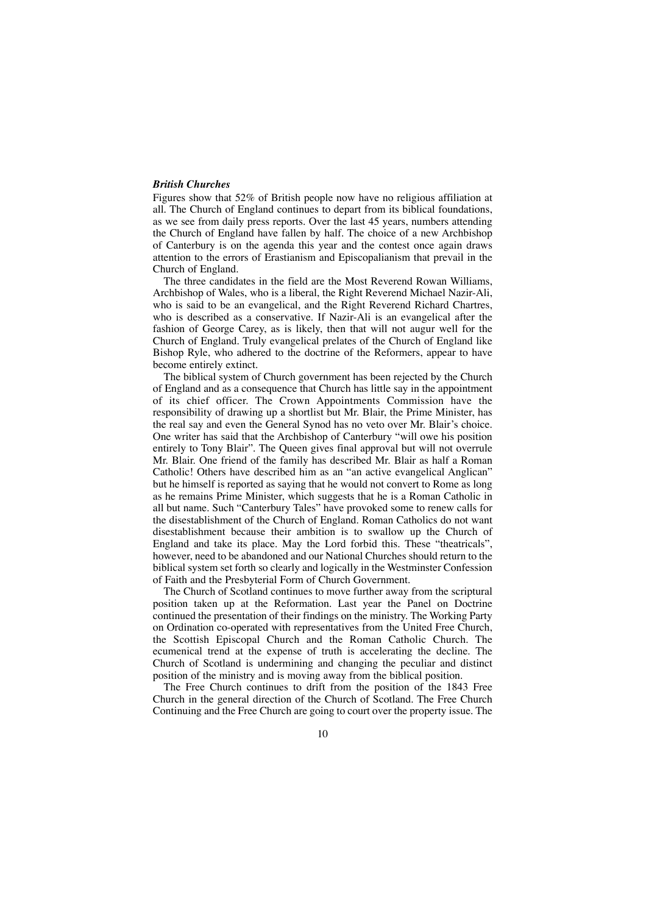### *British Churches*

Figures show that 52% of British people now have no religious affiliation at all. The Church of England continues to depart from its biblical foundations, as we see from daily press reports. Over the last 45 years, numbers attending the Church of England have fallen by half. The choice of a new Archbishop of Canterbury is on the agenda this year and the contest once again draws attention to the errors of Erastianism and Episcopalianism that prevail in the Church of England.

The three candidates in the field are the Most Reverend Rowan Williams, Archbishop of Wales, who is a liberal, the Right Reverend Michael Nazir-Ali, who is said to be an evangelical, and the Right Reverend Richard Chartres, who is described as a conservative. If Nazir-Ali is an evangelical after the fashion of George Carey, as is likely, then that will not augur well for the Church of England. Truly evangelical prelates of the Church of England like Bishop Ryle, who adhered to the doctrine of the Reformers, appear to have become entirely extinct.

The biblical system of Church government has been rejected by the Church of England and as a consequence that Church has little say in the appointment of its chief officer. The Crown Appointments Commission have the responsibility of drawing up a shortlist but Mr. Blair, the Prime Minister, has the real say and even the General Synod has no veto over Mr. Blair's choice. One writer has said that the Archbishop of Canterbury "will owe his position entirely to Tony Blair". The Queen gives final approval but will not overrule Mr. Blair. One friend of the family has described Mr. Blair as half a Roman Catholic! Others have described him as an "an active evangelical Anglican" but he himself is reported as saying that he would not convert to Rome as long as he remains Prime Minister, which suggests that he is a Roman Catholic in all but name. Such "Canterbury Tales" have provoked some to renew calls for the disestablishment of the Church of England. Roman Catholics do not want disestablishment because their ambition is to swallow up the Church of England and take its place. May the Lord forbid this. These "theatricals", however, need to be abandoned and our National Churches should return to the biblical system set forth so clearly and logically in the Westminster Confession of Faith and the Presbyterial Form of Church Government.

The Church of Scotland continues to move further away from the scriptural position taken up at the Reformation. Last year the Panel on Doctrine continued the presentation of their findings on the ministry. The Working Party on Ordination co-operated with representatives from the United Free Church, the Scottish Episcopal Church and the Roman Catholic Church. The ecumenical trend at the expense of truth is accelerating the decline. The Church of Scotland is undermining and changing the peculiar and distinct position of the ministry and is moving away from the biblical position.

The Free Church continues to drift from the position of the 1843 Free Church in the general direction of the Church of Scotland. The Free Church Continuing and the Free Church are going to court over the property issue. The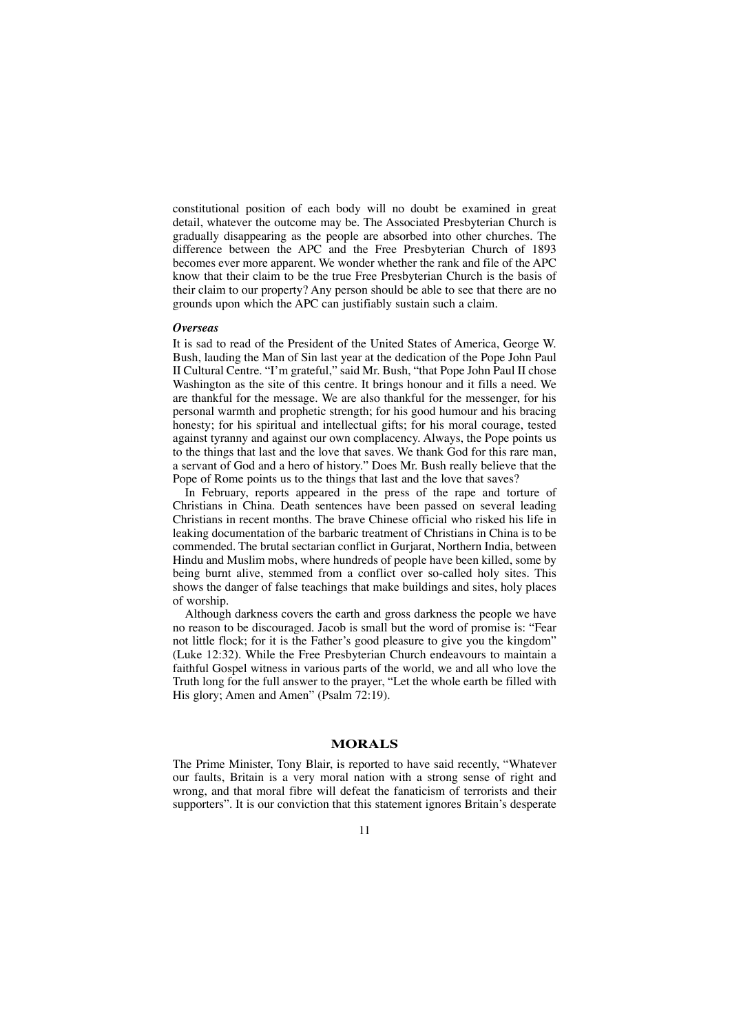constitutional position of each body will no doubt be examined in great detail, whatever the outcome may be. The Associated Presbyterian Church is gradually disappearing as the people are absorbed into other churches. The difference between the APC and the Free Presbyterian Church of 1893 becomes ever more apparent. We wonder whether the rank and file of the APC know that their claim to be the true Free Presbyterian Church is the basis of their claim to our property? Any person should be able to see that there are no grounds upon which the APC can justifiably sustain such a claim.

***Overseas***

It is sad to read of the President of the United States of America, George W. Bush, lauding the Man of Sin last year at the dedication of the Pope John Paul II Cultural Centre. "I'm grateful," said Mr. Bush, "that Pope John Paul II chose Washington as the site of this centre. It brings honour and it fills a need. We are thankful for the message. We are also thankful for the messenger, for his personal warmth and prophetic strength; for his good humour and his bracing honesty; for his spiritual and intellectual gifts; for his moral courage, tested against tyranny and against our own complacency. Always, the Pope points us to the things that last and the love that saves. We thank God for this rare man, a servant of God and a hero of history." Does Mr. Bush really believe that the Pope of Rome points us to the things that last and the love that saves?

In February, reports appeared in the press of the rape and torture of Christians in China. Death sentences have been passed on several leading Christians in recent months. The brave Chinese official who risked his life in leaking documentation of the barbaric treatment of Christians in China is to be commended. The brutal sectarian conflict in Gurjarat, Northern India, between Hindu and Muslim mobs, where hundreds of people have been killed, some by being burnt alive, stemmed from a conflict over so-called holy sites. This shows the danger of false teachings that make buildings and sites, holy places of worship.

Although darkness covers the earth and gross darkness the people we have no reason to be discouraged. Jacob is small but the word of promise is: "Fear not little flock; for it is the Father's good pleasure to give you the kingdom" (Luke 12:32). While the Free Presbyterian Church endeavours to maintain a faithful Gospel witness in various parts of the world, we and all who love the Truth long for the full answer to the prayer, "Let the whole earth be filled with His glory; Amen and Amen" (Psalm 72:19).

## MORALS

The Prime Minister, Tony Blair, is reported to have said recently, "Whatever our faults, Britain is a very moral nation with a strong sense of right and wrong, and that moral fibre will defeat the fanaticism of terrorists and their supporters". It is our conviction that this statement ignores Britain's desperate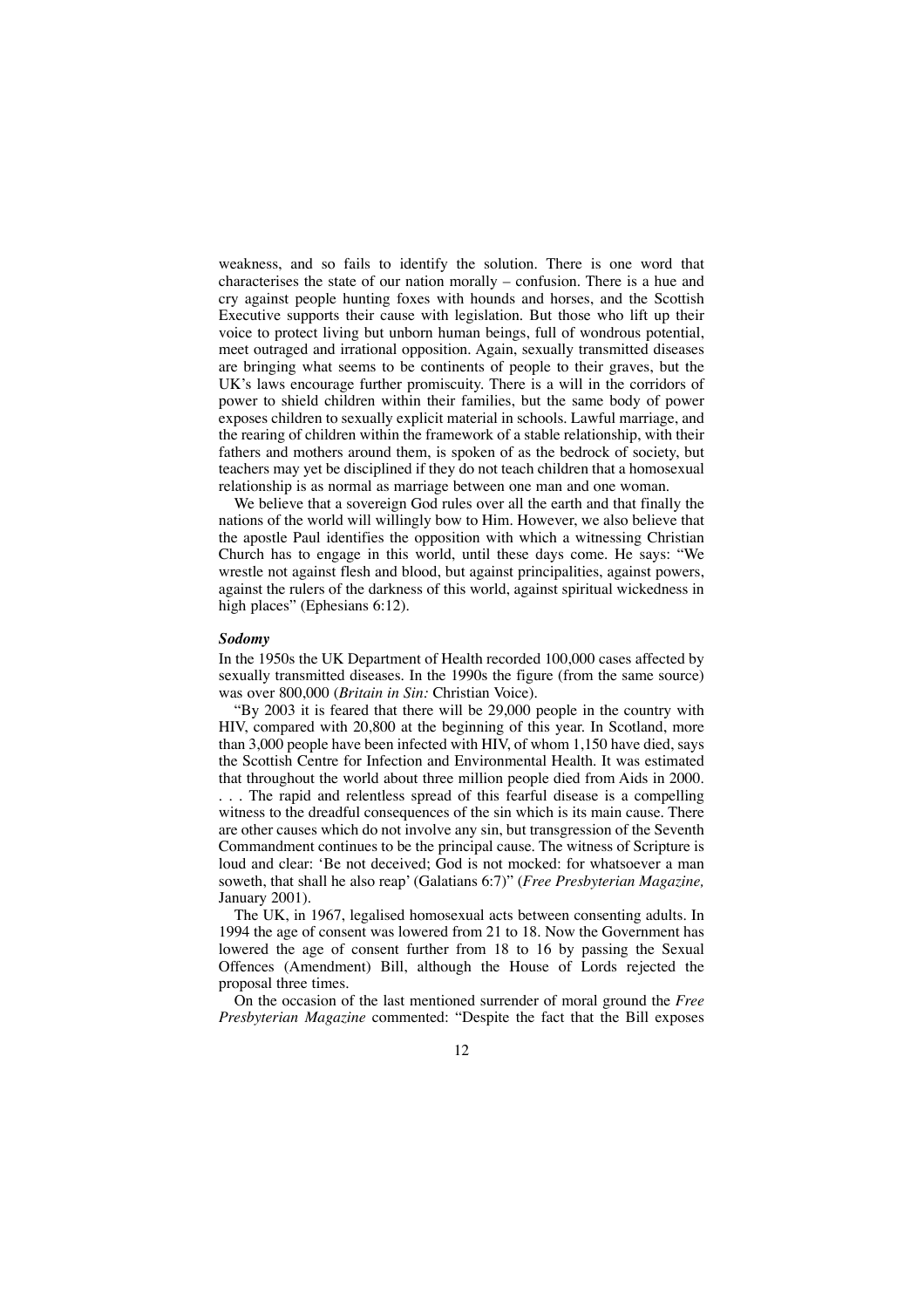weakness, and so fails to identify the solution. There is one word that characterises the state of our nation morally – confusion. There is a hue and cry against people hunting foxes with hounds and horses, and the Scottish Executive supports their cause with legislation. But those who lift up their voice to protect living but unborn human beings, full of wondrous potential, meet outraged and irrational opposition. Again, sexually transmitted diseases are bringing what seems to be continents of people to their graves, but the UK's laws encourage further promiscuity. There is a will in the corridors of power to shield children within their families, but the same body of power exposes children to sexually explicit material in schools. Lawful marriage, and the rearing of children within the framework of a stable relationship, with their fathers and mothers around them, is spoken of as the bedrock of society, but teachers may yet be disciplined if they do not teach children that a homosexual relationship is as normal as marriage between one man and one woman.

We believe that a sovereign God rules over all the earth and that finally the nations of the world will willingly bow to Him. However, we also believe that the apostle Paul identifies the opposition with which a witnessing Christian Church has to engage in this world, until these days come. He says: "We wrestle not against flesh and blood, but against principalities, against powers, against the rulers of the darkness of this world, against spiritual wickedness in high places" (Ephesians 6:12).

### *Sodomy*

In the 1950s the UK Department of Health recorded 100,000 cases affected by sexually transmitted diseases. In the 1990s the figure (from the same source) was over 800,000 (*Britain in Sin:* Christian Voice).

"By 2003 it is feared that there will be 29,000 people in the country with HIV, compared with 20,800 at the beginning of this year. In Scotland, more than 3,000 people have been infected with HIV, of whom 1,150 have died, says the Scottish Centre for Infection and Environmental Health. It was estimated that throughout the world about three million people died from Aids in 2000. . . . The rapid and relentless spread of this fearful disease is a compelling witness to the dreadful consequences of the sin which is its main cause. There are other causes which do not involve any sin, but transgression of the Seventh Commandment continues to be the principal cause. The witness of Scripture is loud and clear: 'Be not deceived; God is not mocked: for whatsoever a man soweth, that shall he also reap' (Galatians 6:7)" (*Free Presbyterian Magazine,* January 2001).

The UK, in 1967, legalised homosexual acts between consenting adults. In 1994 the age of consent was lowered from 21 to 18. Now the Government has lowered the age of consent further from 18 to 16 by passing the Sexual Offences (Amendment) Bill, although the House of Lords rejected the proposal three times.

On the occasion of the last mentioned surrender of moral ground the *Free Presbyterian Magazine* commented: "Despite the fact that the Bill exposes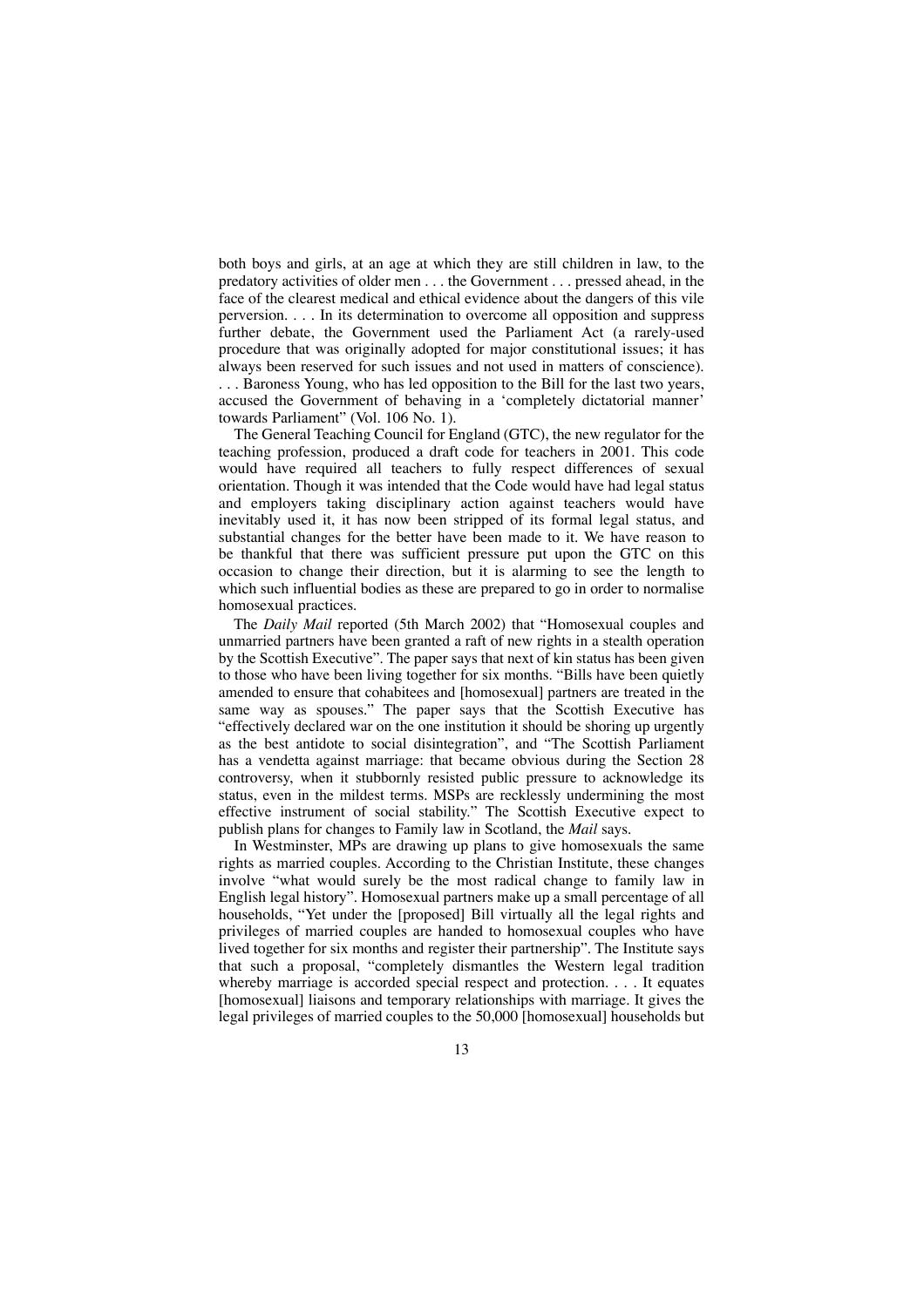both boys and girls, at an age at which they are still children in law, to the predatory activities of older men . . . the Government . . . pressed ahead, in the face of the clearest medical and ethical evidence about the dangers of this vile perversion. . . . In its determination to overcome all opposition and suppress further debate, the Government used the Parliament Act (a rarely-used procedure that was originally adopted for major constitutional issues; it has always been reserved for such issues and not used in matters of conscience). . . . Baroness Young, who has led opposition to the Bill for the last two years, accused the Government of behaving in a 'completely dictatorial manner' towards Parliament" (Vol. 106 No. 1).

The General Teaching Council for England (GTC), the new regulator for the teaching profession, produced a draft code for teachers in 2001. This code would have required all teachers to fully respect differences of sexual orientation. Though it was intended that the Code would have had legal status and employers taking disciplinary action against teachers would have inevitably used it, it has now been stripped of its formal legal status, and substantial changes for the better have been made to it. We have reason to be thankful that there was sufficient pressure put upon the GTC on this occasion to change their direction, but it is alarming to see the length to which such influential bodies as these are prepared to go in order to normalise homosexual practices.

The *Daily Mail* reported (5th March 2002) that "Homosexual couples and unmarried partners have been granted a raft of new rights in a stealth operation by the Scottish Executive". The paper says that next of kin status has been given to those who have been living together for six months. "Bills have been quietly amended to ensure that cohabitees and [homosexual] partners are treated in the same way as spouses." The paper says that the Scottish Executive has "effectively declared war on the one institution it should be shoring up urgently as the best antidote to social disintegration", and "The Scottish Parliament has a vendetta against marriage: that became obvious during the Section 28 controversy, when it stubbornly resisted public pressure to acknowledge its status, even in the mildest terms. MSPs are recklessly undermining the most effective instrument of social stability." The Scottish Executive expect to publish plans for changes to Family law in Scotland, the *Mail* says.

In Westminster, MPs are drawing up plans to give homosexuals the same rights as married couples. According to the Christian Institute, these changes involve "what would surely be the most radical change to family law in English legal history". Homosexual partners make up a small percentage of all households, "Yet under the [proposed] Bill virtually all the legal rights and privileges of married couples are handed to homosexual couples who have lived together for six months and register their partnership". The Institute says that such a proposal, "completely dismantles the Western legal tradition whereby marriage is accorded special respect and protection. . . . It equates [homosexual] liaisons and temporary relationships with marriage. It gives the legal privileges of married couples to the 50,000 [homosexual] households but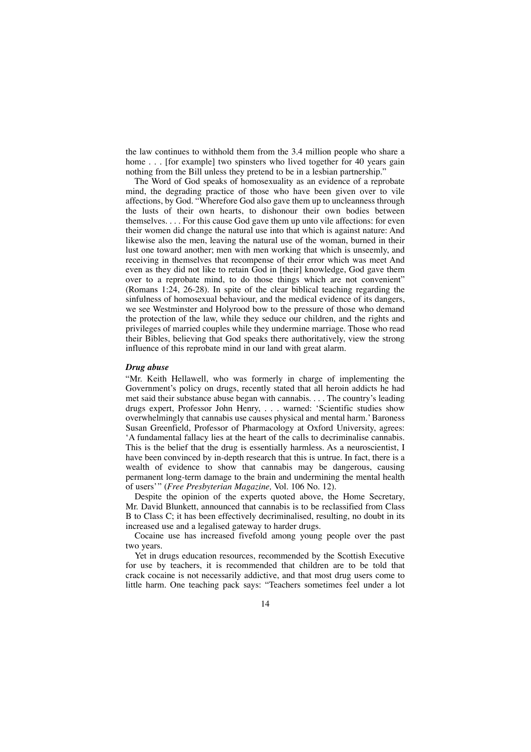the law continues to withhold them from the 3.4 million people who share a home . . . [for example] two spinsters who lived together for 40 years gain nothing from the Bill unless they pretend to be in a lesbian partnership."

The Word of God speaks of homosexuality as an evidence of a reprobate mind, the degrading practice of those who have been given over to vile affections, by God. "Wherefore God also gave them up to uncleanness through the lusts of their own hearts, to dishonour their own bodies between themselves. . . . For this cause God gave them up unto vile affections: for even their women did change the natural use into that which is against nature: And likewise also the men, leaving the natural use of the woman, burned in their lust one toward another; men with men working that which is unseemly, and receiving in themselves that recompense of their error which was meet And even as they did not like to retain God in [their] knowledge, God gave them over to a reprobate mind, to do those things which are not convenient" (Romans 1:24, 26-28). In spite of the clear biblical teaching regarding the sinfulness of homosexual behaviour, and the medical evidence of its dangers, we see Westminster and Holyrood bow to the pressure of those who demand the protection of the law, while they seduce our children, and the rights and privileges of married couples while they undermine marriage. Those who read their Bibles, believing that God speaks there authoritatively, view the strong influence of this reprobate mind in our land with great alarm.

### *Drug abuse*

"Mr. Keith Hellawell, who was formerly in charge of implementing the Government's policy on drugs, recently stated that all heroin addicts he had met said their substance abuse began with cannabis. . . . The country's leading drugs expert, Professor John Henry, . . . warned: 'Scientific studies show overwhelmingly that cannabis use causes physical and mental harm.' Baroness Susan Greenfield, Professor of Pharmacology at Oxford University, agrees: 'A fundamental fallacy lies at the heart of the calls to decriminalise cannabis. This is the belief that the drug is essentially harmless. As a neuroscientist, I have been convinced by in-depth research that this is untrue. In fact, there is a wealth of evidence to show that cannabis may be dangerous, causing permanent long-term damage to the brain and undermining the mental health of users'" (*Free Presbyterian Magazine,* Vol. 106 No. 12).

Despite the opinion of the experts quoted above, the Home Secretary, Mr. David Blunkett, announced that cannabis is to be reclassified from Class B to Class C; it has been effectively decriminalised, resulting, no doubt in its increased use and a legalised gateway to harder drugs.

Cocaine use has increased fivefold among young people over the past two years.

Yet in drugs education resources, recommended by the Scottish Executive for use by teachers, it is recommended that children are to be told that crack cocaine is not necessarily addictive, and that most drug users come to little harm. One teaching pack says: "Teachers sometimes feel under a lot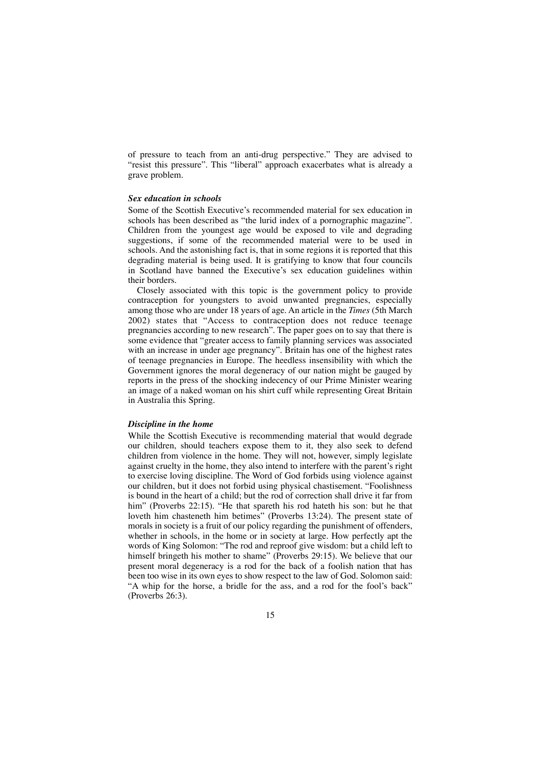of pressure to teach from an anti-drug perspective." They are advised to "resist this pressure". This "liberal" approach exacerbates what is already a grave problem.

### *Sex education in schools*

Some of the Scottish Executive's recommended material for sex education in schools has been described as "the lurid index of a pornographic magazine". Children from the youngest age would be exposed to vile and degrading suggestions, if some of the recommended material were to be used in schools. And the astonishing fact is, that in some regions it is reported that this degrading material is being used. It is gratifying to know that four councils in Scotland have banned the Executive's sex education guidelines within their borders.

Closely associated with this topic is the government policy to provide contraception for youngsters to avoid unwanted pregnancies, especially among those who are under 18 years of age. An article in the *Times* (5th March 2002) states that "Access to contraception does not reduce teenage pregnancies according to new research". The paper goes on to say that there is some evidence that "greater access to family planning services was associated with an increase in under age pregnancy". Britain has one of the highest rates of teenage pregnancies in Europe. The heedless insensibility with which the Government ignores the moral degeneracy of our nation might be gauged by reports in the press of the shocking indecency of our Prime Minister wearing an image of a naked woman on his shirt cuff while representing Great Britain in Australia this Spring.

### *Discipline in the home*

While the Scottish Executive is recommending material that would degrade our children, should teachers expose them to it, they also seek to defend children from violence in the home. They will not, however, simply legislate against cruelty in the home, they also intend to interfere with the parent's right to exercise loving discipline. The Word of God forbids using violence against our children, but it does not forbid using physical chastisement. "Foolishness is bound in the heart of a child; but the rod of correction shall drive it far from him" (Proverbs 22:15). "He that spareth his rod hateth his son: but he that loveth him chasteneth him betimes" (Proverbs 13:24). The present state of morals in society is a fruit of our policy regarding the punishment of offenders, whether in schools, in the home or in society at large. How perfectly apt the words of King Solomon: "The rod and reproof give wisdom: but a child left to himself bringeth his mother to shame" (Proverbs 29:15). We believe that our present moral degeneracy is a rod for the back of a foolish nation that has been too wise in its own eyes to show respect to the law of God. Solomon said: "A whip for the horse, a bridle for the ass, and a rod for the fool's back" (Proverbs 26:3).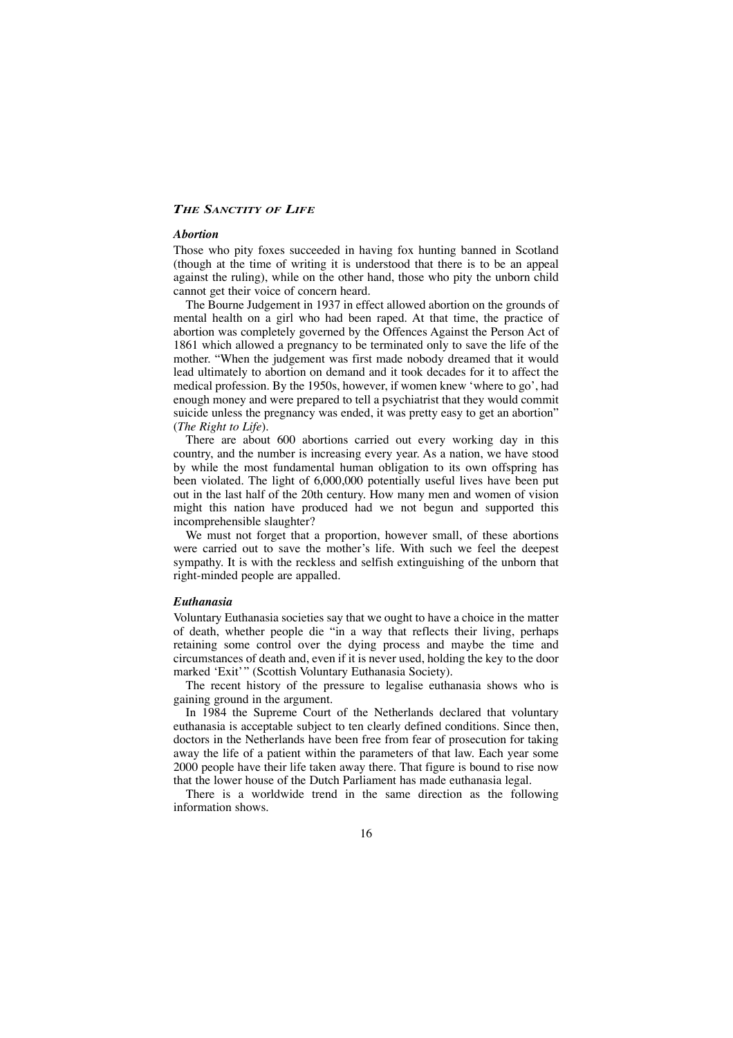## *The Sanctity of Life*

### *Abortion*

Those who pity foxes succeeded in having fox hunting banned in Scotland (though at the time of writing it is understood that there is to be an appeal against the ruling), while on the other hand, those who pity the unborn child cannot get their voice of concern heard.

The Bourne Judgement in 1937 in effect allowed abortion on the grounds of mental health on a girl who had been raped. At that time, the practice of abortion was completely governed by the Offences Against the Person Act of 1861 which allowed a pregnancy to be terminated only to save the life of the mother. "When the judgement was first made nobody dreamed that it would lead ultimately to abortion on demand and it took decades for it to affect the medical profession. By the 1950s, however, if women knew 'where to go', had enough money and were prepared to tell a psychiatrist that they would commit suicide unless the pregnancy was ended, it was pretty easy to get an abortion" (*The Right to Life*).

There are about 600 abortions carried out every working day in this country, and the number is increasing every year. As a nation, we have stood by while the most fundamental human obligation to its own offspring has been violated. The light of 6,000,000 potentially useful lives have been put out in the last half of the 20th century. How many men and women of vision might this nation have produced had we not begun and supported this incomprehensible slaughter?

We must not forget that a proportion, however small, of these abortions were carried out to save the mother's life. With such we feel the deepest sympathy. It is with the reckless and selfish extinguishing of the unborn that right-minded people are appalled.

### *Euthanasia*

Voluntary Euthanasia societies say that we ought to have a choice in the matter of death, whether people die "in a way that reflects their living, perhaps retaining some control over the dying process and maybe the time and circumstances of death and, even if it is never used, holding the key to the door marked 'Exit'" (Scottish Voluntary Euthanasia Society).

The recent history of the pressure to legalise euthanasia shows who is gaining ground in the argument.

In 1984 the Supreme Court of the Netherlands declared that voluntary euthanasia is acceptable subject to ten clearly defined conditions. Since then, doctors in the Netherlands have been free from fear of prosecution for taking away the life of a patient within the parameters of that law. Each year some 2000 people have their life taken away there. That figure is bound to rise now that the lower house of the Dutch Parliament has made euthanasia legal.

There is a worldwide trend in the same direction as the following information shows.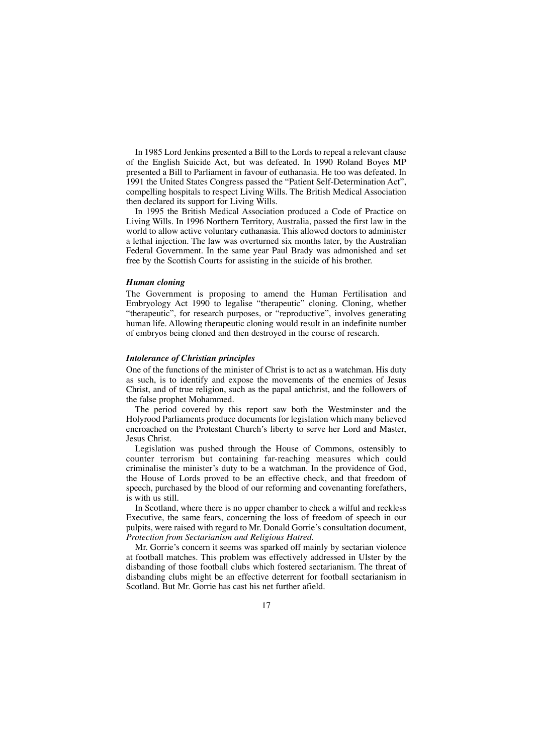In 1985 Lord Jenkins presented a Bill to the Lords to repeal a relevant clause of the English Suicide Act, but was defeated. In 1990 Roland Boyes MP presented a Bill to Parliament in favour of euthanasia. He too was defeated. In 1991 the United States Congress passed the "Patient Self-Determination Act", compelling hospitals to respect Living Wills. The British Medical Association then declared its support for Living Wills.

In 1995 the British Medical Association produced a Code of Practice on Living Wills. In 1996 Northern Territory, Australia, passed the first law in the world to allow active voluntary euthanasia. This allowed doctors to administer a lethal injection. The law was overturned six months later, by the Australian Federal Government. In the same year Paul Brady was admonished and set free by the Scottish Courts for assisting in the suicide of his brother.

### *Human cloning*

The Government is proposing to amend the Human Fertilisation and Embryology Act 1990 to legalise "therapeutic" cloning. Cloning, whether "therapeutic", for research purposes, or "reproductive", involves generating human life. Allowing therapeutic cloning would result in an indefinite number of embryos being cloned and then destroyed in the course of research.

### *Intolerance of Christian principles*

One of the functions of the minister of Christ is to act as a watchman. His duty as such, is to identify and expose the movements of the enemies of Jesus Christ, and of true religion, such as the papal antichrist, and the followers of the false prophet Mohammed.

The period covered by this report saw both the Westminster and the Holyrood Parliaments produce documents for legislation which many believed encroached on the Protestant Church's liberty to serve her Lord and Master, Jesus Christ.

Legislation was pushed through the House of Commons, ostensibly to counter terrorism but containing far-reaching measures which could criminalise the minister's duty to be a watchman. In the providence of God, the House of Lords proved to be an effective check, and that freedom of speech, purchased by the blood of our reforming and covenanting forefathers, is with us still.

In Scotland, where there is no upper chamber to check a wilful and reckless Executive, the same fears, concerning the loss of freedom of speech in our pulpits, were raised with regard to Mr. Donald Gorrie's consultation document, *Protection from Sectarianism and Religious Hatred*.

Mr. Gorrie's concern it seems was sparked off mainly by sectarian violence at football matches. This problem was effectively addressed in Ulster by the disbanding of those football clubs which fostered sectarianism. The threat of disbanding clubs might be an effective deterrent for football sectarianism in Scotland. But Mr. Gorrie has cast his net further afield.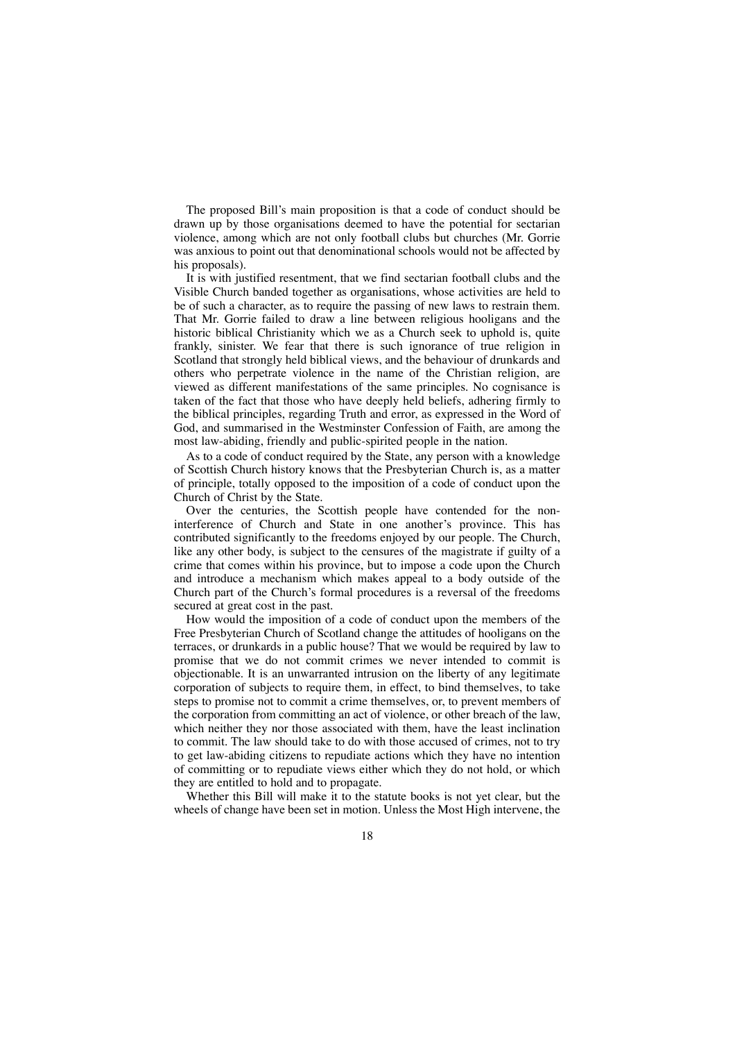The proposed Bill's main proposition is that a code of conduct should be drawn up by those organisations deemed to have the potential for sectarian violence, among which are not only football clubs but churches (Mr. Gorrie was anxious to point out that denominational schools would not be affected by his proposals).

It is with justified resentment, that we find sectarian football clubs and the Visible Church banded together as organisations, whose activities are held to be of such a character, as to require the passing of new laws to restrain them. That Mr. Gorrie failed to draw a line between religious hooligans and the historic biblical Christianity which we as a Church seek to uphold is, quite frankly, sinister. We fear that there is such ignorance of true religion in Scotland that strongly held biblical views, and the behaviour of drunkards and others who perpetrate violence in the name of the Christian religion, are viewed as different manifestations of the same principles. No cognisance is taken of the fact that those who have deeply held beliefs, adhering firmly to the biblical principles, regarding Truth and error, as expressed in the Word of God, and summarised in the Westminster Confession of Faith, are among the most law-abiding, friendly and public-spirited people in the nation.

As to a code of conduct required by the State, any person with a knowledge of Scottish Church history knows that the Presbyterian Church is, as a matter of principle, totally opposed to the imposition of a code of conduct upon the Church of Christ by the State.

Over the centuries, the Scottish people have contended for the non-interference of Church and State in one another's province. This has contributed significantly to the freedoms enjoyed by our people. The Church, like any other body, is subject to the censures of the magistrate if guilty of a crime that comes within his province, but to impose a code upon the Church and introduce a mechanism which makes appeal to a body outside of the Church part of the Church's formal procedures is a reversal of the freedoms secured at great cost in the past.

How would the imposition of a code of conduct upon the members of the Free Presbyterian Church of Scotland change the attitudes of hooligans on the terraces, or drunkards in a public house? That we would be required by law to promise that we do not commit crimes we never intended to commit is objectionable. It is an unwarranted intrusion on the liberty of any legitimate corporation of subjects to require them, in effect, to bind themselves, to take steps to promise not to commit a crime themselves, or, to prevent members of the corporation from committing an act of violence, or other breach of the law, which neither they nor those associated with them, have the least inclination to commit. The law should take to do with those accused of crimes, not to try to get law-abiding citizens to repudiate actions which they have no intention of committing or to repudiate views either which they do not hold, or which they are entitled to hold and to propagate.

Whether this Bill will make it to the statute books is not yet clear, but the wheels of change have been set in motion. Unless the Most High intervene, the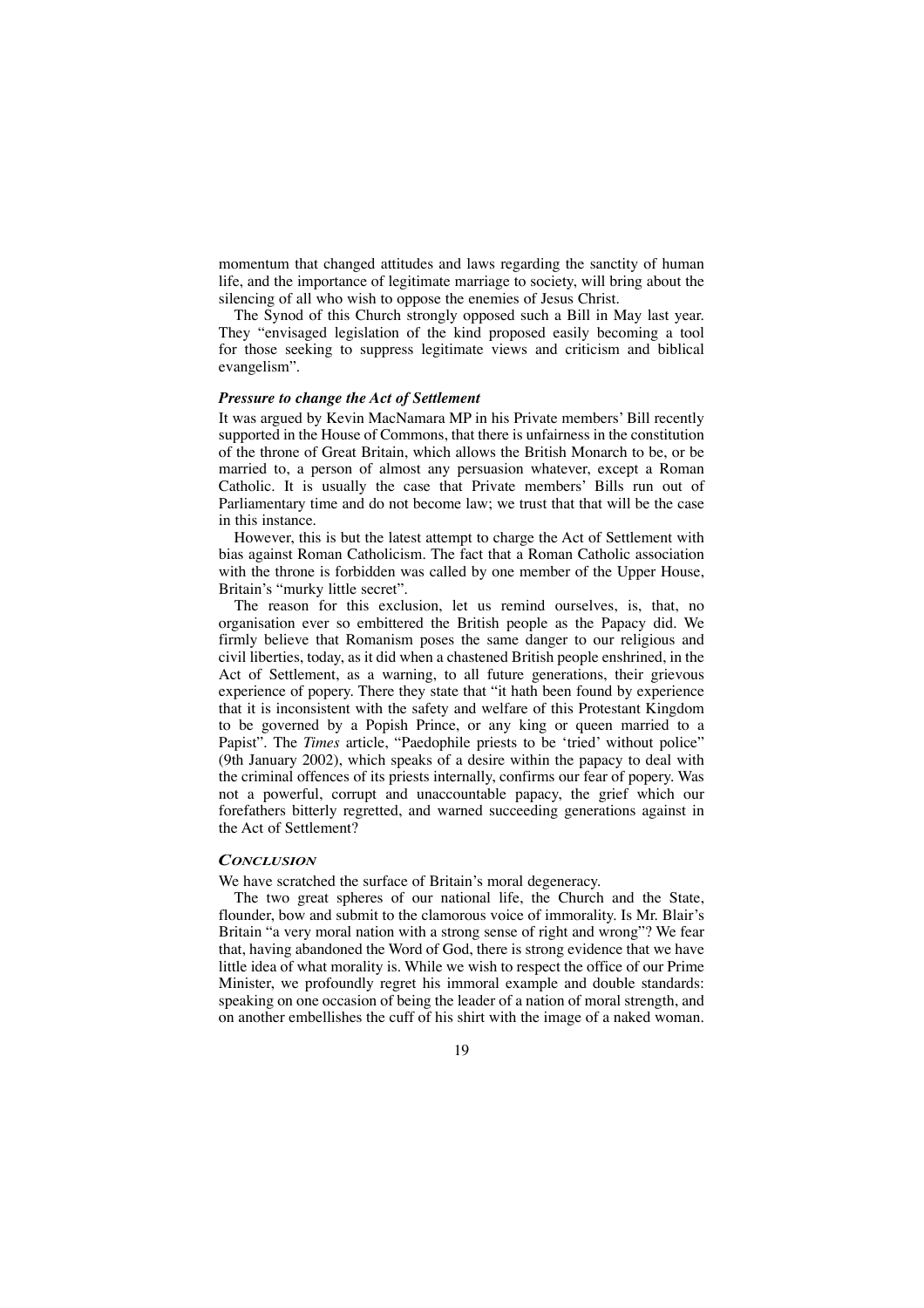momentum that changed attitudes and laws regarding the sanctity of human life, and the importance of legitimate marriage to society, will bring about the silencing of all who wish to oppose the enemies of Jesus Christ.

The Synod of this Church strongly opposed such a Bill in May last year. They "envisaged legislation of the kind proposed easily becoming a tool for those seeking to suppress legitimate views and criticism and biblical evangelism".

### *Pressure to change the Act of Settlement*

It was argued by Kevin MacNamara MP in his Private members' Bill recently supported in the House of Commons, that there is unfairness in the constitution of the throne of Great Britain, which allows the British Monarch to be, or be married to, a person of almost any persuasion whatever, except a Roman Catholic. It is usually the case that Private members' Bills run out of Parliamentary time and do not become law; we trust that that will be the case in this instance.

However, this is but the latest attempt to charge the Act of Settlement with bias against Roman Catholicism. The fact that a Roman Catholic association with the throne is forbidden was called by one member of the Upper House, Britain's "murky little secret".

The reason for this exclusion, let us remind ourselves, is, that, no organisation ever so embittered the British people as the Papacy did. We firmly believe that Romanism poses the same danger to our religious and civil liberties, today, as it did when a chastened British people enshrined, in the Act of Settlement, as a warning, to all future generations, their grievous experience of popery. There they state that "it hath been found by experience that it is inconsistent with the safety and welfare of this Protestant Kingdom to be governed by a Popish Prince, or any king or queen married to a Papist". The *Times* article, "Paedophile priests to be 'tried' without police" (9th January 2002), which speaks of a desire within the papacy to deal with the criminal offences of its priests internally, confirms our fear of popery. Was not a powerful, corrupt and unaccountable papacy, the grief which our forefathers bitterly regretted, and warned succeeding generations against in the Act of Settlement?

### *Conclusion*

We have scratched the surface of Britain's moral degeneracy.

The two great spheres of our national life, the Church and the State, flounder, bow and submit to the clamorous voice of immorality. Is Mr. Blair's Britain "a very moral nation with a strong sense of right and wrong"? We fear that, having abandoned the Word of God, there is strong evidence that we have little idea of what morality is. While we wish to respect the office of our Prime Minister, we profoundly regret his immoral example and double standards: speaking on one occasion of being the leader of a nation of moral strength, and on another embellishes the cuff of his shirt with the image of a naked woman.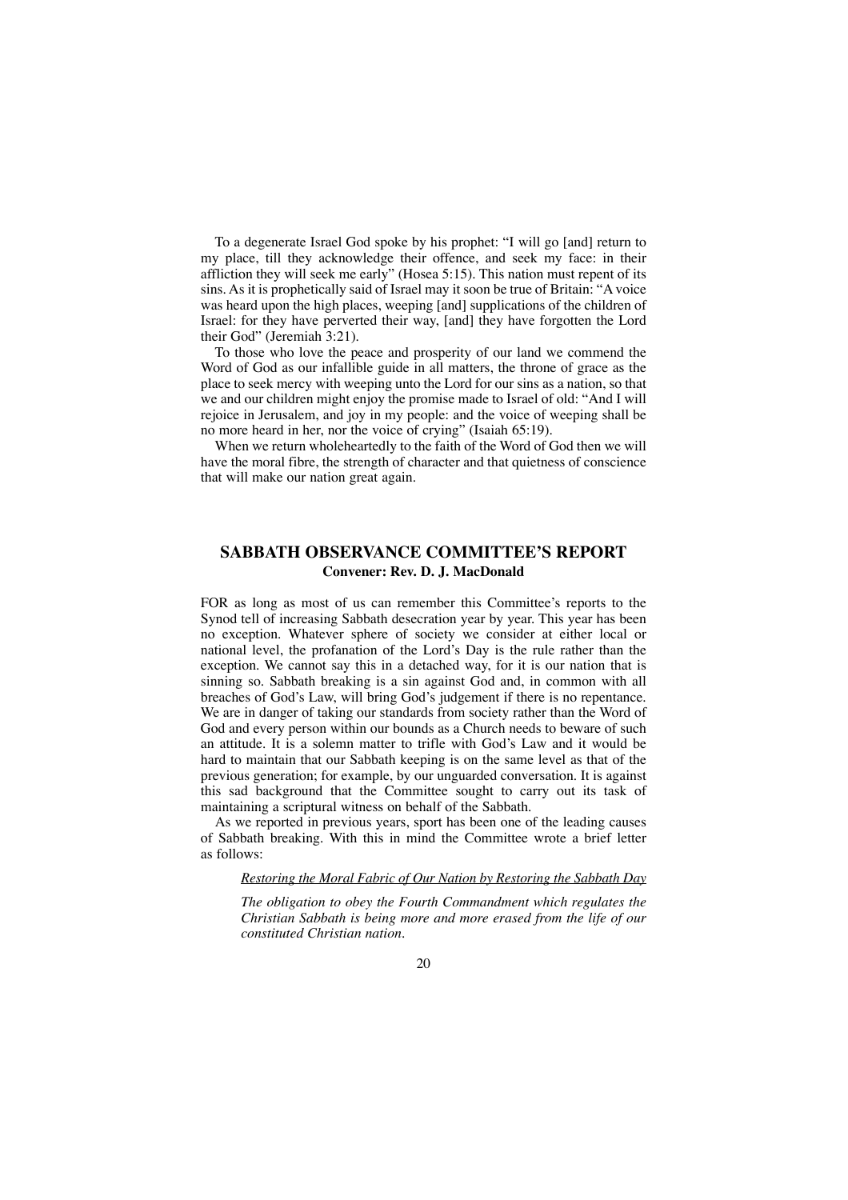To a degenerate Israel God spoke by his prophet: "I will go [and] return to my place, till they acknowledge their offence, and seek my face: in their affliction they will seek me early" (Hosea 5:15). This nation must repent of its sins. As it is prophetically said of Israel may it soon be true of Britain: "A voice was heard upon the high places, weeping [and] supplications of the children of Israel: for they have perverted their way, [and] they have forgotten the Lord their God" (Jeremiah 3:21).

To those who love the peace and prosperity of our land we commend the Word of God as our infallible guide in all matters, the throne of grace as the place to seek mercy with weeping unto the Lord for our sins as a nation, so that we and our children might enjoy the promise made to Israel of old: "And I will rejoice in Jerusalem, and joy in my people: and the voice of weeping shall be no more heard in her, nor the voice of crying" (Isaiah 65:19).

When we return wholeheartedly to the faith of the Word of God then we will have the moral fibre, the strength of character and that quietness of conscience that will make our nation great again.

## SABBATH OBSERVANCE COMMITTEE'S REPORT

**Convener: Rev. D. J. MacDonald**

FOR as long as most of us can remember this Committee's reports to the Synod tell of increasing Sabbath desecration year by year. This year has been no exception. Whatever sphere of society we consider at either local or national level, the profanation of the Lord's Day is the rule rather than the exception. We cannot say this in a detached way, for it is our nation that is sinning so. Sabbath breaking is a sin against God and, in common with all breaches of God's Law, will bring God's judgement if there is no repentance. We are in danger of taking our standards from society rather than the Word of God and every person within our bounds as a Church needs to beware of such an attitude. It is a solemn matter to trifle with God's Law and it would be hard to maintain that our Sabbath keeping is on the same level as that of the previous generation; for example, by our unguarded conversation. It is against this sad background that the Committee sought to carry out its task of maintaining a scriptural witness on behalf of the Sabbath.

As we reported in previous years, sport has been one of the leading causes of Sabbath breaking. With this in mind the Committee wrote a brief letter as follows:

> <u>*Restoring the Moral Fabric of Our Nation by Restoring the Sabbath Day*</u>
>
> *The obligation to obey the Fourth Commandment which regulates the Christian Sabbath is being more and more erased from the life of our constituted Christian nation.*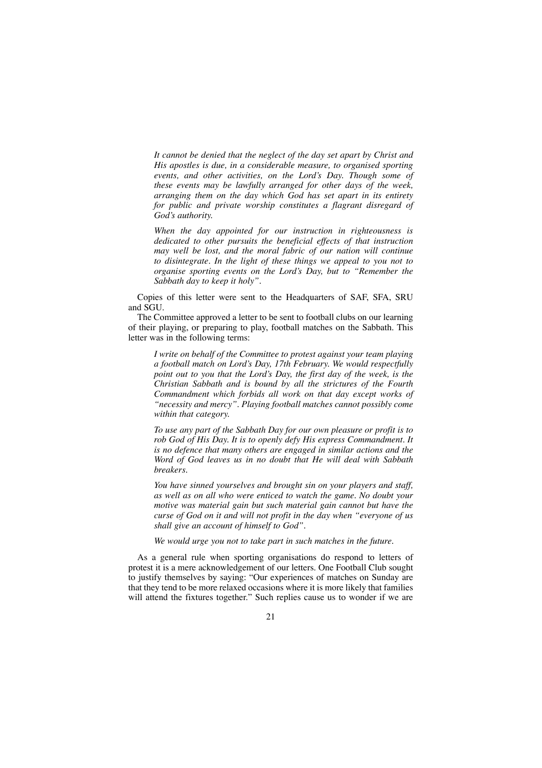*It cannot be denied that the neglect of the day set apart by Christ and His apostles is due, in a considerable measure, to organised sporting events, and other activities, on the Lord's Day. Though some of these events may be lawfully arranged for other days of the week, arranging them on the day which God has set apart in its entirety for public and private worship constitutes a flagrant disregard of God's authority.*

*When the day appointed for our instruction in righteousness is dedicated to other pursuits the beneficial effects of that instruction may well be lost, and the moral fabric of our nation will continue to disintegrate. In the light of these things we appeal to you not to organise sporting events on the Lord's Day, but to "Remember the Sabbath day to keep it holy".*

Copies of this letter were sent to the Headquarters of SAF, SFA, SRU and SGU.

The Committee approved a letter to be sent to football clubs on our learning of their playing, or preparing to play, football matches on the Sabbath. This letter was in the following terms:

*I write on behalf of the Committee to protest against your team playing a football match on Lord's Day, 17th February. We would respectfully point out to you that the Lord's Day, the first day of the week, is the Christian Sabbath and is bound by all the strictures of the Fourth Commandment which forbids all work on that day except works of "necessity and mercy". Playing football matches cannot possibly come within that category.*

*To use any part of the Sabbath Day for our own pleasure or profit is to rob God of His Day. It is to openly defy His express Commandment. It is no defence that many others are engaged in similar actions and the Word of God leaves us in no doubt that He will deal with Sabbath breakers.*

*You have sinned yourselves and brought sin on your players and staff, as well as on all who were enticed to watch the game. No doubt your motive was material gain but such material gain cannot but have the curse of God on it and will not profit in the day when "everyone of us shall give an account of himself to God".*

*We would urge you not to take part in such matches in the future.*

As a general rule when sporting organisations do respond to letters of protest it is a mere acknowledgement of our letters. One Football Club sought to justify themselves by saying: "Our experiences of matches on Sunday are that they tend to be more relaxed occasions where it is more likely that families will attend the fixtures together." Such replies cause us to wonder if we are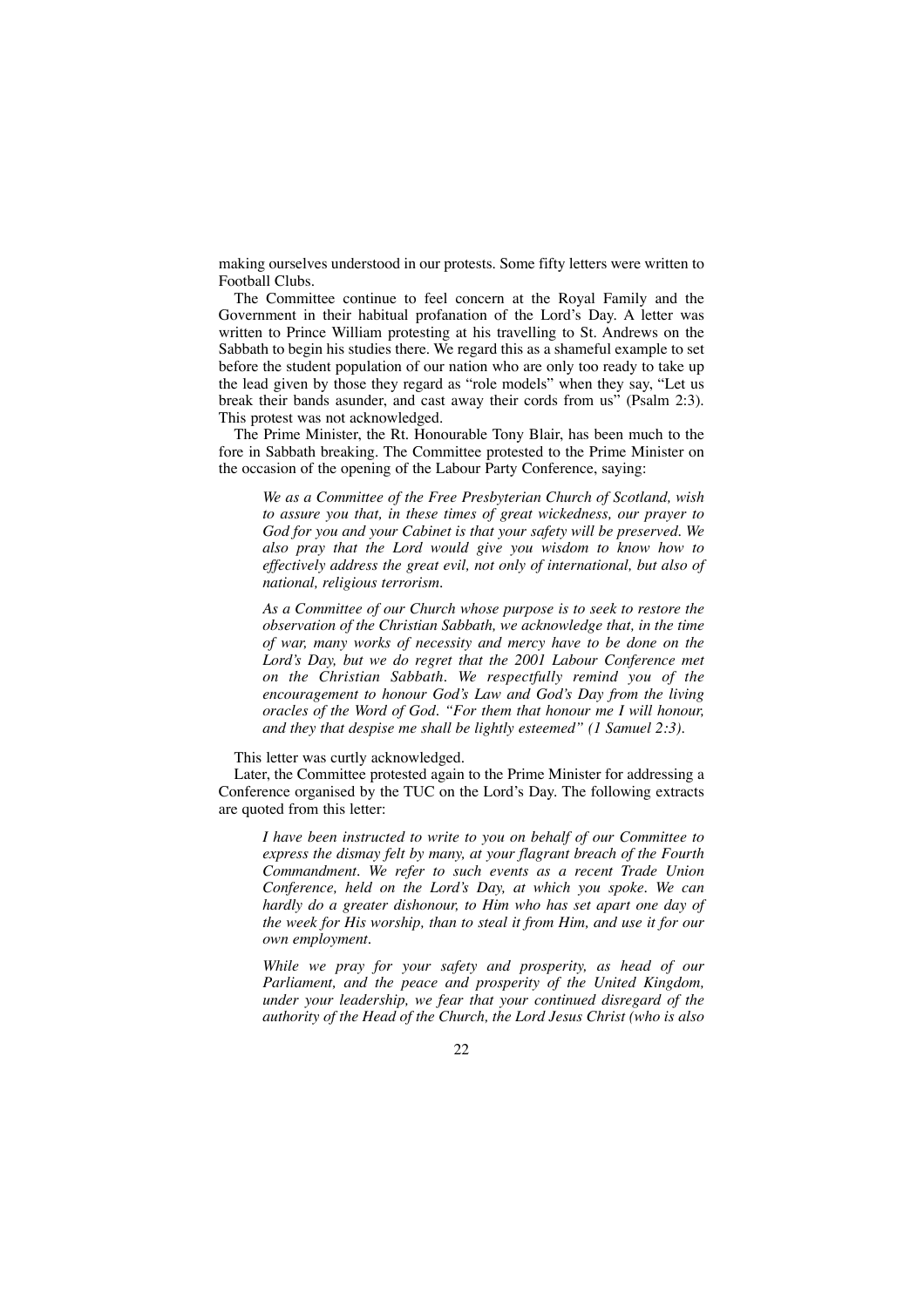making ourselves understood in our protests. Some fifty letters were written to Football Clubs.

The Committee continue to feel concern at the Royal Family and the Government in their habitual profanation of the Lord's Day. A letter was written to Prince William protesting at his travelling to St. Andrews on the Sabbath to begin his studies there. We regard this as a shameful example to set before the student population of our nation who are only too ready to take up the lead given by those they regard as "role models" when they say, "Let us break their bands asunder, and cast away their cords from us" (Psalm 2:3). This protest was not acknowledged.

The Prime Minister, the Rt. Honourable Tony Blair, has been much to the fore in Sabbath breaking. The Committee protested to the Prime Minister on the occasion of the opening of the Labour Party Conference, saying:

> *We as a Committee of the Free Presbyterian Church of Scotland, wish to assure you that, in these times of great wickedness, our prayer to God for you and your Cabinet is that your safety will be preserved. We also pray that the Lord would give you wisdom to know how to effectively address the great evil, not only of international, but also of national, religious terrorism.*
>
> *As a Committee of our Church whose purpose is to seek to restore the observation of the Christian Sabbath, we acknowledge that, in the time of war, many works of necessity and mercy have to be done on the Lord's Day, but we do regret that the 2001 Labour Conference met on the Christian Sabbath. We respectfully remind you of the encouragement to honour God's Law and God's Day from the living oracles of the Word of God. "For them that honour me I will honour, and they that despise me shall be lightly esteemed" (1 Samuel 2:3).*

This letter was curtly acknowledged.

Later, the Committee protested again to the Prime Minister for addressing a Conference organised by the TUC on the Lord's Day. The following extracts are quoted from this letter:

> *I have been instructed to write to you on behalf of our Committee to express the dismay felt by many, at your flagrant breach of the Fourth Commandment. We refer to such events as a recent Trade Union Conference, held on the Lord's Day, at which you spoke. We can hardly do a greater dishonour, to Him who has set apart one day of the week for His worship, than to steal it from Him, and use it for our own employment.*
>
> *While we pray for your safety and prosperity, as head of our Parliament, and the peace and prosperity of the United Kingdom, under your leadership, we fear that your continued disregard of the authority of the Head of the Church, the Lord Jesus Christ (who is also*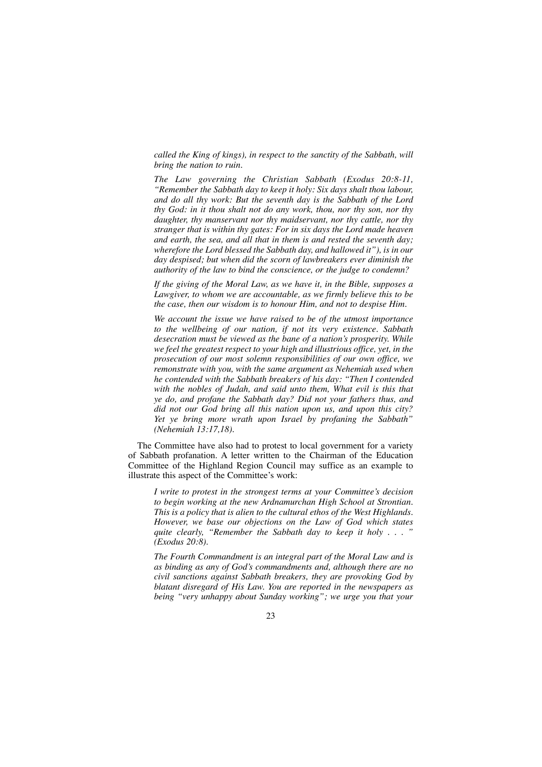*called the King of kings), in respect to the sanctity of the Sabbath, will bring the nation to ruin.*

*The Law governing the Christian Sabbath (Exodus 20:8-11, "Remember the Sabbath day to keep it holy: Six days shalt thou labour, and do all thy work: But the seventh day is the Sabbath of the Lord thy God: in it thou shalt not do any work, thou, nor thy son, nor thy daughter, thy manservant nor thy maidservant, nor thy cattle, nor thy stranger that is within thy gates: For in six days the Lord made heaven and earth, the sea, and all that in them is and rested the seventh day; wherefore the Lord blessed the Sabbath day, and hallowed it"), is in our day despised; but when did the scorn of lawbreakers ever diminish the authority of the law to bind the conscience, or the judge to condemn?*

*If the giving of the Moral Law, as we have it, in the Bible, supposes a Lawgiver, to whom we are accountable, as we firmly believe this to be the case, then our wisdom is to honour Him, and not to despise Him.*

*We account the issue we have raised to be of the utmost importance to the wellbeing of our nation, if not its very existence. Sabbath desecration must be viewed as the bane of a nation's prosperity. While we feel the greatest respect to your high and illustrious office, yet, in the prosecution of our most solemn responsibilities of our own office, we remonstrate with you, with the same argument as Nehemiah used when he contended with the Sabbath breakers of his day: "Then I contended with the nobles of Judah, and said unto them, What evil is this that ye do, and profane the Sabbath day? Did not your fathers thus, and did not our God bring all this nation upon us, and upon this city? Yet ye bring more wrath upon Israel by profaning the Sabbath" (Nehemiah 13:17,18).*

The Committee have also had to protest to local government for a variety of Sabbath profanation. A letter written to the Chairman of the Education Committee of the Highland Region Council may suffice as an example to illustrate this aspect of the Committee's work:

*I write to protest in the strongest terms at your Committee's decision to begin working at the new Ardnamurchan High School at Strontian. This is a policy that is alien to the cultural ethos of the West Highlands. However, we base our objections on the Law of God which states quite clearly, "Remember the Sabbath day to keep it holy . . . " (Exodus 20:8).*

*The Fourth Commandment is an integral part of the Moral Law and is as binding as any of God's commandments and, although there are no civil sanctions against Sabbath breakers, they are provoking God by blatant disregard of His Law. You are reported in the newspapers as being "very unhappy about Sunday working"; we urge you that your*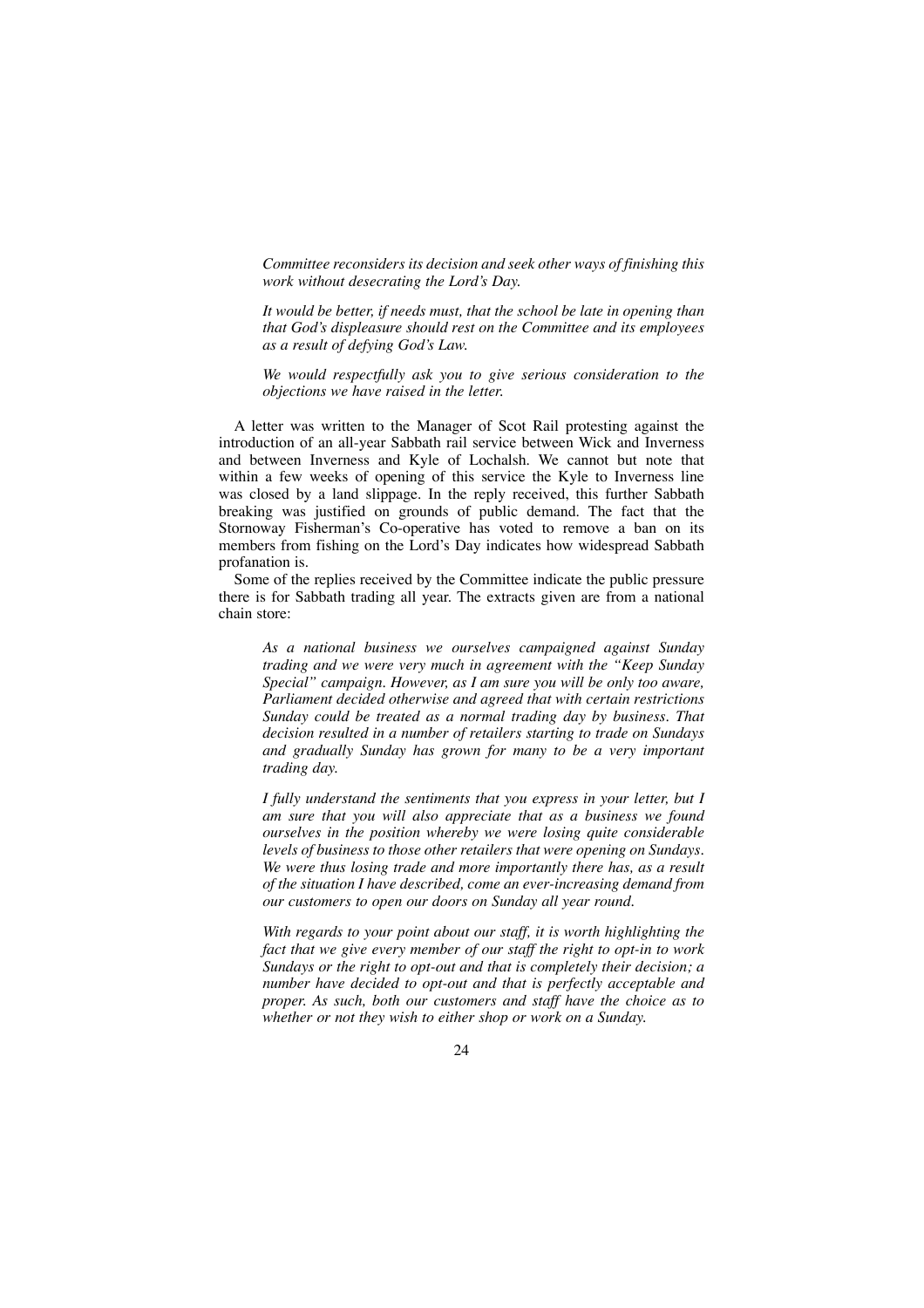*Committee reconsiders its decision and seek other ways of finishing this work without desecrating the Lord's Day.*

*It would be better, if needs must, that the school be late in opening than that God's displeasure should rest on the Committee and its employees as a result of defying God's Law.*

*We would respectfully ask you to give serious consideration to the objections we have raised in the letter.*

A letter was written to the Manager of Scot Rail protesting against the introduction of an all-year Sabbath rail service between Wick and Inverness and between Inverness and Kyle of Lochalsh. We cannot but note that within a few weeks of opening of this service the Kyle to Inverness line was closed by a land slippage. In the reply received, this further Sabbath breaking was justified on grounds of public demand. The fact that the Stornoway Fisherman's Co-operative has voted to remove a ban on its members from fishing on the Lord's Day indicates how widespread Sabbath profanation is.

Some of the replies received by the Committee indicate the public pressure there is for Sabbath trading all year. The extracts given are from a national chain store:

*As a national business we ourselves campaigned against Sunday trading and we were very much in agreement with the "Keep Sunday Special" campaign. However, as I am sure you will be only too aware, Parliament decided otherwise and agreed that with certain restrictions Sunday could be treated as a normal trading day by business. That decision resulted in a number of retailers starting to trade on Sundays and gradually Sunday has grown for many to be a very important trading day.*

*I fully understand the sentiments that you express in your letter, but I am sure that you will also appreciate that as a business we found ourselves in the position whereby we were losing quite considerable levels of business to those other retailers that were opening on Sundays. We were thus losing trade and more importantly there has, as a result of the situation I have described, come an ever-increasing demand from our customers to open our doors on Sunday all year round.*

*With regards to your point about our staff, it is worth highlighting the fact that we give every member of our staff the right to opt-in to work Sundays or the right to opt-out and that is completely their decision; a number have decided to opt-out and that is perfectly acceptable and proper. As such, both our customers and staff have the choice as to whether or not they wish to either shop or work on a Sunday.*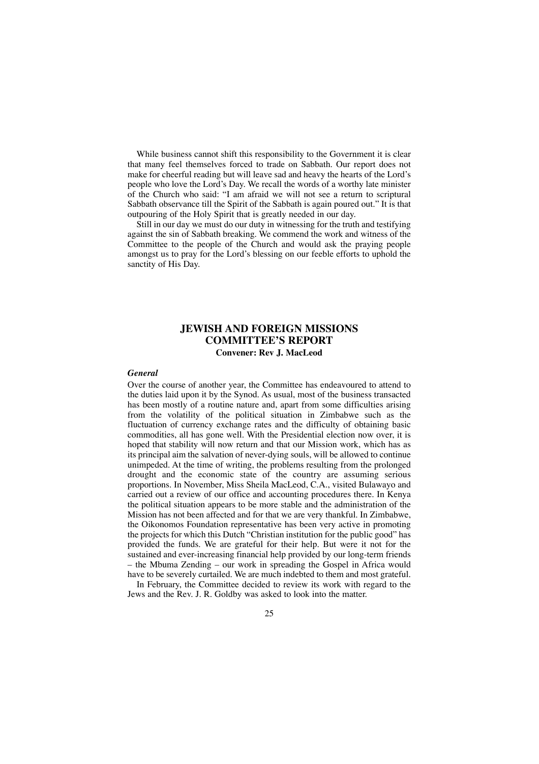While business cannot shift this responsibility to the Government it is clear that many feel themselves forced to trade on Sabbath. Our report does not make for cheerful reading but will leave sad and heavy the hearts of the Lord's people who love the Lord's Day. We recall the words of a worthy late minister of the Church who said: "I am afraid we will not see a return to scriptural Sabbath observance till the Spirit of the Sabbath is again poured out." It is that outpouring of the Holy Spirit that is greatly needed in our day.

Still in our day we must do our duty in witnessing for the truth and testifying against the sin of Sabbath breaking. We commend the work and witness of the Committee to the people of the Church and would ask the praying people amongst us to pray for the Lord's blessing on our feeble efforts to uphold the sanctity of His Day.

## JEWISH AND FOREIGN MISSIONS COMMITTEE'S REPORT

**Convener: Rev J. MacLeod**

### *General*

Over the course of another year, the Committee has endeavoured to attend to the duties laid upon it by the Synod. As usual, most of the business transacted has been mostly of a routine nature and, apart from some difficulties arising from the volatility of the political situation in Zimbabwe such as the fluctuation of currency exchange rates and the difficulty of obtaining basic commodities, all has gone well. With the Presidential election now over, it is hoped that stability will now return and that our Mission work, which has as its principal aim the salvation of never-dying souls, will be allowed to continue unimpeded. At the time of writing, the problems resulting from the prolonged drought and the economic state of the country are assuming serious proportions. In November, Miss Sheila MacLeod, C.A., visited Bulawayo and carried out a review of our office and accounting procedures there. In Kenya the political situation appears to be more stable and the administration of the Mission has not been affected and for that we are very thankful. In Zimbabwe, the Oikonomos Foundation representative has been very active in promoting the projects for which this Dutch "Christian institution for the public good" has provided the funds. We are grateful for their help. But were it not for the sustained and ever-increasing financial help provided by our long-term friends – the Mbuma Zending – our work in spreading the Gospel in Africa would have to be severely curtailed. We are much indebted to them and most grateful.

In February, the Committee decided to review its work with regard to the Jews and the Rev. J. R. Goldby was asked to look into the matter.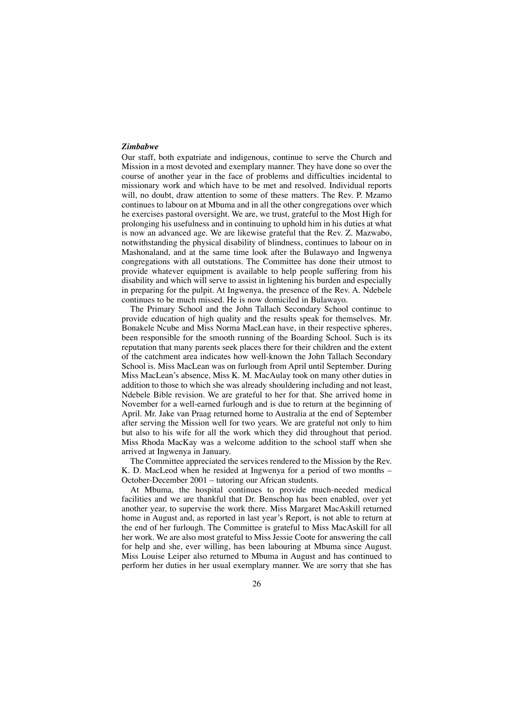***Zimbabwe***

Our staff, both expatriate and indigenous, continue to serve the Church and Mission in a most devoted and exemplary manner. They have done so over the course of another year in the face of problems and difficulties incidental to missionary work and which have to be met and resolved. Individual reports will, no doubt, draw attention to some of these matters. The Rev. P. Mzamo continues to labour on at Mbuma and in all the other congregations over which he exercises pastoral oversight. We are, we trust, grateful to the Most High for prolonging his usefulness and in continuing to uphold him in his duties at what is now an advanced age. We are likewise grateful that the Rev. Z. Mazwabo, notwithstanding the physical disability of blindness, continues to labour on in Mashonaland, and at the same time look after the Bulawayo and Ingwenya congregations with all outstations. The Committee has done their utmost to provide whatever equipment is available to help people suffering from his disability and which will serve to assist in lightening his burden and especially in preparing for the pulpit. At Ingwenya, the presence of the Rev. A. Ndebele continues to be much missed. He is now domiciled in Bulawayo.

The Primary School and the John Tallach Secondary School continue to provide education of high quality and the results speak for themselves. Mr. Bonakele Ncube and Miss Norma MacLean have, in their respective spheres, been responsible for the smooth running of the Boarding School. Such is its reputation that many parents seek places there for their children and the extent of the catchment area indicates how well-known the John Tallach Secondary School is. Miss MacLean was on furlough from April until September. During Miss MacLean's absence, Miss K. M. MacAulay took on many other duties in addition to those to which she was already shouldering including and not least, Ndebele Bible revision. We are grateful to her for that. She arrived home in November for a well-earned furlough and is due to return at the beginning of April. Mr. Jake van Praag returned home to Australia at the end of September after serving the Mission well for two years. We are grateful not only to him but also to his wife for all the work which they did throughout that period. Miss Rhoda MacKay was a welcome addition to the school staff when she arrived at Ingwenya in January.

The Committee appreciated the services rendered to the Mission by the Rev. K. D. MacLeod when he resided at Ingwenya for a period of two months – October-December 2001 – tutoring our African students.

At Mbuma, the hospital continues to provide much-needed medical facilities and we are thankful that Dr. Benschop has been enabled, over yet another year, to supervise the work there. Miss Margaret MacAskill returned home in August and, as reported in last year's Report, is not able to return at the end of her furlough. The Committee is grateful to Miss MacAskill for all her work. We are also most grateful to Miss Jessie Coote for answering the call for help and she, ever willing, has been labouring at Mbuma since August. Miss Louise Leiper also returned to Mbuma in August and has continued to perform her duties in her usual exemplary manner. We are sorry that she has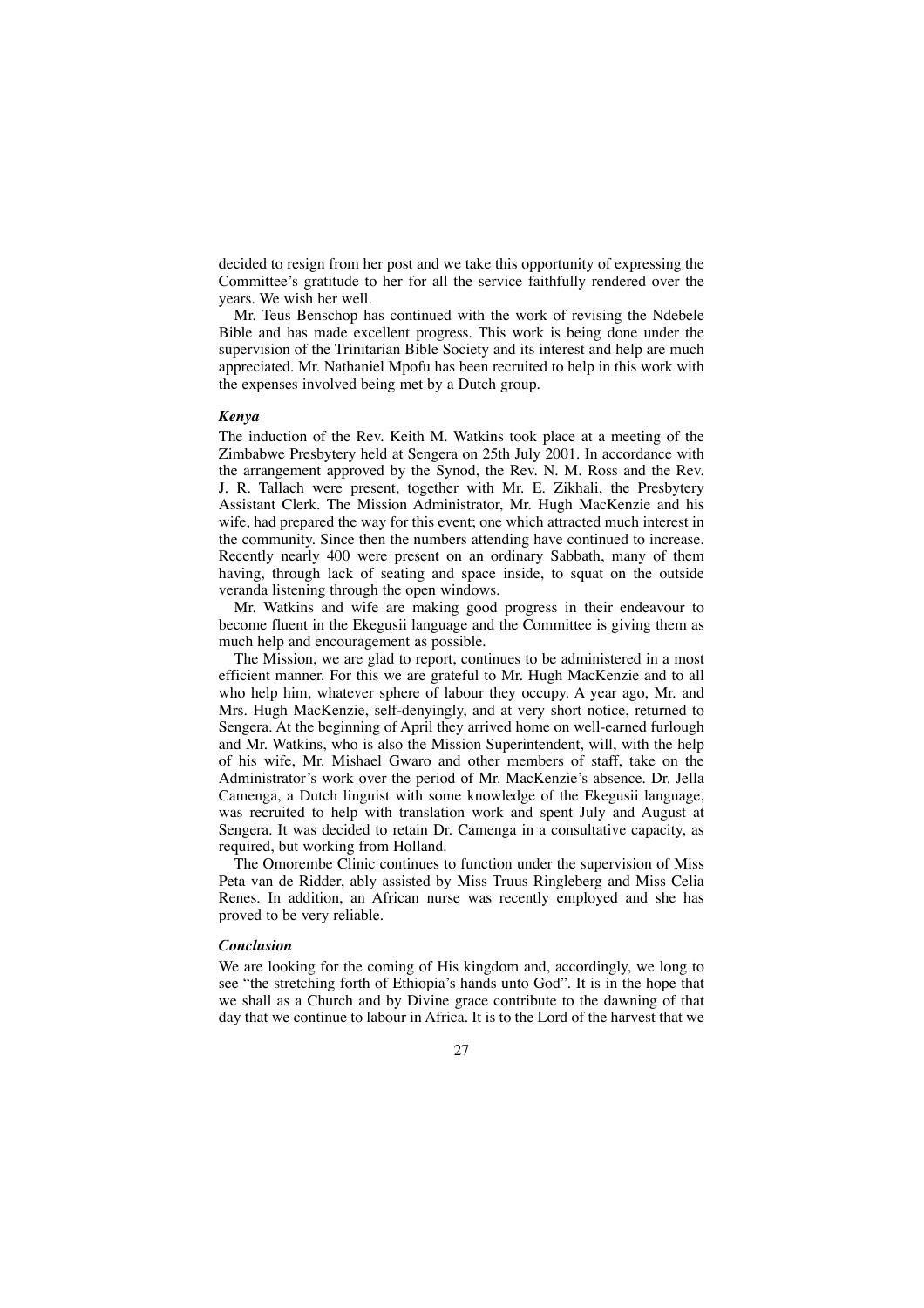decided to resign from her post and we take this opportunity of expressing the Committee's gratitude to her for all the service faithfully rendered over the years. We wish her well.

Mr. Teus Benschop has continued with the work of revising the Ndebele Bible and has made excellent progress. This work is being done under the supervision of the Trinitarian Bible Society and its interest and help are much appreciated. Mr. Nathaniel Mpofu has been recruited to help in this work with the expenses involved being met by a Dutch group.

### *Kenya*

The induction of the Rev. Keith M. Watkins took place at a meeting of the Zimbabwe Presbytery held at Sengera on 25th July 2001. In accordance with the arrangement approved by the Synod, the Rev. N. M. Ross and the Rev. J. R. Tallach were present, together with Mr. E. Zikhali, the Presbytery Assistant Clerk. The Mission Administrator, Mr. Hugh MacKenzie and his wife, had prepared the way for this event; one which attracted much interest in the community. Since then the numbers attending have continued to increase. Recently nearly 400 were present on an ordinary Sabbath, many of them having, through lack of seating and space inside, to squat on the outside veranda listening through the open windows.

Mr. Watkins and wife are making good progress in their endeavour to become fluent in the Ekegusii language and the Committee is giving them as much help and encouragement as possible.

The Mission, we are glad to report, continues to be administered in a most efficient manner. For this we are grateful to Mr. Hugh MacKenzie and to all who help him, whatever sphere of labour they occupy. A year ago, Mr. and Mrs. Hugh MacKenzie, self-denyingly, and at very short notice, returned to Sengera. At the beginning of April they arrived home on well-earned furlough and Mr. Watkins, who is also the Mission Superintendent, will, with the help of his wife, Mr. Mishael Gwaro and other members of staff, take on the Administrator's work over the period of Mr. MacKenzie's absence. Dr. Jella Camenga, a Dutch linguist with some knowledge of the Ekegusii language, was recruited to help with translation work and spent July and August at Sengera. It was decided to retain Dr. Camenga in a consultative capacity, as required, but working from Holland.

The Omorembe Clinic continues to function under the supervision of Miss Peta van de Ridder, ably assisted by Miss Truus Ringleberg and Miss Celia Renes. In addition, an African nurse was recently employed and she has proved to be very reliable.

### *Conclusion*

We are looking for the coming of His kingdom and, accordingly, we long to see "the stretching forth of Ethiopia's hands unto God". It is in the hope that we shall as a Church and by Divine grace contribute to the dawning of that day that we continue to labour in Africa. It is to the Lord of the harvest that we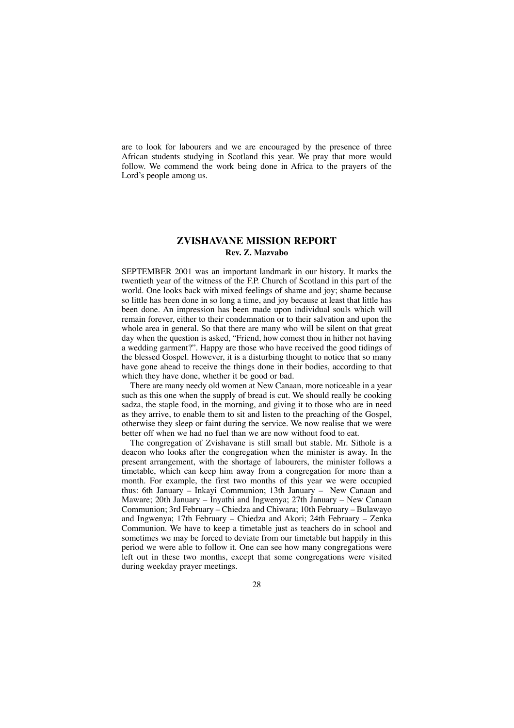are to look for labourers and we are encouraged by the presence of three African students studying in Scotland this year. We pray that more would follow. We commend the work being done in Africa to the prayers of the Lord's people among us.

## ZVISHAVANE MISSION REPORT

**Rev. Z. Mazvabo**

SEPTEMBER 2001 was an important landmark in our history. It marks the twentieth year of the witness of the F.P. Church of Scotland in this part of the world. One looks back with mixed feelings of shame and joy; shame because so little has been done in so long a time, and joy because at least that little has been done. An impression has been made upon individual souls which will remain forever, either to their condemnation or to their salvation and upon the whole area in general. So that there are many who will be silent on that great day when the question is asked, "Friend, how comest thou in hither not having a wedding garment?". Happy are those who have received the good tidings of the blessed Gospel. However, it is a disturbing thought to notice that so many have gone ahead to receive the things done in their bodies, according to that which they have done, whether it be good or bad.

There are many needy old women at New Canaan, more noticeable in a year such as this one when the supply of bread is cut. We should really be cooking sadza, the staple food, in the morning, and giving it to those who are in need as they arrive, to enable them to sit and listen to the preaching of the Gospel, otherwise they sleep or faint during the service. We now realise that we were better off when we had no fuel than we are now without food to eat.

The congregation of Zvishavane is still small but stable. Mr. Sithole is a deacon who looks after the congregation when the minister is away. In the present arrangement, with the shortage of labourers, the minister follows a timetable, which can keep him away from a congregation for more than a month. For example, the first two months of this year we were occupied thus: 6th January – Inkayi Communion; 13th January – New Canaan and Maware; 20th January – Inyathi and Ingwenya; 27th January – New Canaan Communion; 3rd February – Chiedza and Chiwara; 10th February – Bulawayo and Ingwenya; 17th February – Chiedza and Akori; 24th February – Zenka Communion. We have to keep a timetable just as teachers do in school and sometimes we may be forced to deviate from our timetable but happily in this period we were able to follow it. One can see how many congregations were left out in these two months, except that some congregations were visited during weekday prayer meetings.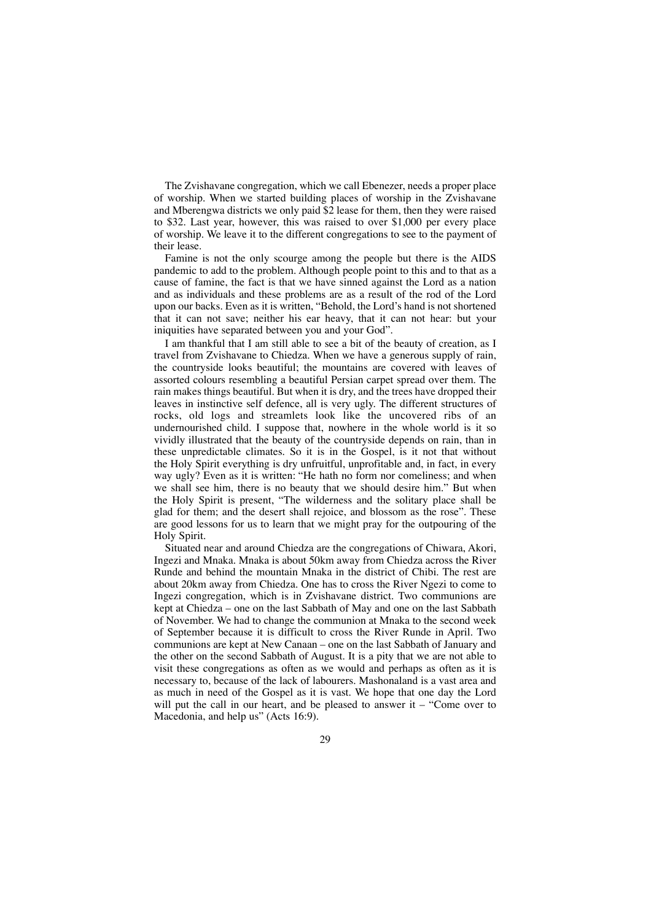The Zvishavane congregation, which we call Ebenezer, needs a proper place of worship. When we started building places of worship in the Zvishavane and Mberengwa districts we only paid $2 lease for them, then they were raised to $32. Last year, however, this was raised to over $1,000 per every place of worship. We leave it to the different congregations to see to the payment of their lease.

Famine is not the only scourge among the people but there is the AIDS pandemic to add to the problem. Although people point to this and to that as a cause of famine, the fact is that we have sinned against the Lord as a nation and as individuals and these problems are as a result of the rod of the Lord upon our backs. Even as it is written, "Behold, the Lord's hand is not shortened that it can not save; neither his ear heavy, that it can not hear: but your iniquities have separated between you and your God".

I am thankful that I am still able to see a bit of the beauty of creation, as I travel from Zvishavane to Chiedza. When we have a generous supply of rain, the countryside looks beautiful; the mountains are covered with leaves of assorted colours resembling a beautiful Persian carpet spread over them. The rain makes things beautiful. But when it is dry, and the trees have dropped their leaves in instinctive self defence, all is very ugly. The different structures of rocks, old logs and streamlets look like the uncovered ribs of an undernourished child. I suppose that, nowhere in the whole world is it so vividly illustrated that the beauty of the countryside depends on rain, than in these unpredictable climates. So it is in the Gospel, is it not that without the Holy Spirit everything is dry unfruitful, unprofitable and, in fact, in every way ugly? Even as it is written: "He hath no form nor comeliness; and when we shall see him, there is no beauty that we should desire him." But when the Holy Spirit is present, "The wilderness and the solitary place shall be glad for them; and the desert shall rejoice, and blossom as the rose". These are good lessons for us to learn that we might pray for the outpouring of the Holy Spirit.

Situated near and around Chiedza are the congregations of Chiwara, Akori, Ingezi and Mnaka. Mnaka is about 50km away from Chiedza across the River Runde and behind the mountain Mnaka in the district of Chibi. The rest are about 20km away from Chiedza. One has to cross the River Ngezi to come to Ingezi congregation, which is in Zvishavane district. Two communions are kept at Chiedza – one on the last Sabbath of May and one on the last Sabbath of November. We had to change the communion at Mnaka to the second week of September because it is difficult to cross the River Runde in April. Two communions are kept at New Canaan – one on the last Sabbath of January and the other on the second Sabbath of August. It is a pity that we are not able to visit these congregations as often as we would and perhaps as often as it is necessary to, because of the lack of labourers. Mashonaland is a vast area and as much in need of the Gospel as it is vast. We hope that one day the Lord will put the call in our heart, and be pleased to answer it – "Come over to Macedonia, and help us" (Acts 16:9).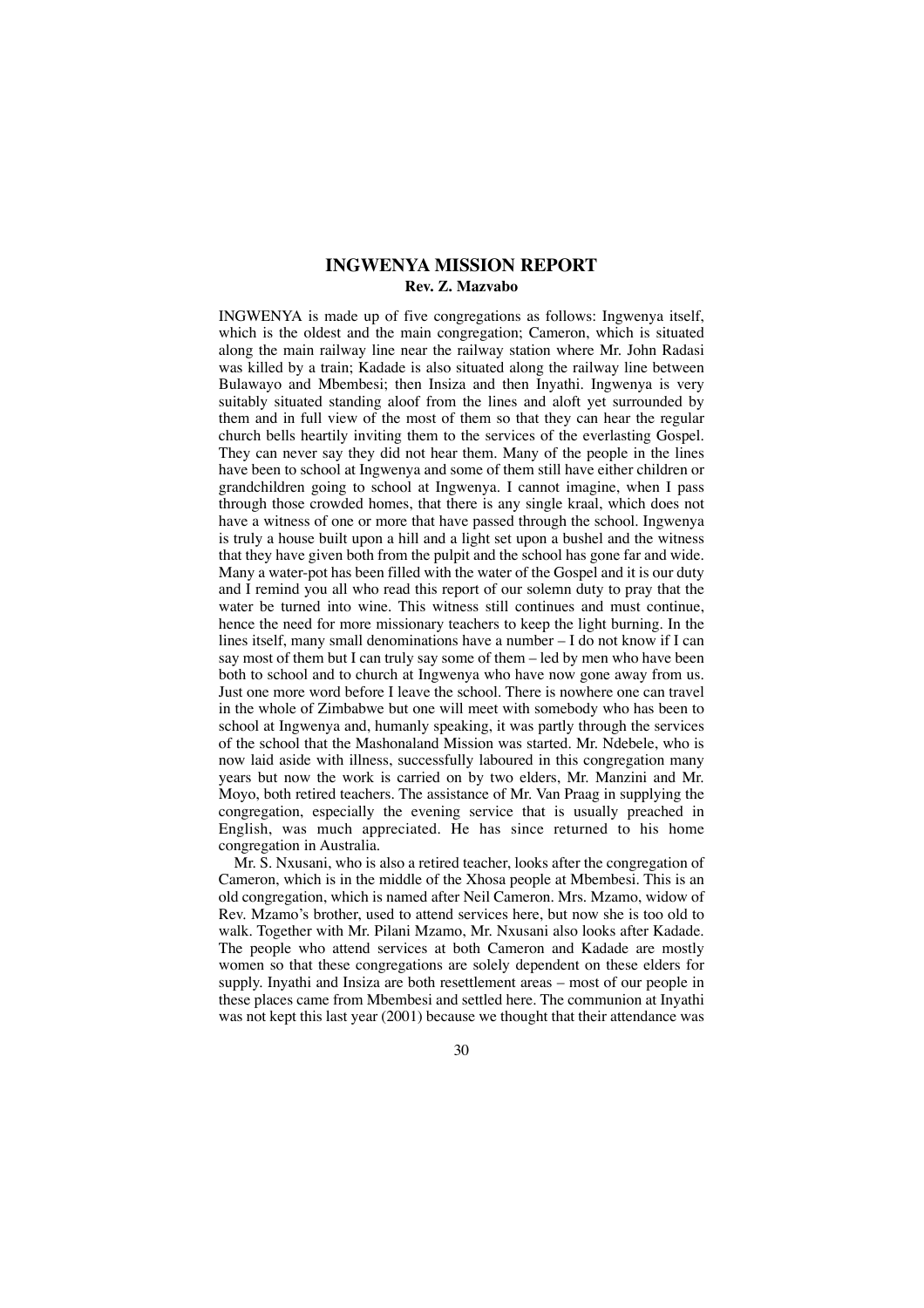## INGWENYA MISSION REPORT

**Rev. Z. Mazvabo**

INGWENYA is made up of five congregations as follows: Ingwenya itself, which is the oldest and the main congregation; Cameron, which is situated along the main railway line near the railway station where Mr. John Radasi was killed by a train; Kadade is also situated along the railway line between Bulawayo and Mbembesi; then Insiza and then Inyathi. Ingwenya is very suitably situated standing aloof from the lines and aloft yet surrounded by them and in full view of the most of them so that they can hear the regular church bells heartily inviting them to the services of the everlasting Gospel. They can never say they did not hear them. Many of the people in the lines have been to school at Ingwenya and some of them still have either children or grandchildren going to school at Ingwenya. I cannot imagine, when I pass through those crowded homes, that there is any single kraal, which does not have a witness of one or more that have passed through the school. Ingwenya is truly a house built upon a hill and a light set upon a bushel and the witness that they have given both from the pulpit and the school has gone far and wide. Many a water-pot has been filled with the water of the Gospel and it is our duty and I remind you all who read this report of our solemn duty to pray that the water be turned into wine. This witness still continues and must continue, hence the need for more missionary teachers to keep the light burning. In the lines itself, many small denominations have a number – I do not know if I can say most of them but I can truly say some of them – led by men who have been both to school and to church at Ingwenya who have now gone away from us. Just one more word before I leave the school. There is nowhere one can travel in the whole of Zimbabwe but one will meet with somebody who has been to school at Ingwenya and, humanly speaking, it was partly through the services of the school that the Mashonaland Mission was started. Mr. Ndebele, who is now laid aside with illness, successfully laboured in this congregation many years but now the work is carried on by two elders, Mr. Manzini and Mr. Moyo, both retired teachers. The assistance of Mr. Van Praag in supplying the congregation, especially the evening service that is usually preached in English, was much appreciated. He has since returned to his home congregation in Australia.

Mr. S. Nxusani, who is also a retired teacher, looks after the congregation of Cameron, which is in the middle of the Xhosa people at Mbembesi. This is an old congregation, which is named after Neil Cameron. Mrs. Mzamo, widow of Rev. Mzamo's brother, used to attend services here, but now she is too old to walk. Together with Mr. Pilani Mzamo, Mr. Nxusani also looks after Kadade. The people who attend services at both Cameron and Kadade are mostly women so that these congregations are solely dependent on these elders for supply. Inyathi and Insiza are both resettlement areas – most of our people in these places came from Mbembesi and settled here. The communion at Inyathi was not kept this last year (2001) because we thought that their attendance was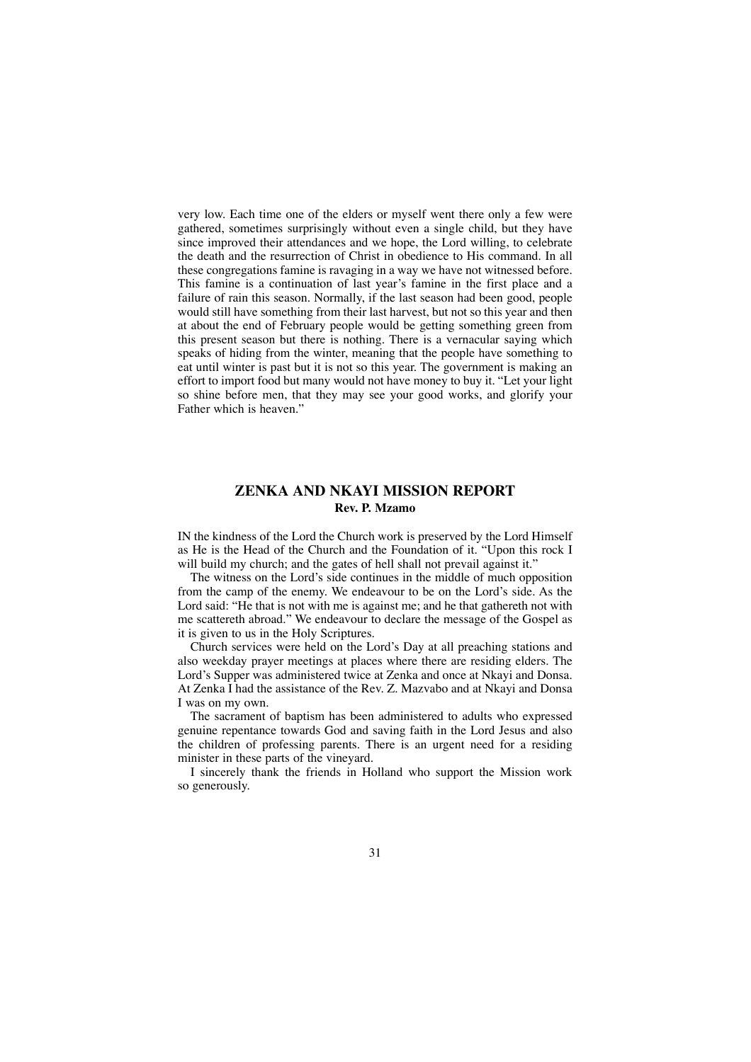very low. Each time one of the elders or myself went there only a few were gathered, sometimes surprisingly without even a single child, but they have since improved their attendances and we hope, the Lord willing, to celebrate the death and the resurrection of Christ in obedience to His command. In all these congregations famine is ravaging in a way we have not witnessed before. This famine is a continuation of last year's famine in the first place and a failure of rain this season. Normally, if the last season had been good, people would still have something from their last harvest, but not so this year and then at about the end of February people would be getting something green from this present season but there is nothing. There is a vernacular saying which speaks of hiding from the winter, meaning that the people have something to eat until winter is past but it is not so this year. The government is making an effort to import food but many would not have money to buy it. "Let your light so shine before men, that they may see your good works, and glorify your Father which is heaven."

## ZENKA AND NKAYI MISSION REPORT

**Rev. P. Mzamo**

IN the kindness of the Lord the Church work is preserved by the Lord Himself as He is the Head of the Church and the Foundation of it. "Upon this rock I will build my church; and the gates of hell shall not prevail against it."

The witness on the Lord's side continues in the middle of much opposition from the camp of the enemy. We endeavour to be on the Lord's side. As the Lord said: "He that is not with me is against me; and he that gathereth not with me scattereth abroad." We endeavour to declare the message of the Gospel as it is given to us in the Holy Scriptures.

Church services were held on the Lord's Day at all preaching stations and also weekday prayer meetings at places where there are residing elders. The Lord's Supper was administered twice at Zenka and once at Nkayi and Donsa. At Zenka I had the assistance of the Rev. Z. Mazvabo and at Nkayi and Donsa I was on my own.

The sacrament of baptism has been administered to adults who expressed genuine repentance towards God and saving faith in the Lord Jesus and also the children of professing parents. There is an urgent need for a residing minister in these parts of the vineyard.

I sincerely thank the friends in Holland who support the Mission work so generously.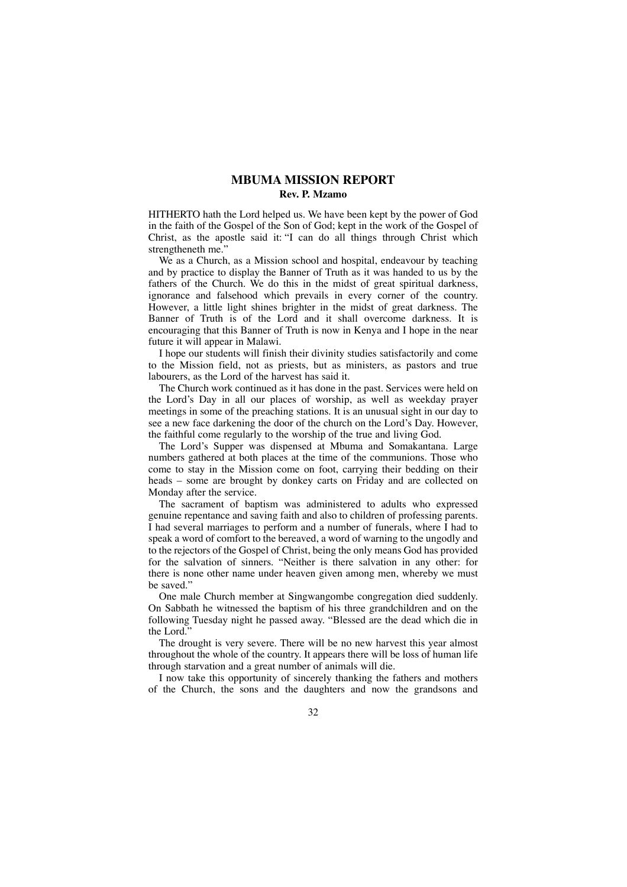## MBUMA MISSION REPORT

**Rev. P. Mzamo**

HITHERTO hath the Lord helped us. We have been kept by the power of God in the faith of the Gospel of the Son of God; kept in the work of the Gospel of Christ, as the apostle said it: "I can do all things through Christ which strengtheneth me."

We as a Church, as a Mission school and hospital, endeavour by teaching and by practice to display the Banner of Truth as it was handed to us by the fathers of the Church. We do this in the midst of great spiritual darkness, ignorance and falsehood which prevails in every corner of the country. However, a little light shines brighter in the midst of great darkness. The Banner of Truth is of the Lord and it shall overcome darkness. It is encouraging that this Banner of Truth is now in Kenya and I hope in the near future it will appear in Malawi.

I hope our students will finish their divinity studies satisfactorily and come to the Mission field, not as priests, but as ministers, as pastors and true labourers, as the Lord of the harvest has said it.

The Church work continued as it has done in the past. Services were held on the Lord's Day in all our places of worship, as well as weekday prayer meetings in some of the preaching stations. It is an unusual sight in our day to see a new face darkening the door of the church on the Lord's Day. However, the faithful come regularly to the worship of the true and living God.

The Lord's Supper was dispensed at Mbuma and Somakantana. Large numbers gathered at both places at the time of the communions. Those who come to stay in the Mission come on foot, carrying their bedding on their heads – some are brought by donkey carts on Friday and are collected on Monday after the service.

The sacrament of baptism was administered to adults who expressed genuine repentance and saving faith and also to children of professing parents. I had several marriages to perform and a number of funerals, where I had to speak a word of comfort to the bereaved, a word of warning to the ungodly and to the rejectors of the Gospel of Christ, being the only means God has provided for the salvation of sinners. "Neither is there salvation in any other: for there is none other name under heaven given among men, whereby we must be saved."

One male Church member at Singwangombe congregation died suddenly. On Sabbath he witnessed the baptism of his three grandchildren and on the following Tuesday night he passed away. "Blessed are the dead which die in the Lord."

The drought is very severe. There will be no new harvest this year almost throughout the whole of the country. It appears there will be loss of human life through starvation and a great number of animals will die.

I now take this opportunity of sincerely thanking the fathers and mothers of the Church, the sons and the daughters and now the grandsons and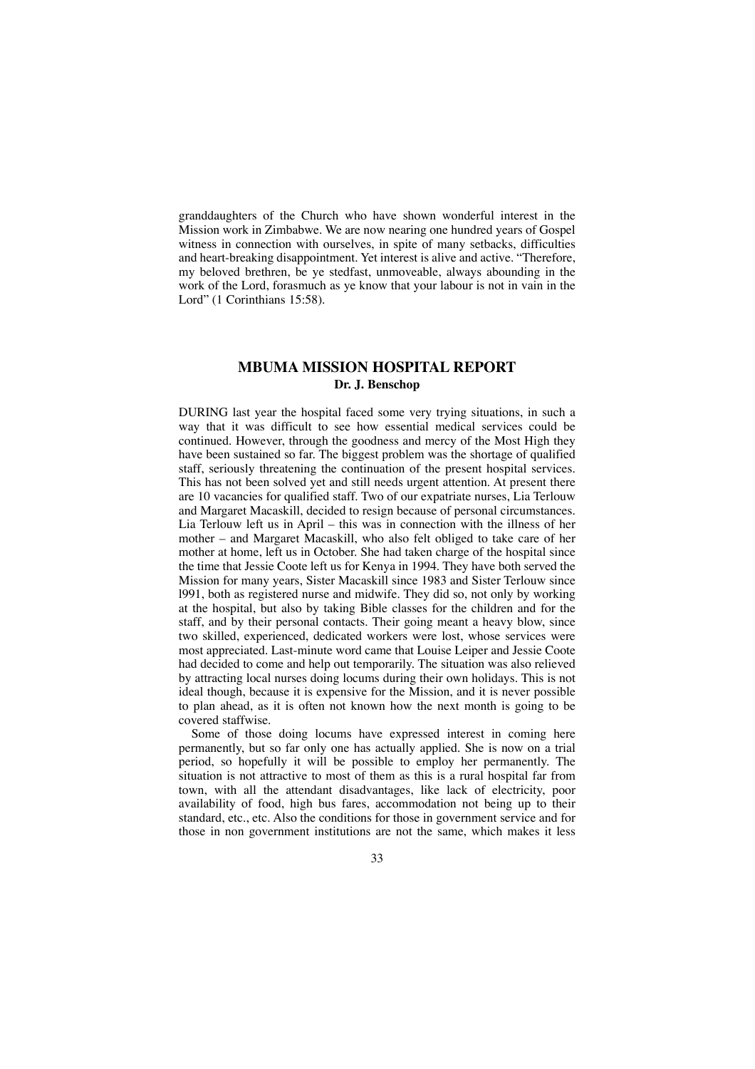granddaughters of the Church who have shown wonderful interest in the Mission work in Zimbabwe. We are now nearing one hundred years of Gospel witness in connection with ourselves, in spite of many setbacks, difficulties and heart-breaking disappointment. Yet interest is alive and active. "Therefore, my beloved brethren, be ye stedfast, unmoveable, always abounding in the work of the Lord, forasmuch as ye know that your labour is not in vain in the Lord" (1 Corinthians 15:58).

## MBUMA MISSION HOSPITAL REPORT

**Dr. J. Benschop**

DURING last year the hospital faced some very trying situations, in such a way that it was difficult to see how essential medical services could be continued. However, through the goodness and mercy of the Most High they have been sustained so far. The biggest problem was the shortage of qualified staff, seriously threatening the continuation of the present hospital services. This has not been solved yet and still needs urgent attention. At present there are 10 vacancies for qualified staff. Two of our expatriate nurses, Lia Terlouw and Margaret Macaskill, decided to resign because of personal circumstances. Lia Terlouw left us in April – this was in connection with the illness of her mother – and Margaret Macaskill, who also felt obliged to take care of her mother at home, left us in October. She had taken charge of the hospital since the time that Jessie Coote left us for Kenya in 1994. They have both served the Mission for many years, Sister Macaskill since 1983 and Sister Terlouw since l991, both as registered nurse and midwife. They did so, not only by working at the hospital, but also by taking Bible classes for the children and for the staff, and by their personal contacts. Their going meant a heavy blow, since two skilled, experienced, dedicated workers were lost, whose services were most appreciated. Last-minute word came that Louise Leiper and Jessie Coote had decided to come and help out temporarily. The situation was also relieved by attracting local nurses doing locums during their own holidays. This is not ideal though, because it is expensive for the Mission, and it is never possible to plan ahead, as it is often not known how the next month is going to be covered staffwise.

Some of those doing locums have expressed interest in coming here permanently, but so far only one has actually applied. She is now on a trial period, so hopefully it will be possible to employ her permanently. The situation is not attractive to most of them as this is a rural hospital far from town, with all the attendant disadvantages, like lack of electricity, poor availability of food, high bus fares, accommodation not being up to their standard, etc., etc. Also the conditions for those in government service and for those in non government institutions are not the same, which makes it less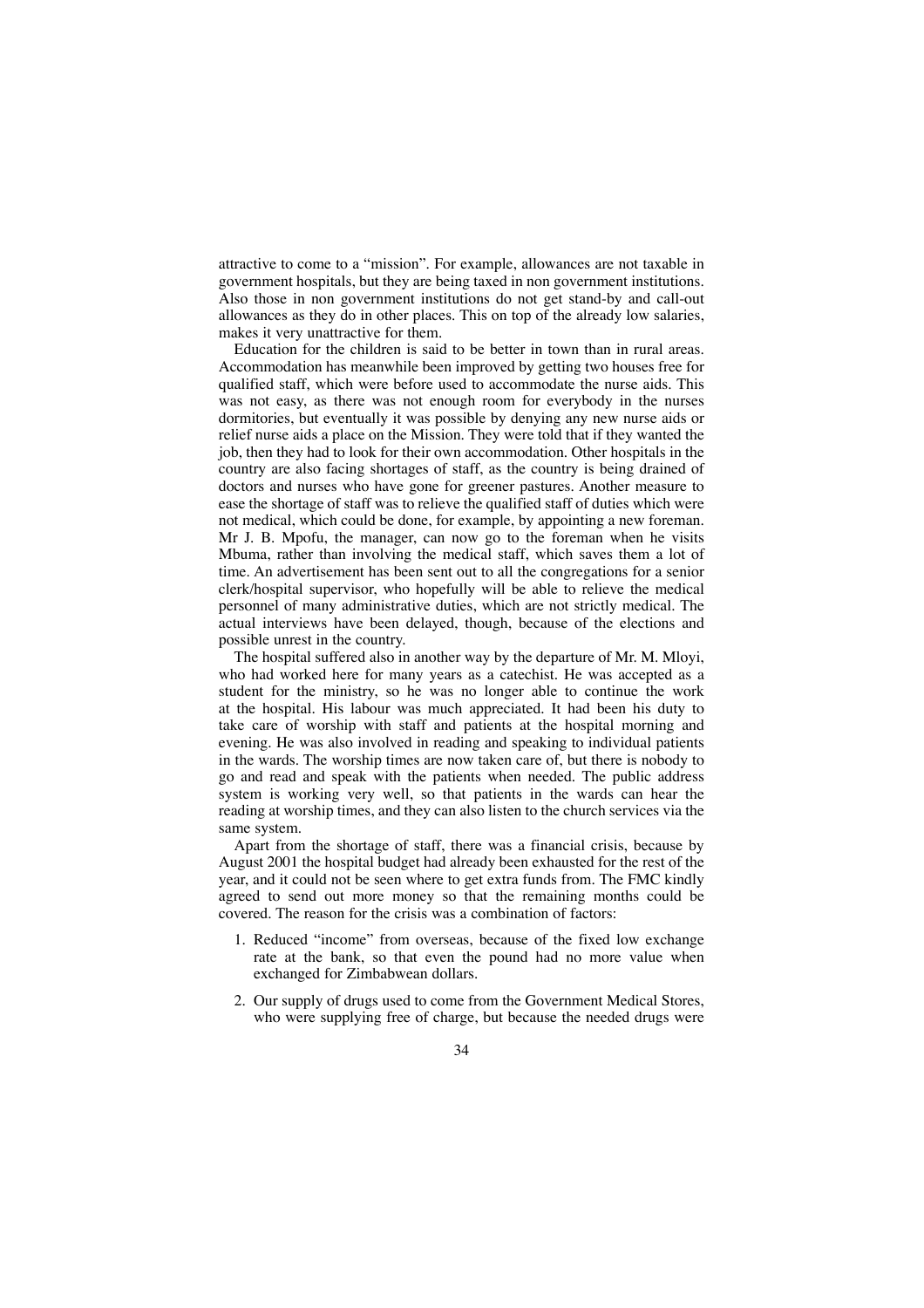attractive to come to a "mission". For example, allowances are not taxable in government hospitals, but they are being taxed in non government institutions. Also those in non government institutions do not get stand-by and call-out allowances as they do in other places. This on top of the already low salaries, makes it very unattractive for them.

Education for the children is said to be better in town than in rural areas. Accommodation has meanwhile been improved by getting two houses free for qualified staff, which were before used to accommodate the nurse aids. This was not easy, as there was not enough room for everybody in the nurses dormitories, but eventually it was possible by denying any new nurse aids or relief nurse aids a place on the Mission. They were told that if they wanted the job, then they had to look for their own accommodation. Other hospitals in the country are also facing shortages of staff, as the country is being drained of doctors and nurses who have gone for greener pastures. Another measure to ease the shortage of staff was to relieve the qualified staff of duties which were not medical, which could be done, for example, by appointing a new foreman. Mr J. B. Mpofu, the manager, can now go to the foreman when he visits Mbuma, rather than involving the medical staff, which saves them a lot of time. An advertisement has been sent out to all the congregations for a senior clerk/hospital supervisor, who hopefully will be able to relieve the medical personnel of many administrative duties, which are not strictly medical. The actual interviews have been delayed, though, because of the elections and possible unrest in the country.

The hospital suffered also in another way by the departure of Mr. M. Mloyi, who had worked here for many years as a catechist. He was accepted as a student for the ministry, so he was no longer able to continue the work at the hospital. His labour was much appreciated. It had been his duty to take care of worship with staff and patients at the hospital morning and evening. He was also involved in reading and speaking to individual patients in the wards. The worship times are now taken care of, but there is nobody to go and read and speak with the patients when needed. The public address system is working very well, so that patients in the wards can hear the reading at worship times, and they can also listen to the church services via the same system.

Apart from the shortage of staff, there was a financial crisis, because by August 2001 the hospital budget had already been exhausted for the rest of the year, and it could not be seen where to get extra funds from. The FMC kindly agreed to send out more money so that the remaining months could be covered. The reason for the crisis was a combination of factors:

1. Reduced "income" from overseas, because of the fixed low exchange rate at the bank, so that even the pound had no more value when exchanged for Zimbabwean dollars.
2. Our supply of drugs used to come from the Government Medical Stores, who were supplying free of charge, but because the needed drugs were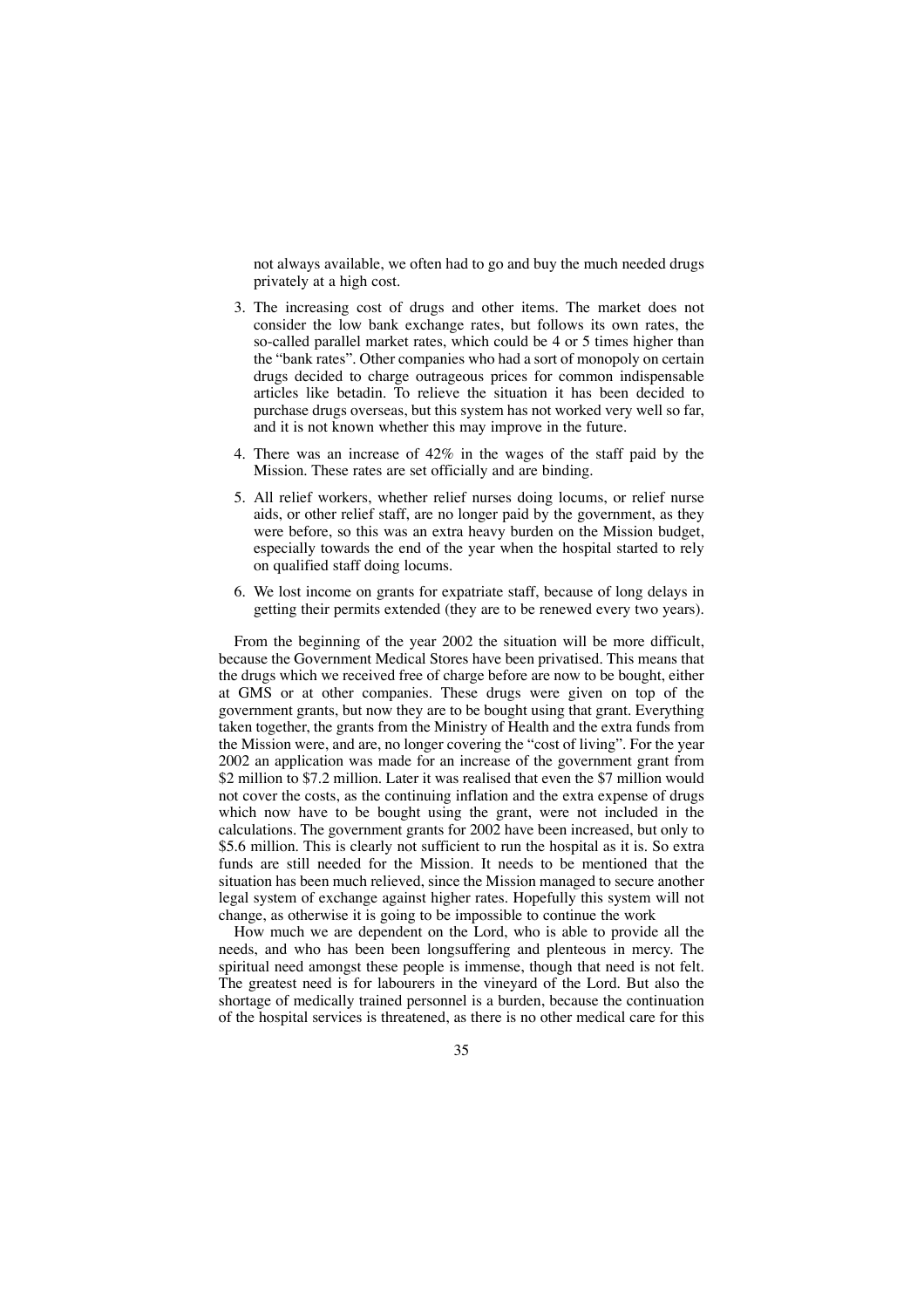not always available, we often had to go and buy the much needed drugs privately at a high cost.

3. The increasing cost of drugs and other items. The market does not consider the low bank exchange rates, but follows its own rates, the so-called parallel market rates, which could be 4 or 5 times higher than the "bank rates". Other companies who had a sort of monopoly on certain drugs decided to charge outrageous prices for common indispensable articles like betadin. To relieve the situation it has been decided to purchase drugs overseas, but this system has not worked very well so far, and it is not known whether this may improve in the future.

4. There was an increase of 42% in the wages of the staff paid by the Mission. These rates are set officially and are binding.

5. All relief workers, whether relief nurses doing locums, or relief nurse aids, or other relief staff, are no longer paid by the government, as they were before, so this was an extra heavy burden on the Mission budget, especially towards the end of the year when the hospital started to rely on qualified staff doing locums.

6. We lost income on grants for expatriate staff, because of long delays in getting their permits extended (they are to be renewed every two years).

From the beginning of the year 2002 the situation will be more difficult, because the Government Medical Stores have been privatised. This means that the drugs which we received free of charge before are now to be bought, either at GMS or at other companies. These drugs were given on top of the government grants, but now they are to be bought using that grant. Everything taken together, the grants from the Ministry of Health and the extra funds from the Mission were, and are, no longer covering the "cost of living". For the year 2002 an application was made for an increase of the government grant from $2 million to $7.2 million. Later it was realised that even the $7 million would not cover the costs, as the continuing inflation and the extra expense of drugs which now have to be bought using the grant, were not included in the calculations. The government grants for 2002 have been increased, but only to $5.6 million. This is clearly not sufficient to run the hospital as it is. So extra funds are still needed for the Mission. It needs to be mentioned that the situation has been much relieved, since the Mission managed to secure another legal system of exchange against higher rates. Hopefully this system will not change, as otherwise it is going to be impossible to continue the work

How much we are dependent on the Lord, who is able to provide all the needs, and who has been been longsuffering and plenteous in mercy. The spiritual need amongst these people is immense, though that need is not felt. The greatest need is for labourers in the vineyard of the Lord. But also the shortage of medically trained personnel is a burden, because the continuation of the hospital services is threatened, as there is no other medical care for this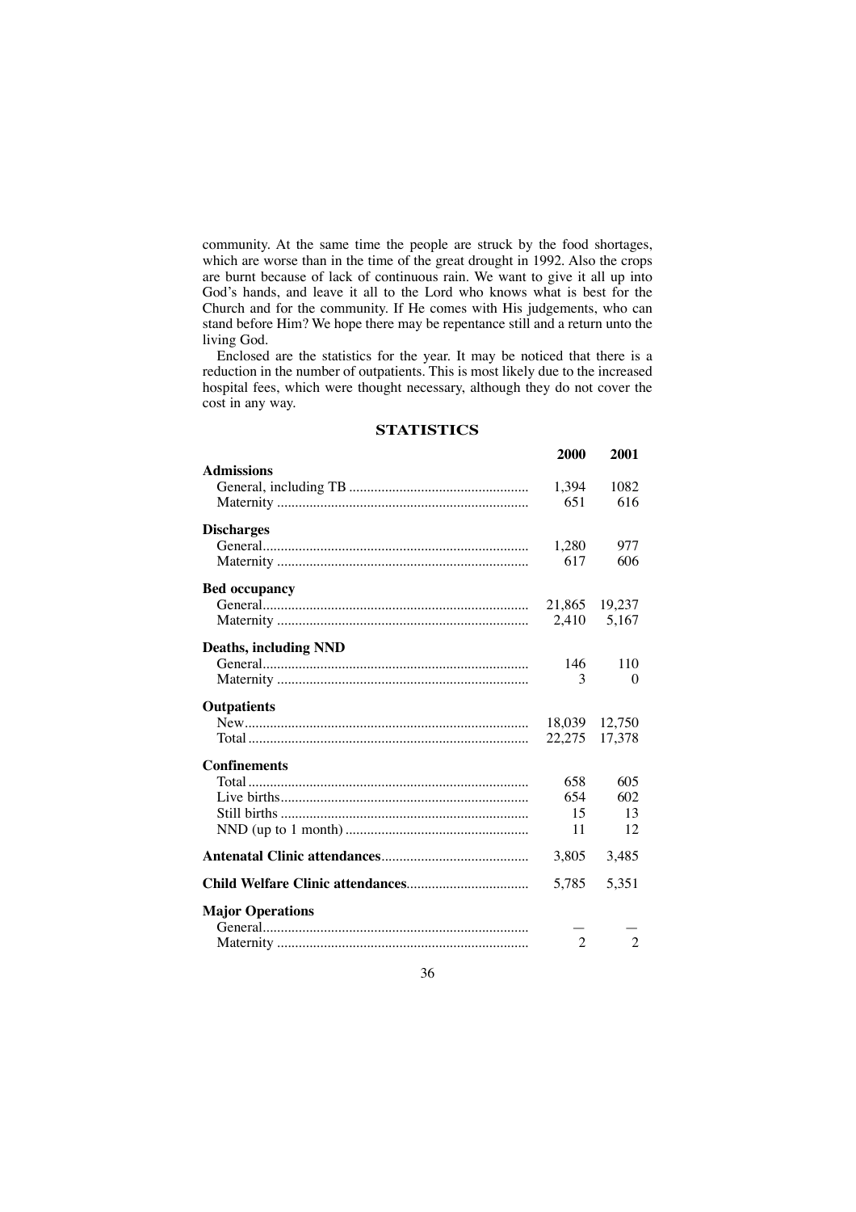community. At the same time the people are struck by the food shortages, which are worse than in the time of the great drought in 1992. Also the crops are burnt because of lack of continuous rain. We want to give it all up into God's hands, and leave it all to the Lord who knows what is best for the Church and for the community. If He comes with His judgements, who can stand before Him? We hope there may be repentance still and a return unto the living God.

Enclosed are the statistics for the year. It may be noticed that there is a reduction in the number of outpatients. This is most likely due to the increased hospital fees, which were thought necessary, although they do not cover the cost in any way.

## STATISTICS

| | **2000** | **2001** |
|---|---|---|
| **Admissions** | | |
| General, including TB | 1,394 | 1082 |
| Maternity | 651 | 616 |
| **Discharges** | | |
| General | 1,280 | 977 |
| Maternity | 617 | 606 |
| **Bed occupancy** | | |
| General | 21,865 | 19,237 |
| Maternity | 2,410 | 5,167 |
| **Deaths, including NND** | | |
| General | 146 | 110 |
| Maternity | 3 | 0 |
| **Outpatients** | | |
| New | 18,039 | 12,750 |
| Total | 22,275 | 17,378 |
| **Confinements** | | |
| Total | 658 | 605 |
| Live births | 654 | 602 |
| Still births | 15 | 13 |
| NND (up to 1 month) | 11 | 12 |
| **Antenatal Clinic attendances** | 3,805 | 3,485 |
| **Child Welfare Clinic attendances** | 5,785 | 5,351 |
| **Major Operations** | | |
| General | — | — |
| Maternity | 2 | 2 |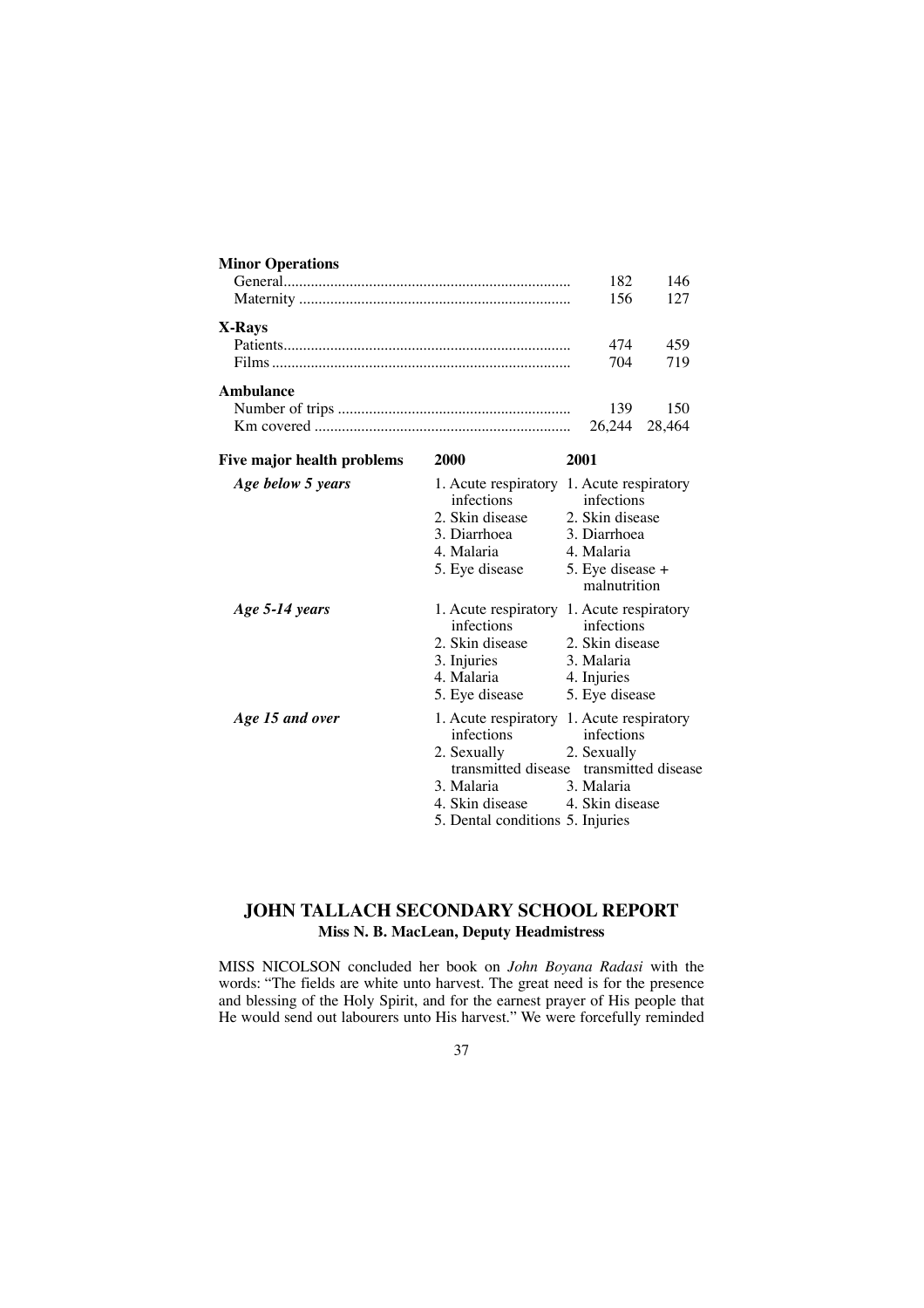**Minor Operations**

| | | |
|---|---|---|
| General | 182 | 146 |
| Maternity | 156 | 127 |

**X-Rays**

| | | |
|---|---|---|
| Patients | 474 | 459 |
| Films | 704 | 719 |

**Ambulance**

| | | |
|---|---|---|
| Number of trips | 139 | 150 |
| Km covered | 26,244 | 28,464 |

| **Five major health problems** | **2000** | **2001** |
|---|---|---|
| ***Age below 5 years*** | 1. Acute respiratory infections | 1. Acute respiratory infections |
| | 2. Skin disease | 2. Skin disease |
| | 3. Diarrhoea | 3. Diarrhoea |
| | 4. Malaria | 4. Malaria |
| | 5. Eye disease | 5. Eye disease + malnutrition |
| ***Age 5-14 years*** | 1. Acute respiratory infections | 1. Acute respiratory infections |
| | 2. Skin disease | 2. Skin disease |
| | 3. Injuries | 3. Malaria |
| | 4. Malaria | 4. Injuries |
| | 5. Eye disease | 5. Eye disease |
| ***Age 15 and over*** | 1. Acute respiratory infections | 1. Acute respiratory infections |
| | 2. Sexually transmitted disease | 2. Sexually transmitted disease |
| | 3. Malaria | 3. Malaria |
| | 4. Skin disease | 4. Skin disease |
| | 5. Dental conditions | 5. Injuries |

## JOHN TALLACH SECONDARY SCHOOL REPORT

**Miss N. B. MacLean, Deputy Headmistress**

MISS NICOLSON concluded her book on *John Boyana Radasi* with the words: "The fields are white unto harvest. The great need is for the presence and blessing of the Holy Spirit, and for the earnest prayer of His people that He would send out labourers unto His harvest." We were forcefully reminded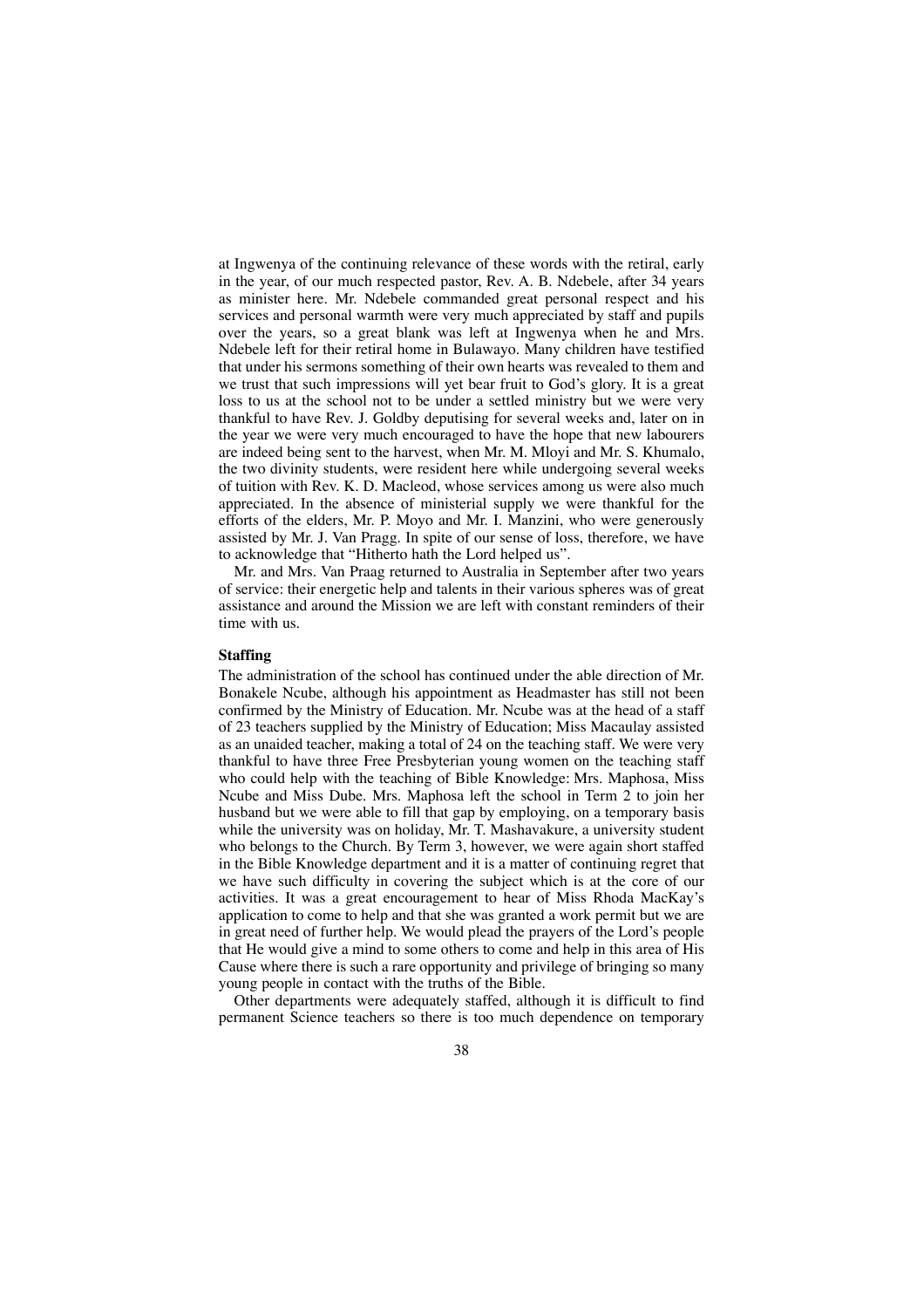at Ingwenya of the continuing relevance of these words with the retiral, early in the year, of our much respected pastor, Rev. A. B. Ndebele, after 34 years as minister here. Mr. Ndebele commanded great personal respect and his services and personal warmth were very much appreciated by staff and pupils over the years, so a great blank was left at Ingwenya when he and Mrs. Ndebele left for their retiral home in Bulawayo. Many children have testified that under his sermons something of their own hearts was revealed to them and we trust that such impressions will yet bear fruit to God's glory. It is a great loss to us at the school not to be under a settled ministry but we were very thankful to have Rev. J. Goldby deputising for several weeks and, later on in the year we were very much encouraged to have the hope that new labourers are indeed being sent to the harvest, when Mr. M. Mloyi and Mr. S. Khumalo, the two divinity students, were resident here while undergoing several weeks of tuition with Rev. K. D. Macleod, whose services among us were also much appreciated. In the absence of ministerial supply we were thankful for the efforts of the elders, Mr. P. Moyo and Mr. I. Manzini, who were generously assisted by Mr. J. Van Pragg. In spite of our sense of loss, therefore, we have to acknowledge that "Hitherto hath the Lord helped us".

Mr. and Mrs. Van Praag returned to Australia in September after two years of service: their energetic help and talents in their various spheres was of great assistance and around the Mission we are left with constant reminders of their time with us.

**Staffing**

The administration of the school has continued under the able direction of Mr. Bonakele Ncube, although his appointment as Headmaster has still not been confirmed by the Ministry of Education. Mr. Ncube was at the head of a staff of 23 teachers supplied by the Ministry of Education; Miss Macaulay assisted as an unaided teacher, making a total of 24 on the teaching staff. We were very thankful to have three Free Presbyterian young women on the teaching staff who could help with the teaching of Bible Knowledge: Mrs. Maphosa, Miss Ncube and Miss Dube. Mrs. Maphosa left the school in Term 2 to join her husband but we were able to fill that gap by employing, on a temporary basis while the university was on holiday, Mr. T. Mashavakure, a university student who belongs to the Church. By Term 3, however, we were again short staffed in the Bible Knowledge department and it is a matter of continuing regret that we have such difficulty in covering the subject which is at the core of our activities. It was a great encouragement to hear of Miss Rhoda MacKay's application to come to help and that she was granted a work permit but we are in great need of further help. We would plead the prayers of the Lord's people that He would give a mind to some others to come and help in this area of His Cause where there is such a rare opportunity and privilege of bringing so many young people in contact with the truths of the Bible.

Other departments were adequately staffed, although it is difficult to find permanent Science teachers so there is too much dependence on temporary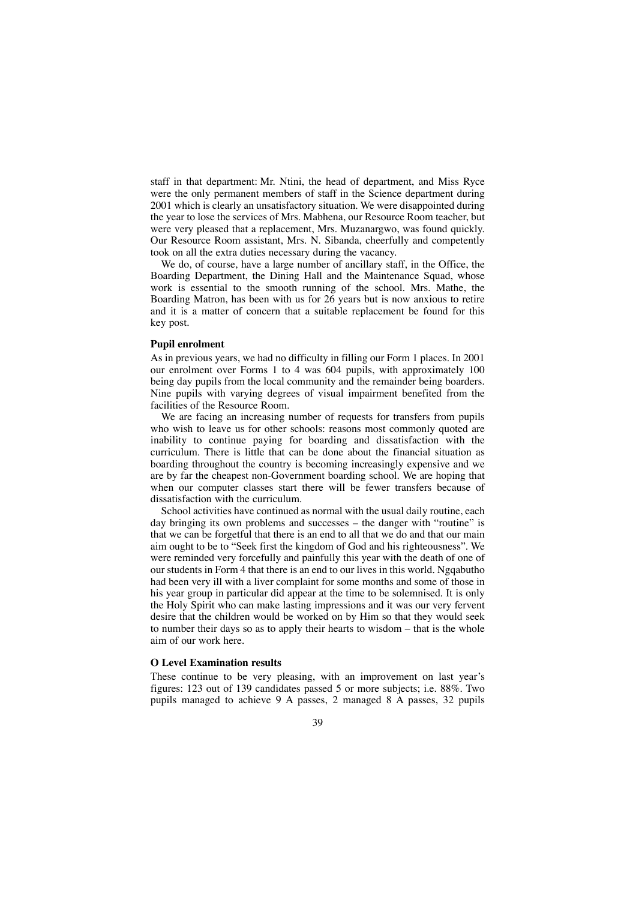staff in that department: Mr. Ntini, the head of department, and Miss Ryce were the only permanent members of staff in the Science department during 2001 which is clearly an unsatisfactory situation. We were disappointed during the year to lose the services of Mrs. Mabhena, our Resource Room teacher, but were very pleased that a replacement, Mrs. Muzanargwo, was found quickly. Our Resource Room assistant, Mrs. N. Sibanda, cheerfully and competently took on all the extra duties necessary during the vacancy.

We do, of course, have a large number of ancillary staff, in the Office, the Boarding Department, the Dining Hall and the Maintenance Squad, whose work is essential to the smooth running of the school. Mrs. Mathe, the Boarding Matron, has been with us for 26 years but is now anxious to retire and it is a matter of concern that a suitable replacement be found for this key post.

**Pupil enrolment**

As in previous years, we had no difficulty in filling our Form 1 places. In 2001 our enrolment over Forms 1 to 4 was 604 pupils, with approximately 100 being day pupils from the local community and the remainder being boarders. Nine pupils with varying degrees of visual impairment benefited from the facilities of the Resource Room.

We are facing an increasing number of requests for transfers from pupils who wish to leave us for other schools: reasons most commonly quoted are inability to continue paying for boarding and dissatisfaction with the curriculum. There is little that can be done about the financial situation as boarding throughout the country is becoming increasingly expensive and we are by far the cheapest non-Government boarding school. We are hoping that when our computer classes start there will be fewer transfers because of dissatisfaction with the curriculum.

School activities have continued as normal with the usual daily routine, each day bringing its own problems and successes – the danger with "routine" is that we can be forgetful that there is an end to all that we do and that our main aim ought to be to "Seek first the kingdom of God and his righteousness". We were reminded very forcefully and painfully this year with the death of one of our students in Form 4 that there is an end to our lives in this world. Ngqabutho had been very ill with a liver complaint for some months and some of those in his year group in particular did appear at the time to be solemnised. It is only the Holy Spirit who can make lasting impressions and it was our very fervent desire that the children would be worked on by Him so that they would seek to number their days so as to apply their hearts to wisdom – that is the whole aim of our work here.

**O Level Examination results**

These continue to be very pleasing, with an improvement on last year's figures: 123 out of 139 candidates passed 5 or more subjects; i.e. 88%. Two pupils managed to achieve 9 A passes, 2 managed 8 A passes, 32 pupils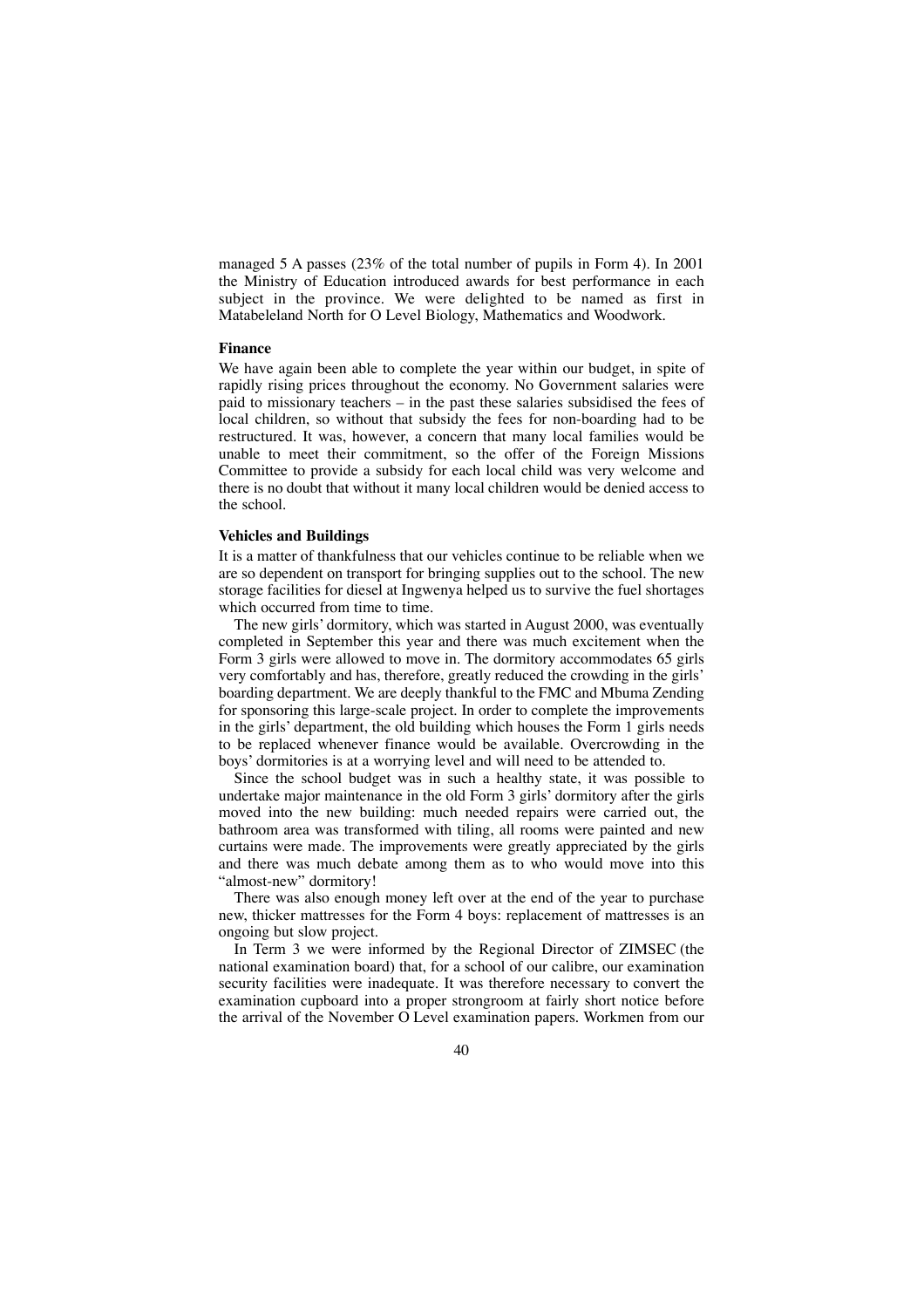managed 5 A passes (23% of the total number of pupils in Form 4). In 2001 the Ministry of Education introduced awards for best performance in each subject in the province. We were delighted to be named as first in Matabeleland North for O Level Biology, Mathematics and Woodwork.

**Finance**

We have again been able to complete the year within our budget, in spite of rapidly rising prices throughout the economy. No Government salaries were paid to missionary teachers – in the past these salaries subsidised the fees of local children, so without that subsidy the fees for non-boarding had to be restructured. It was, however, a concern that many local families would be unable to meet their commitment, so the offer of the Foreign Missions Committee to provide a subsidy for each local child was very welcome and there is no doubt that without it many local children would be denied access to the school.

**Vehicles and Buildings**

It is a matter of thankfulness that our vehicles continue to be reliable when we are so dependent on transport for bringing supplies out to the school. The new storage facilities for diesel at Ingwenya helped us to survive the fuel shortages which occurred from time to time.

The new girls' dormitory, which was started in August 2000, was eventually completed in September this year and there was much excitement when the Form 3 girls were allowed to move in. The dormitory accommodates 65 girls very comfortably and has, therefore, greatly reduced the crowding in the girls' boarding department. We are deeply thankful to the FMC and Mbuma Zending for sponsoring this large-scale project. In order to complete the improvements in the girls' department, the old building which houses the Form 1 girls needs to be replaced whenever finance would be available. Overcrowding in the boys' dormitories is at a worrying level and will need to be attended to.

Since the school budget was in such a healthy state, it was possible to undertake major maintenance in the old Form 3 girls' dormitory after the girls moved into the new building: much needed repairs were carried out, the bathroom area was transformed with tiling, all rooms were painted and new curtains were made. The improvements were greatly appreciated by the girls and there was much debate among them as to who would move into this "almost-new" dormitory!

There was also enough money left over at the end of the year to purchase new, thicker mattresses for the Form 4 boys: replacement of mattresses is an ongoing but slow project.

In Term 3 we were informed by the Regional Director of ZIMSEC (the national examination board) that, for a school of our calibre, our examination security facilities were inadequate. It was therefore necessary to convert the examination cupboard into a proper strongroom at fairly short notice before the arrival of the November O Level examination papers. Workmen from our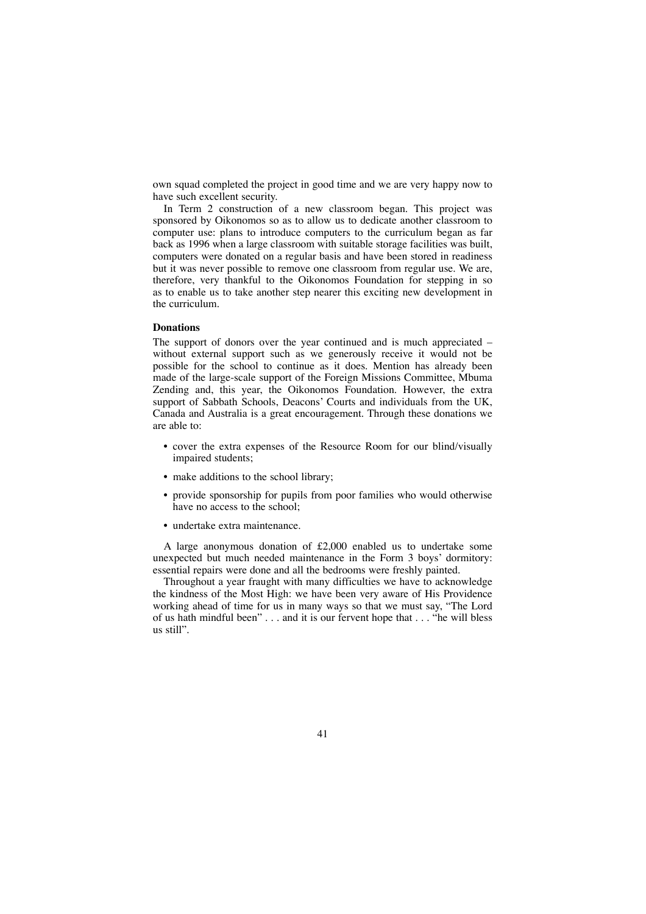own squad completed the project in good time and we are very happy now to have such excellent security.

In Term 2 construction of a new classroom began. This project was sponsored by Oikonomos so as to allow us to dedicate another classroom to computer use: plans to introduce computers to the curriculum began as far back as 1996 when a large classroom with suitable storage facilities was built, computers were donated on a regular basis and have been stored in readiness but it was never possible to remove one classroom from regular use. We are, therefore, very thankful to the Oikonomos Foundation for stepping in so as to enable us to take another step nearer this exciting new development in the curriculum.

**Donations**

The support of donors over the year continued and is much appreciated – without external support such as we generously receive it would not be possible for the school to continue as it does. Mention has already been made of the large-scale support of the Foreign Missions Committee, Mbuma Zending and, this year, the Oikonomos Foundation. However, the extra support of Sabbath Schools, Deacons' Courts and individuals from the UK, Canada and Australia is a great encouragement. Through these donations we are able to:

- cover the extra expenses of the Resource Room for our blind/visually impaired students;
- make additions to the school library;
- provide sponsorship for pupils from poor families who would otherwise have no access to the school;
- undertake extra maintenance.

A large anonymous donation of £2,000 enabled us to undertake some unexpected but much needed maintenance in the Form 3 boys' dormitory: essential repairs were done and all the bedrooms were freshly painted.

Throughout a year fraught with many difficulties we have to acknowledge the kindness of the Most High: we have been very aware of His Providence working ahead of time for us in many ways so that we must say, "The Lord of us hath mindful been" . . . and it is our fervent hope that . . . "he will bless us still".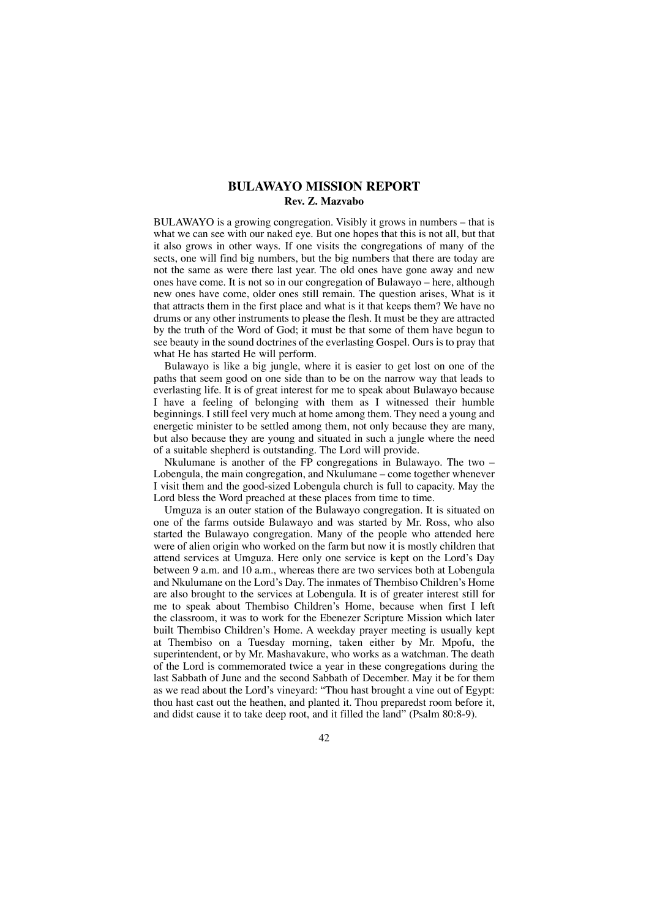## BULAWAYO MISSION REPORT

**Rev. Z. Mazvabo**

BULAWAYO is a growing congregation. Visibly it grows in numbers – that is what we can see with our naked eye. But one hopes that this is not all, but that it also grows in other ways. If one visits the congregations of many of the sects, one will find big numbers, but the big numbers that there are today are not the same as were there last year. The old ones have gone away and new ones have come. It is not so in our congregation of Bulawayo – here, although new ones have come, older ones still remain. The question arises, What is it that attracts them in the first place and what is it that keeps them? We have no drums or any other instruments to please the flesh. It must be they are attracted by the truth of the Word of God; it must be that some of them have begun to see beauty in the sound doctrines of the everlasting Gospel. Ours is to pray that what He has started He will perform.

Bulawayo is like a big jungle, where it is easier to get lost on one of the paths that seem good on one side than to be on the narrow way that leads to everlasting life. It is of great interest for me to speak about Bulawayo because I have a feeling of belonging with them as I witnessed their humble beginnings. I still feel very much at home among them. They need a young and energetic minister to be settled among them, not only because they are many, but also because they are young and situated in such a jungle where the need of a suitable shepherd is outstanding. The Lord will provide.

Nkulumane is another of the FP congregations in Bulawayo. The two – Lobengula, the main congregation, and Nkulumane – come together whenever I visit them and the good-sized Lobengula church is full to capacity. May the Lord bless the Word preached at these places from time to time.

Umguza is an outer station of the Bulawayo congregation. It is situated on one of the farms outside Bulawayo and was started by Mr. Ross, who also started the Bulawayo congregation. Many of the people who attended here were of alien origin who worked on the farm but now it is mostly children that attend services at Umguza. Here only one service is kept on the Lord's Day between 9 a.m. and 10 a.m., whereas there are two services both at Lobengula and Nkulumane on the Lord's Day. The inmates of Thembiso Children's Home are also brought to the services at Lobengula. It is of greater interest still for me to speak about Thembiso Children's Home, because when first I left the classroom, it was to work for the Ebenezer Scripture Mission which later built Thembiso Children's Home. A weekday prayer meeting is usually kept at Thembiso on a Tuesday morning, taken either by Mr. Mpofu, the superintendent, or by Mr. Mashavakure, who works as a watchman. The death of the Lord is commemorated twice a year in these congregations during the last Sabbath of June and the second Sabbath of December. May it be for them as we read about the Lord's vineyard: "Thou hast brought a vine out of Egypt: thou hast cast out the heathen, and planted it. Thou preparedst room before it, and didst cause it to take deep root, and it filled the land" (Psalm 80:8-9).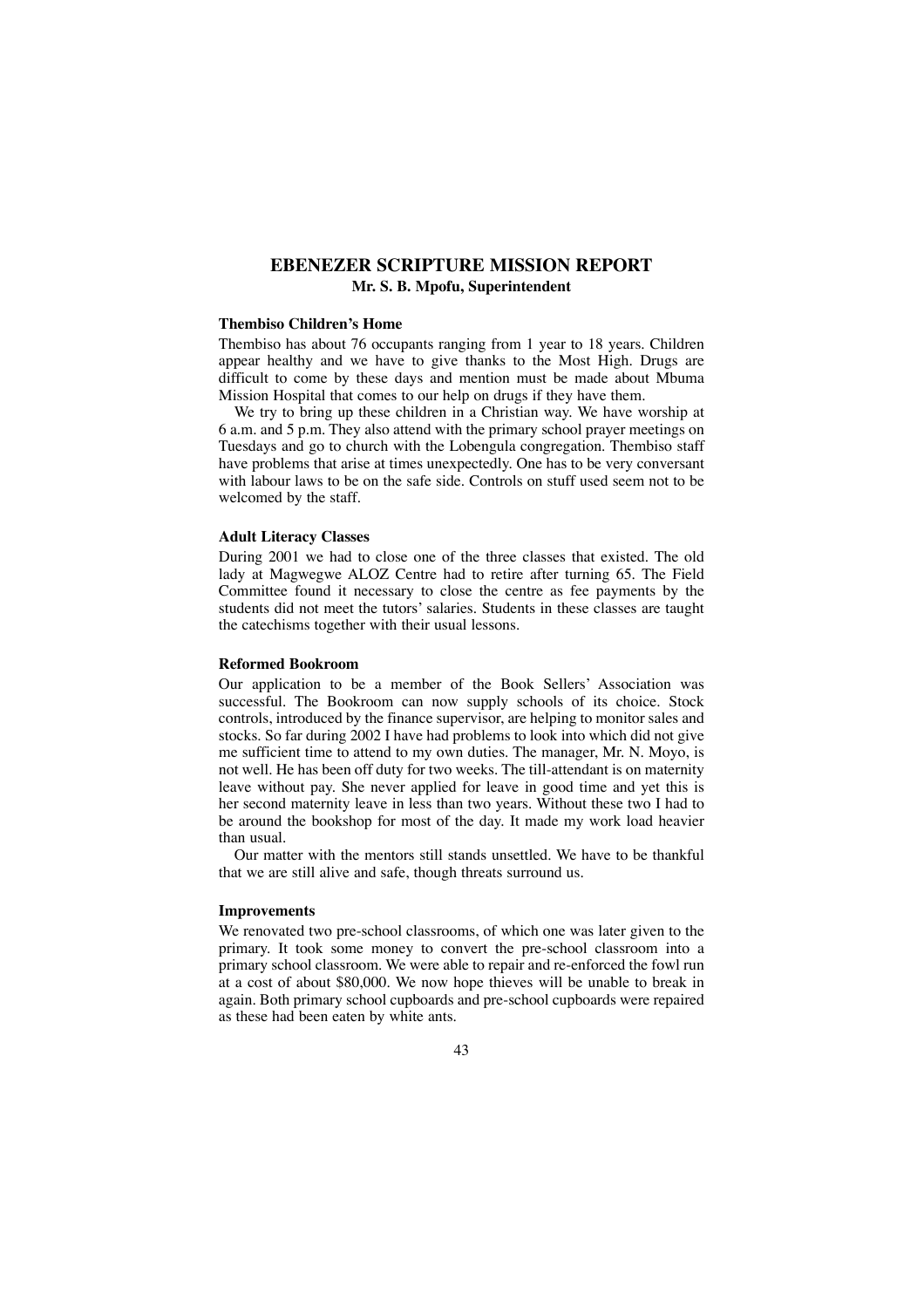# EBENEZER SCRIPTURE MISSION REPORT

**Mr. S. B. Mpofu, Superintendent**

### Thembiso Children's Home

Thembiso has about 76 occupants ranging from 1 year to 18 years. Children appear healthy and we have to give thanks to the Most High. Drugs are difficult to come by these days and mention must be made about Mbuma Mission Hospital that comes to our help on drugs if they have them.

We try to bring up these children in a Christian way. We have worship at 6 a.m. and 5 p.m. They also attend with the primary school prayer meetings on Tuesdays and go to church with the Lobengula congregation. Thembiso staff have problems that arise at times unexpectedly. One has to be very conversant with labour laws to be on the safe side. Controls on stuff used seem not to be welcomed by the staff.

### Adult Literacy Classes

During 2001 we had to close one of the three classes that existed. The old lady at Magwegwe ALOZ Centre had to retire after turning 65. The Field Committee found it necessary to close the centre as fee payments by the students did not meet the tutors' salaries. Students in these classes are taught the catechisms together with their usual lessons.

### Reformed Bookroom

Our application to be a member of the Book Sellers' Association was successful. The Bookroom can now supply schools of its choice. Stock controls, introduced by the finance supervisor, are helping to monitor sales and stocks. So far during 2002 I have had problems to look into which did not give me sufficient time to attend to my own duties. The manager, Mr. N. Moyo, is not well. He has been off duty for two weeks. The till-attendant is on maternity leave without pay. She never applied for leave in good time and yet this is her second maternity leave in less than two years. Without these two I had to be around the bookshop for most of the day. It made my work load heavier than usual.

Our matter with the mentors still stands unsettled. We have to be thankful that we are still alive and safe, though threats surround us.

### Improvements

We renovated two pre-school classrooms, of which one was later given to the primary. It took some money to convert the pre-school classroom into a primary school classroom. We were able to repair and re-enforced the fowl run at a cost of about $80,000. We now hope thieves will be unable to break in again. Both primary school cupboards and pre-school cupboards were repaired as these had been eaten by white ants.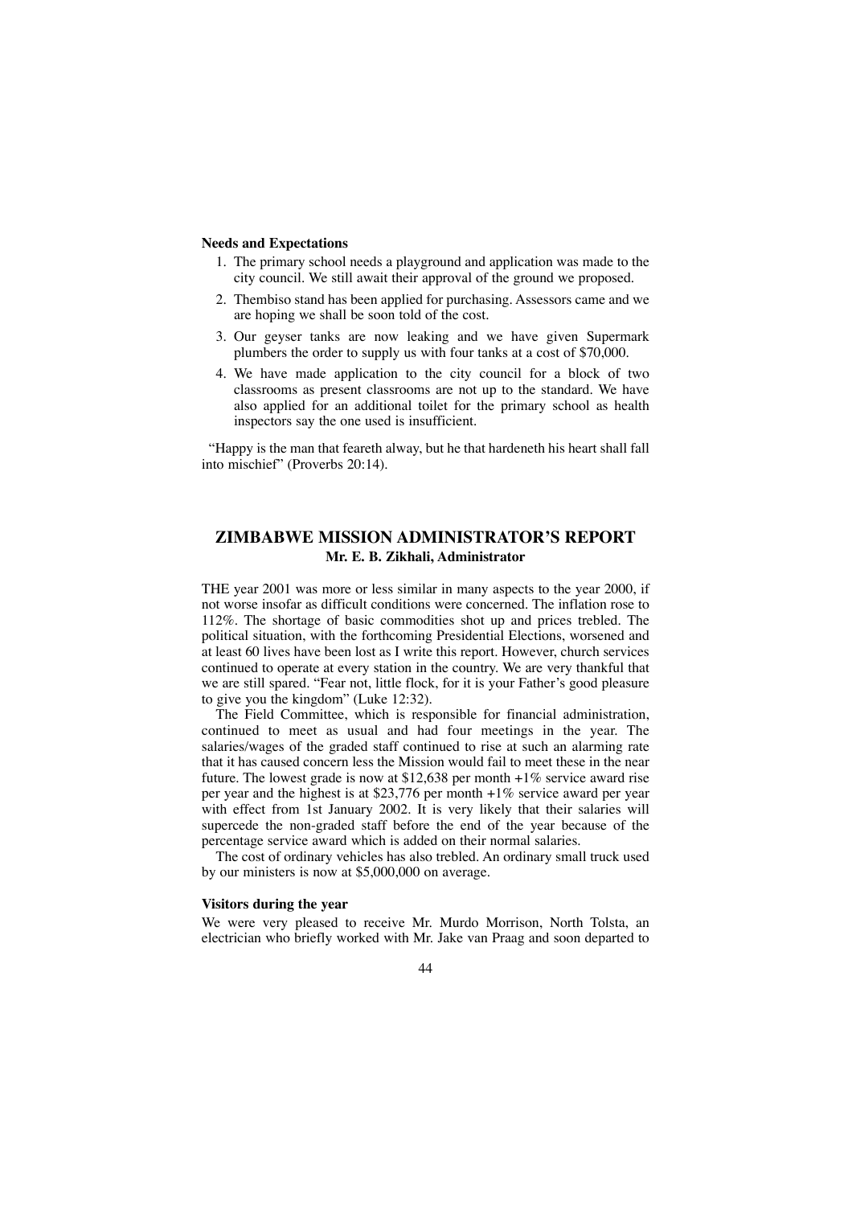**Needs and Expectations**

1. The primary school needs a playground and application was made to the city council. We still await their approval of the ground we proposed.
2. Thembiso stand has been applied for purchasing. Assessors came and we are hoping we shall be soon told of the cost.
3. Our geyser tanks are now leaking and we have given Supermark plumbers the order to supply us with four tanks at a cost of $70,000.
4. We have made application to the city council for a block of two classrooms as present classrooms are not up to the standard. We have also applied for an additional toilet for the primary school as health inspectors say the one used is insufficient.

"Happy is the man that feareth alway, but he that hardeneth his heart shall fall into mischief" (Proverbs 20:14).

## ZIMBABWE MISSION ADMINISTRATOR'S REPORT

**Mr. E. B. Zikhali, Administrator**

THE year 2001 was more or less similar in many aspects to the year 2000, if not worse insofar as difficult conditions were concerned. The inflation rose to 112%. The shortage of basic commodities shot up and prices trebled. The political situation, with the forthcoming Presidential Elections, worsened and at least 60 lives have been lost as I write this report. However, church services continued to operate at every station in the country. We are very thankful that we are still spared. "Fear not, little flock, for it is your Father's good pleasure to give you the kingdom" (Luke 12:32).

The Field Committee, which is responsible for financial administration, continued to meet as usual and had four meetings in the year. The salaries/wages of the graded staff continued to rise at such an alarming rate that it has caused concern less the Mission would fail to meet these in the near future. The lowest grade is now at $12,638 per month +1% service award rise per year and the highest is at $23,776 per month +1% service award per year with effect from 1st January 2002. It is very likely that their salaries will supercede the non-graded staff before the end of the year because of the percentage service award which is added on their normal salaries.

The cost of ordinary vehicles has also trebled. An ordinary small truck used by our ministers is now at $5,000,000 on average.

**Visitors during the year**

We were very pleased to receive Mr. Murdo Morrison, North Tolsta, an electrician who briefly worked with Mr. Jake van Praag and soon departed to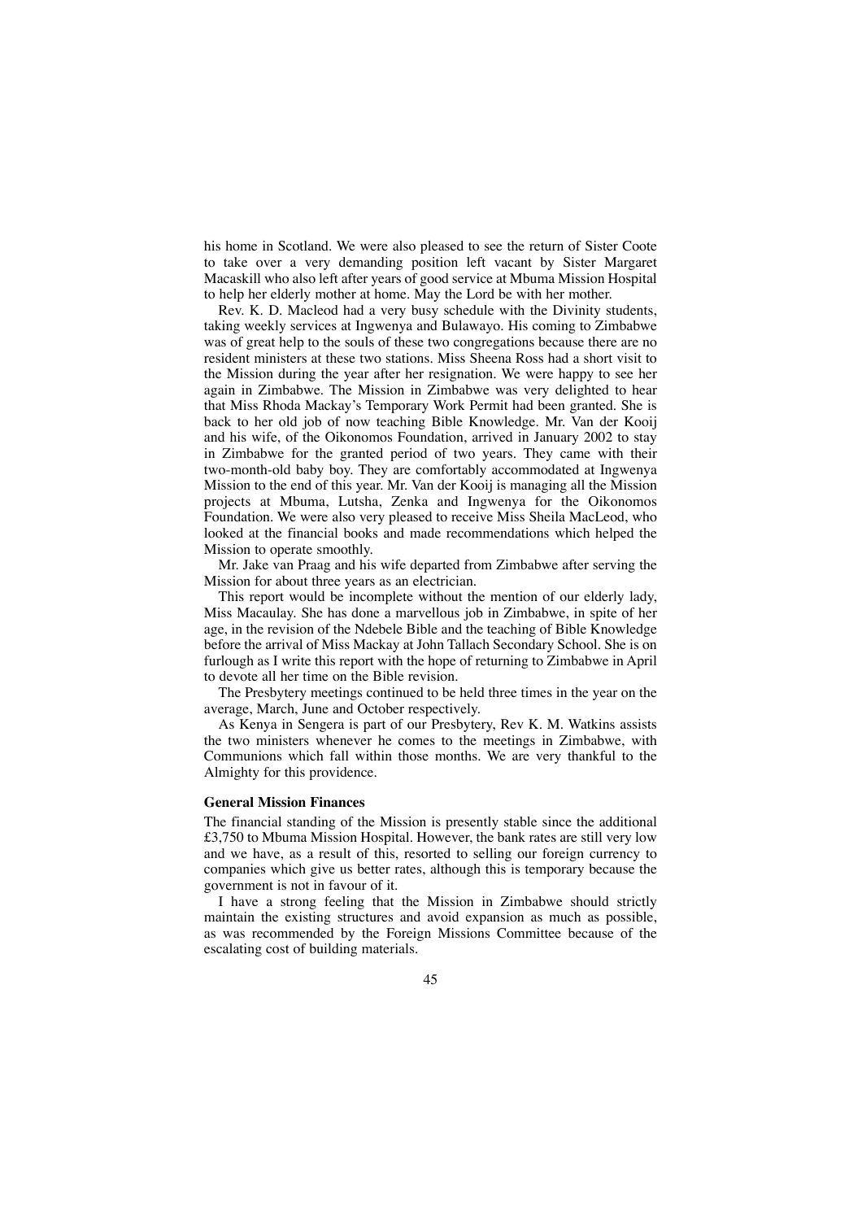his home in Scotland. We were also pleased to see the return of Sister Coote to take over a very demanding position left vacant by Sister Margaret Macaskill who also left after years of good service at Mbuma Mission Hospital to help her elderly mother at home. May the Lord be with her mother.

Rev. K. D. Macleod had a very busy schedule with the Divinity students, taking weekly services at Ingwenya and Bulawayo. His coming to Zimbabwe was of great help to the souls of these two congregations because there are no resident ministers at these two stations. Miss Sheena Ross had a short visit to the Mission during the year after her resignation. We were happy to see her again in Zimbabwe. The Mission in Zimbabwe was very delighted to hear that Miss Rhoda Mackay's Temporary Work Permit had been granted. She is back to her old job of now teaching Bible Knowledge. Mr. Van der Kooij and his wife, of the Oikonomos Foundation, arrived in January 2002 to stay in Zimbabwe for the granted period of two years. They came with their two-month-old baby boy. They are comfortably accommodated at Ingwenya Mission to the end of this year. Mr. Van der Kooij is managing all the Mission projects at Mbuma, Lutsha, Zenka and Ingwenya for the Oikonomos Foundation. We were also very pleased to receive Miss Sheila MacLeod, who looked at the financial books and made recommendations which helped the Mission to operate smoothly.

Mr. Jake van Praag and his wife departed from Zimbabwe after serving the Mission for about three years as an electrician.

This report would be incomplete without the mention of our elderly lady, Miss Macaulay. She has done a marvellous job in Zimbabwe, in spite of her age, in the revision of the Ndebele Bible and the teaching of Bible Knowledge before the arrival of Miss Mackay at John Tallach Secondary School. She is on furlough as I write this report with the hope of returning to Zimbabwe in April to devote all her time on the Bible revision.

The Presbytery meetings continued to be held three times in the year on the average, March, June and October respectively.

As Kenya in Sengera is part of our Presbytery, Rev K. M. Watkins assists the two ministers whenever he comes to the meetings in Zimbabwe, with Communions which fall within those months. We are very thankful to the Almighty for this providence.

**General Mission Finances**

The financial standing of the Mission is presently stable since the additional £3,750 to Mbuma Mission Hospital. However, the bank rates are still very low and we have, as a result of this, resorted to selling our foreign currency to companies which give us better rates, although this is temporary because the government is not in favour of it.

I have a strong feeling that the Mission in Zimbabwe should strictly maintain the existing structures and avoid expansion as much as possible, as was recommended by the Foreign Missions Committee because of the escalating cost of building materials.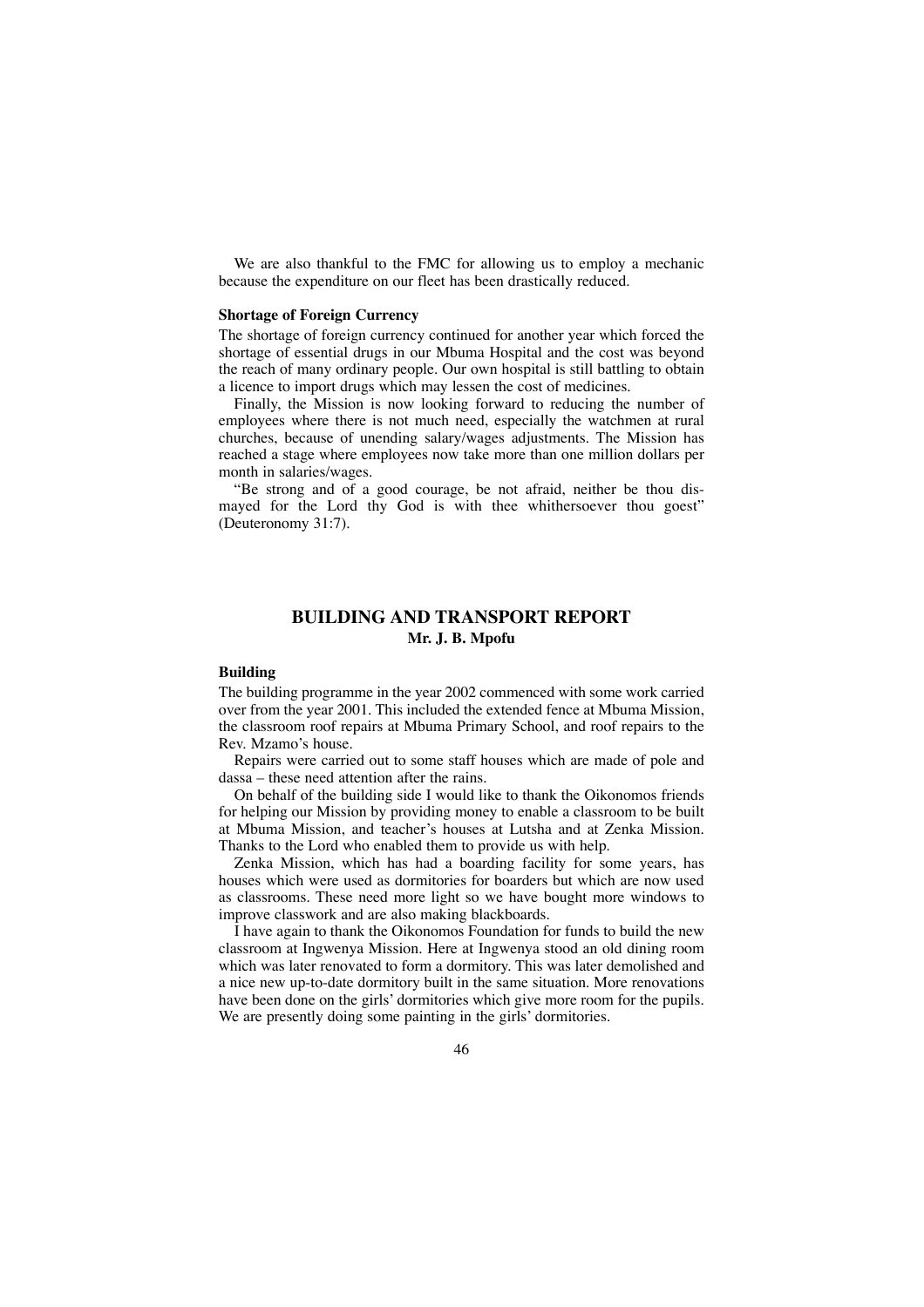We are also thankful to the FMC for allowing us to employ a mechanic because the expenditure on our fleet has been drastically reduced.

**Shortage of Foreign Currency**

The shortage of foreign currency continued for another year which forced the shortage of essential drugs in our Mbuma Hospital and the cost was beyond the reach of many ordinary people. Our own hospital is still battling to obtain a licence to import drugs which may lessen the cost of medicines.

Finally, the Mission is now looking forward to reducing the number of employees where there is not much need, especially the watchmen at rural churches, because of unending salary/wages adjustments. The Mission has reached a stage where employees now take more than one million dollars per month in salaries/wages.

"Be strong and of a good courage, be not afraid, neither be thou dismayed for the Lord thy God is with thee whithersoever thou goest" (Deuteronomy 31:7).

## BUILDING AND TRANSPORT REPORT

**Mr. J. B. Mpofu**

**Building**

The building programme in the year 2002 commenced with some work carried over from the year 2001. This included the extended fence at Mbuma Mission, the classroom roof repairs at Mbuma Primary School, and roof repairs to the Rev. Mzamo's house.

Repairs were carried out to some staff houses which are made of pole and dassa – these need attention after the rains.

On behalf of the building side I would like to thank the Oikonomos friends for helping our Mission by providing money to enable a classroom to be built at Mbuma Mission, and teacher's houses at Lutsha and at Zenka Mission. Thanks to the Lord who enabled them to provide us with help.

Zenka Mission, which has had a boarding facility for some years, has houses which were used as dormitories for boarders but which are now used as classrooms. These need more light so we have bought more windows to improve classwork and are also making blackboards.

I have again to thank the Oikonomos Foundation for funds to build the new classroom at Ingwenya Mission. Here at Ingwenya stood an old dining room which was later renovated to form a dormitory. This was later demolished and a nice new up-to-date dormitory built in the same situation. More renovations have been done on the girls' dormitories which give more room for the pupils. We are presently doing some painting in the girls' dormitories.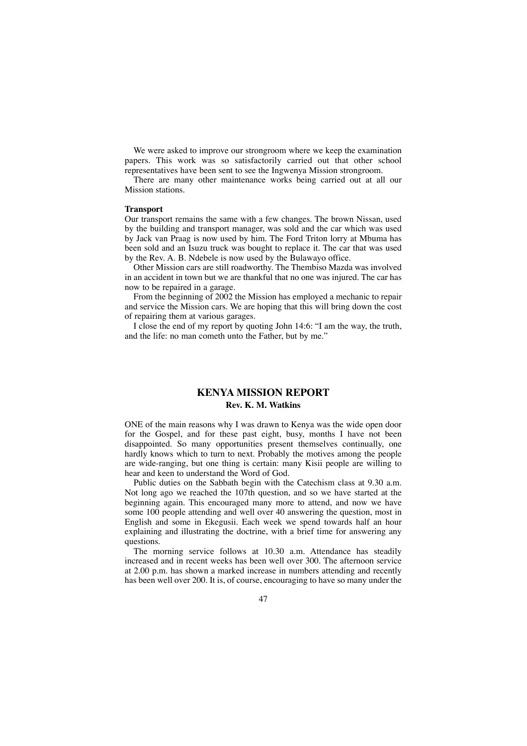We were asked to improve our strongroom where we keep the examination papers. This work was so satisfactorily carried out that other school representatives have been sent to see the Ingwenya Mission strongroom.

There are many other maintenance works being carried out at all our Mission stations.

**Transport**

Our transport remains the same with a few changes. The brown Nissan, used by the building and transport manager, was sold and the car which was used by Jack van Praag is now used by him. The Ford Triton lorry at Mbuma has been sold and an Isuzu truck was bought to replace it. The car that was used by the Rev. A. B. Ndebele is now used by the Bulawayo office.

Other Mission cars are still roadworthy. The Thembiso Mazda was involved in an accident in town but we are thankful that no one was injured. The car has now to be repaired in a garage.

From the beginning of 2002 the Mission has employed a mechanic to repair and service the Mission cars. We are hoping that this will bring down the cost of repairing them at various garages.

I close the end of my report by quoting John 14:6: "I am the way, the truth, and the life: no man cometh unto the Father, but by me."

## KENYA MISSION REPORT

**Rev. K. M. Watkins**

ONE of the main reasons why I was drawn to Kenya was the wide open door for the Gospel, and for these past eight, busy, months I have not been disappointed. So many opportunities present themselves continually, one hardly knows which to turn to next. Probably the motives among the people are wide-ranging, but one thing is certain: many Kisii people are willing to hear and keen to understand the Word of God.

Public duties on the Sabbath begin with the Catechism class at 9.30 a.m. Not long ago we reached the 107th question, and so we have started at the beginning again. This encouraged many more to attend, and now we have some 100 people attending and well over 40 answering the question, most in English and some in Ekegusii. Each week we spend towards half an hour explaining and illustrating the doctrine, with a brief time for answering any questions.

The morning service follows at 10.30 a.m. Attendance has steadily increased and in recent weeks has been well over 300. The afternoon service at 2.00 p.m. has shown a marked increase in numbers attending and recently has been well over 200. It is, of course, encouraging to have so many under the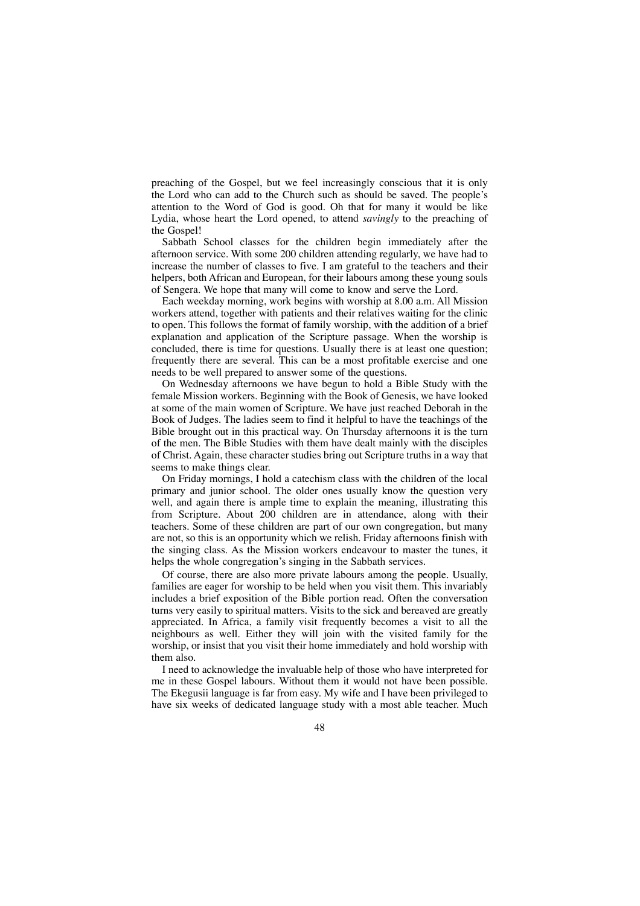preaching of the Gospel, but we feel increasingly conscious that it is only the Lord who can add to the Church such as should be saved. The people's attention to the Word of God is good. Oh that for many it would be like Lydia, whose heart the Lord opened, to attend *savingly* to the preaching of the Gospel!

Sabbath School classes for the children begin immediately after the afternoon service. With some 200 children attending regularly, we have had to increase the number of classes to five. I am grateful to the teachers and their helpers, both African and European, for their labours among these young souls of Sengera. We hope that many will come to know and serve the Lord.

Each weekday morning, work begins with worship at 8.00 a.m. All Mission workers attend, together with patients and their relatives waiting for the clinic to open. This follows the format of family worship, with the addition of a brief explanation and application of the Scripture passage. When the worship is concluded, there is time for questions. Usually there is at least one question; frequently there are several. This can be a most profitable exercise and one needs to be well prepared to answer some of the questions.

On Wednesday afternoons we have begun to hold a Bible Study with the female Mission workers. Beginning with the Book of Genesis, we have looked at some of the main women of Scripture. We have just reached Deborah in the Book of Judges. The ladies seem to find it helpful to have the teachings of the Bible brought out in this practical way. On Thursday afternoons it is the turn of the men. The Bible Studies with them have dealt mainly with the disciples of Christ. Again, these character studies bring out Scripture truths in a way that seems to make things clear.

On Friday mornings, I hold a catechism class with the children of the local primary and junior school. The older ones usually know the question very well, and again there is ample time to explain the meaning, illustrating this from Scripture. About 200 children are in attendance, along with their teachers. Some of these children are part of our own congregation, but many are not, so this is an opportunity which we relish. Friday afternoons finish with the singing class. As the Mission workers endeavour to master the tunes, it helps the whole congregation's singing in the Sabbath services.

Of course, there are also more private labours among the people. Usually, families are eager for worship to be held when you visit them. This invariably includes a brief exposition of the Bible portion read. Often the conversation turns very easily to spiritual matters. Visits to the sick and bereaved are greatly appreciated. In Africa, a family visit frequently becomes a visit to all the neighbours as well. Either they will join with the visited family for the worship, or insist that you visit their home immediately and hold worship with them also.

I need to acknowledge the invaluable help of those who have interpreted for me in these Gospel labours. Without them it would not have been possible. The Ekegusii language is far from easy. My wife and I have been privileged to have six weeks of dedicated language study with a most able teacher. Much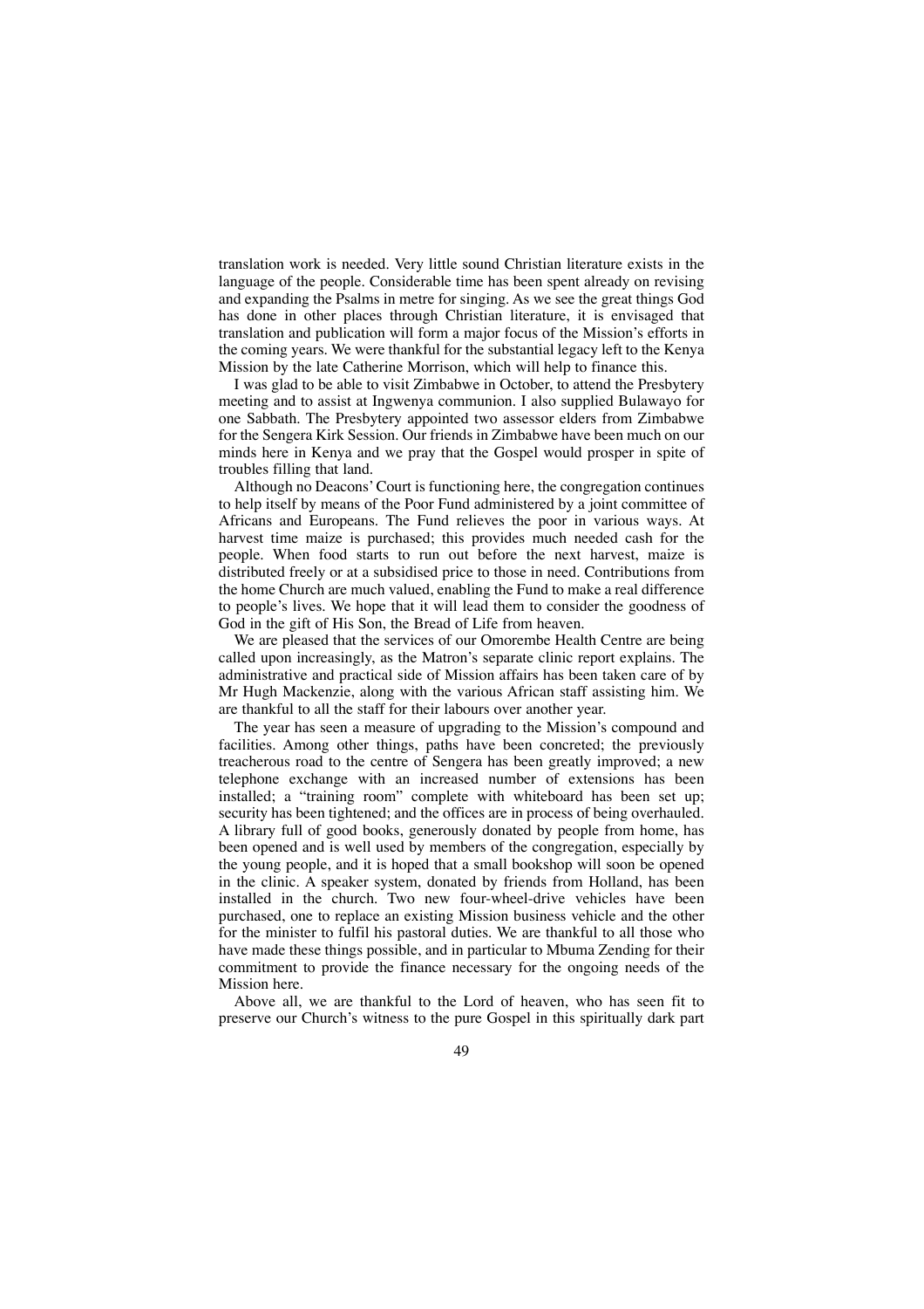translation work is needed. Very little sound Christian literature exists in the language of the people. Considerable time has been spent already on revising and expanding the Psalms in metre for singing. As we see the great things God has done in other places through Christian literature, it is envisaged that translation and publication will form a major focus of the Mission's efforts in the coming years. We were thankful for the substantial legacy left to the Kenya Mission by the late Catherine Morrison, which will help to finance this.

I was glad to be able to visit Zimbabwe in October, to attend the Presbytery meeting and to assist at Ingwenya communion. I also supplied Bulawayo for one Sabbath. The Presbytery appointed two assessor elders from Zimbabwe for the Sengera Kirk Session. Our friends in Zimbabwe have been much on our minds here in Kenya and we pray that the Gospel would prosper in spite of troubles filling that land.

Although no Deacons' Court is functioning here, the congregation continues to help itself by means of the Poor Fund administered by a joint committee of Africans and Europeans. The Fund relieves the poor in various ways. At harvest time maize is purchased; this provides much needed cash for the people. When food starts to run out before the next harvest, maize is distributed freely or at a subsidised price to those in need. Contributions from the home Church are much valued, enabling the Fund to make a real difference to people's lives. We hope that it will lead them to consider the goodness of God in the gift of His Son, the Bread of Life from heaven.

We are pleased that the services of our Omorembe Health Centre are being called upon increasingly, as the Matron's separate clinic report explains. The administrative and practical side of Mission affairs has been taken care of by Mr Hugh Mackenzie, along with the various African staff assisting him. We are thankful to all the staff for their labours over another year.

The year has seen a measure of upgrading to the Mission's compound and facilities. Among other things, paths have been concreted; the previously treacherous road to the centre of Sengera has been greatly improved; a new telephone exchange with an increased number of extensions has been installed; a "training room" complete with whiteboard has been set up; security has been tightened; and the offices are in process of being overhauled. A library full of good books, generously donated by people from home, has been opened and is well used by members of the congregation, especially by the young people, and it is hoped that a small bookshop will soon be opened in the clinic. A speaker system, donated by friends from Holland, has been installed in the church. Two new four-wheel-drive vehicles have been purchased, one to replace an existing Mission business vehicle and the other for the minister to fulfil his pastoral duties. We are thankful to all those who have made these things possible, and in particular to Mbuma Zending for their commitment to provide the finance necessary for the ongoing needs of the Mission here.

Above all, we are thankful to the Lord of heaven, who has seen fit to preserve our Church's witness to the pure Gospel in this spiritually dark part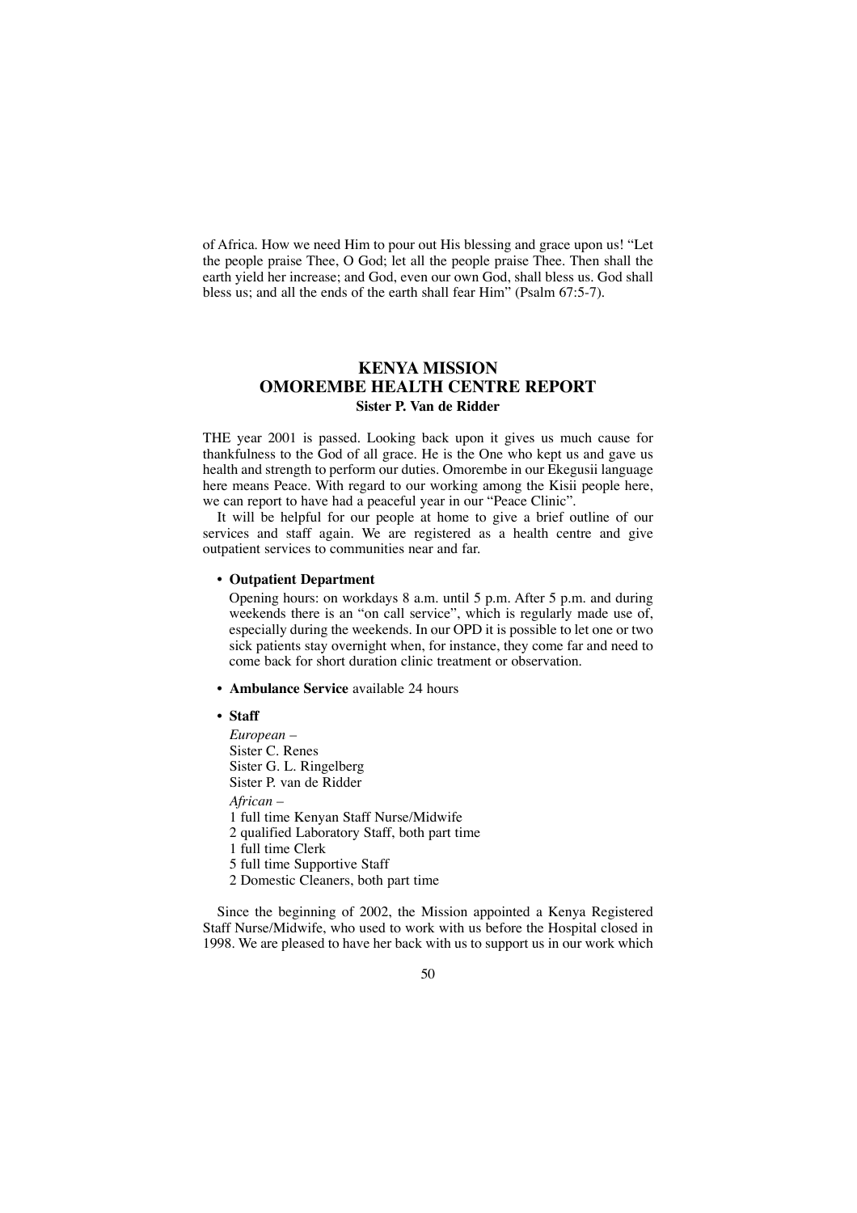of Africa. How we need Him to pour out His blessing and grace upon us! "Let the people praise Thee, O God; let all the people praise Thee. Then shall the earth yield her increase; and God, even our own God, shall bless us. God shall bless us; and all the ends of the earth shall fear Him" (Psalm 67:5-7).

## KENYA MISSION
## OMOREMBE HEALTH CENTRE REPORT

**Sister P. Van de Ridder**

THE year 2001 is passed. Looking back upon it gives us much cause for thankfulness to the God of all grace. He is the One who kept us and gave us health and strength to perform our duties. Omorembe in our Ekegusii language here means Peace. With regard to our working among the Kisii people here, we can report to have had a peaceful year in our "Peace Clinic".

It will be helpful for our people at home to give a brief outline of our services and staff again. We are registered as a health centre and give outpatient services to communities near and far.

- **Outpatient Department**

  Opening hours: on workdays 8 a.m. until 5 p.m. After 5 p.m. and during weekends there is an "on call service", which is regularly made use of, especially during the weekends. In our OPD it is possible to let one or two sick patients stay overnight when, for instance, they come far and need to come back for short duration clinic treatment or observation.

- **Ambulance Service** available 24 hours

- **Staff**

  *European* –
  Sister C. Renes
  Sister G. L. Ringelberg
  Sister P. van de Ridder

  *African* –
  1 full time Kenyan Staff Nurse/Midwife
  2 qualified Laboratory Staff, both part time
  1 full time Clerk
  5 full time Supportive Staff
  2 Domestic Cleaners, both part time

Since the beginning of 2002, the Mission appointed a Kenya Registered Staff Nurse/Midwife, who used to work with us before the Hospital closed in 1998. We are pleased to have her back with us to support us in our work which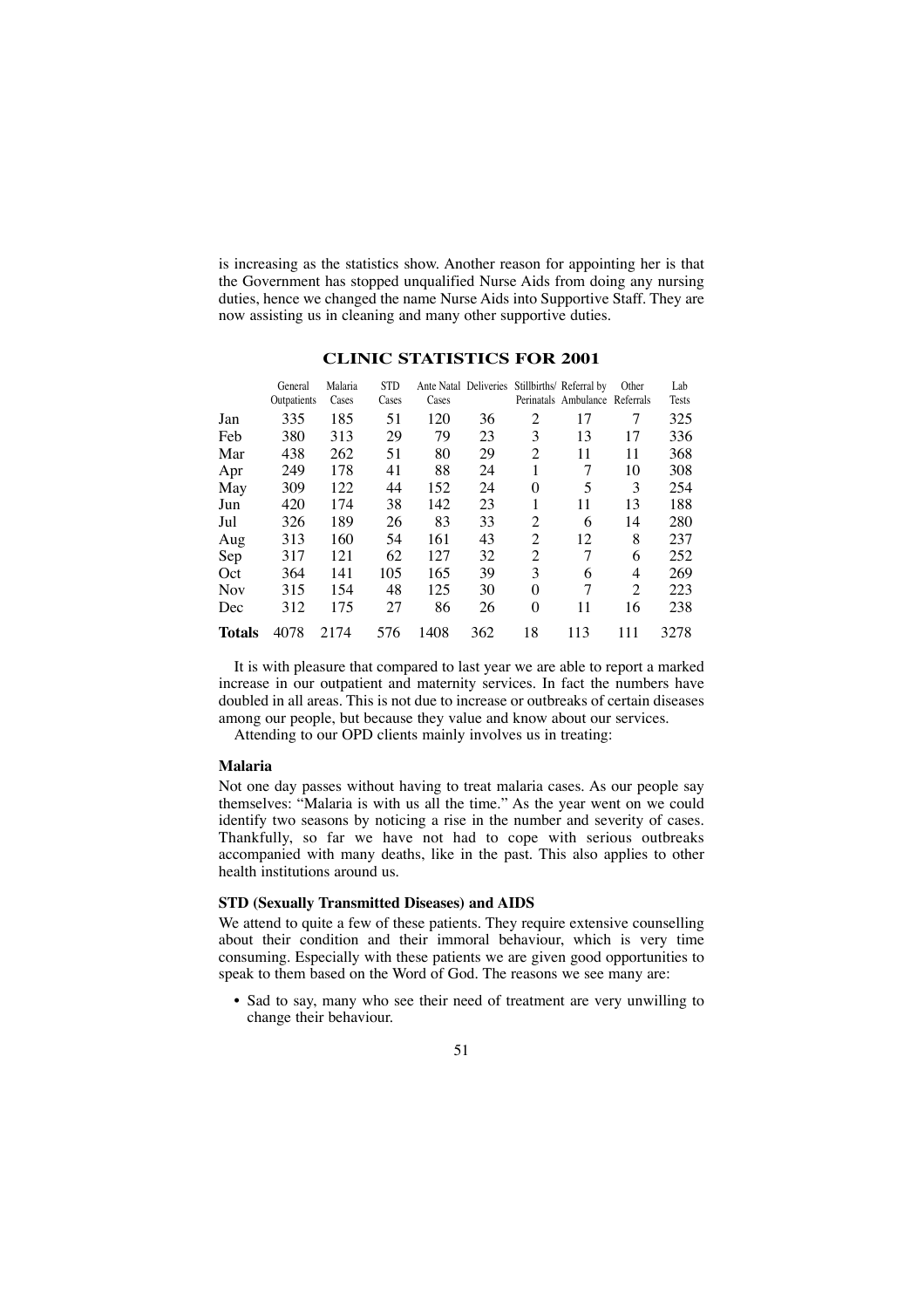is increasing as the statistics show. Another reason for appointing her is that the Government has stopped unqualified Nurse Aids from doing any nursing duties, hence we changed the name Nurse Aids into Supportive Staff. They are now assisting us in cleaning and many other supportive duties.

## CLINIC STATISTICS FOR 2001

| | General Outpatients | Malaria Cases | STD Cases | Ante Natal Cases | Deliveries | Stillbirths/ Perinatals | Referral by Ambulance | Other Referrals | Lab Tests |
|---|---|---|---|---|---|---|---|---|---|
| Jan | 335 | 185 | 51 | 120 | 36 | 2 | 17 | 7 | 325 |
| Feb | 380 | 313 | 29 | 79 | 23 | 3 | 13 | 17 | 336 |
| Mar | 438 | 262 | 51 | 80 | 29 | 2 | 11 | 11 | 368 |
| Apr | 249 | 178 | 41 | 88 | 24 | 1 | 7 | 10 | 308 |
| May | 309 | 122 | 44 | 152 | 24 | 0 | 5 | 3 | 254 |
| Jun | 420 | 174 | 38 | 142 | 23 | 1 | 11 | 13 | 188 |
| Jul | 326 | 189 | 26 | 83 | 33 | 2 | 6 | 14 | 280 |
| Aug | 313 | 160 | 54 | 161 | 43 | 2 | 12 | 8 | 237 |
| Sep | 317 | 121 | 62 | 127 | 32 | 2 | 7 | 6 | 252 |
| Oct | 364 | 141 | 105 | 165 | 39 | 3 | 6 | 4 | 269 |
| Nov | 315 | 154 | 48 | 125 | 30 | 0 | 7 | 2 | 223 |
| Dec | 312 | 175 | 27 | 86 | 26 | 0 | 11 | 16 | 238 |
| **Totals** | 4078 | 2174 | 576 | 1408 | 362 | 18 | 113 | 111 | 3278 |

It is with pleasure that compared to last year we are able to report a marked increase in our outpatient and maternity services. In fact the numbers have doubled in all areas. This is not due to increase or outbreaks of certain diseases among our people, but because they value and know about our services.

Attending to our OPD clients mainly involves us in treating:

### Malaria

Not one day passes without having to treat malaria cases. As our people say themselves: "Malaria is with us all the time." As the year went on we could identify two seasons by noticing a rise in the number and severity of cases. Thankfully, so far we have not had to cope with serious outbreaks accompanied with many deaths, like in the past. This also applies to other health institutions around us.

### STD (Sexually Transmitted Diseases) and AIDS

We attend to quite a few of these patients. They require extensive counselling about their condition and their immoral behaviour, which is very time consuming. Especially with these patients we are given good opportunities to speak to them based on the Word of God. The reasons we see many are:

- Sad to say, many who see their need of treatment are very unwilling to change their behaviour.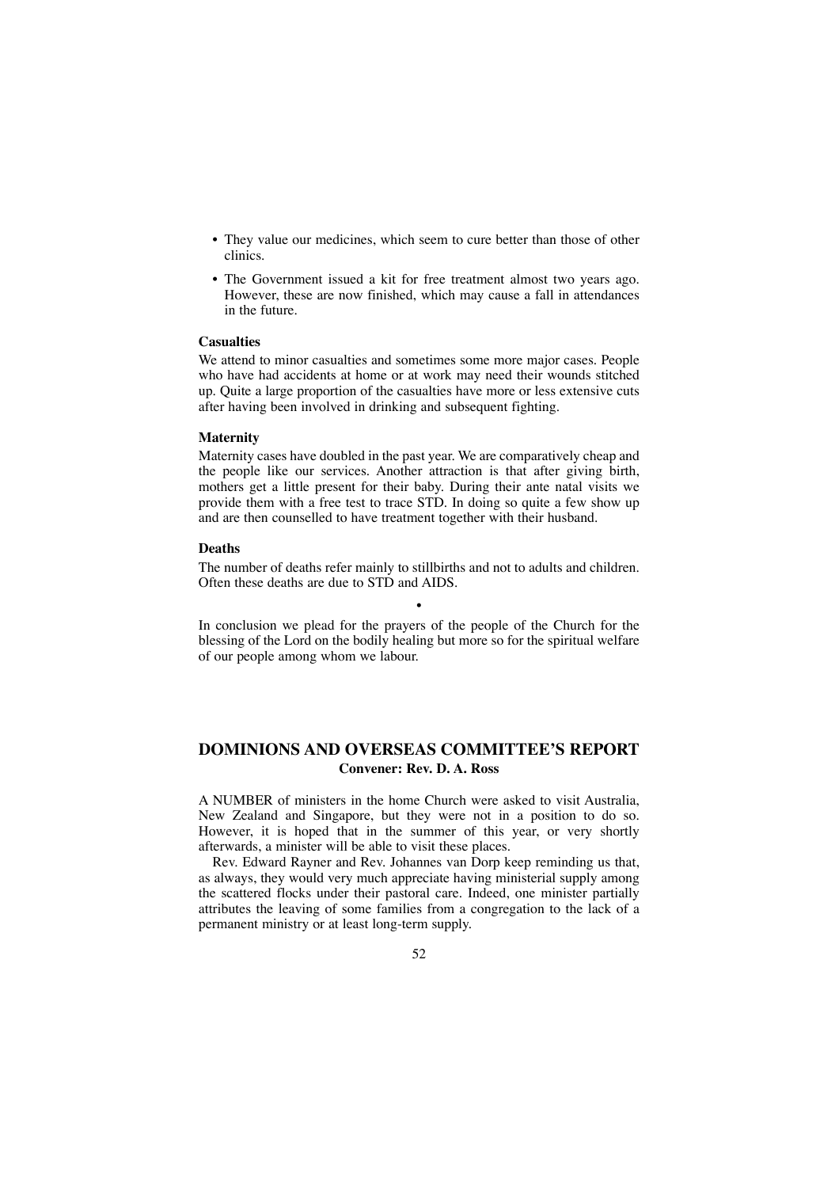- They value our medicines, which seem to cure better than those of other clinics.
- The Government issued a kit for free treatment almost two years ago. However, these are now finished, which may cause a fall in attendances in the future.

**Casualties**

We attend to minor casualties and sometimes some more major cases. People who have had accidents at home or at work may need their wounds stitched up. Quite a large proportion of the casualties have more or less extensive cuts after having been involved in drinking and subsequent fighting.

**Maternity**

Maternity cases have doubled in the past year. We are comparatively cheap and the people like our services. Another attraction is that after giving birth, mothers get a little present for their baby. During their ante natal visits we provide them with a free test to trace STD. In doing so quite a few show up and are then counselled to have treatment together with their husband.

**Deaths**

The number of deaths refer mainly to stillbirths and not to adults and children. Often these deaths are due to STD and AIDS.

•

In conclusion we plead for the prayers of the people of the Church for the blessing of the Lord on the bodily healing but more so for the spiritual welfare of our people among whom we labour.

## DOMINIONS AND OVERSEAS COMMITTEE'S REPORT

**Convener: Rev. D. A. Ross**

A NUMBER of ministers in the home Church were asked to visit Australia, New Zealand and Singapore, but they were not in a position to do so. However, it is hoped that in the summer of this year, or very shortly afterwards, a minister will be able to visit these places.

Rev. Edward Rayner and Rev. Johannes van Dorp keep reminding us that, as always, they would very much appreciate having ministerial supply among the scattered flocks under their pastoral care. Indeed, one minister partially attributes the leaving of some families from a congregation to the lack of a permanent ministry or at least long-term supply.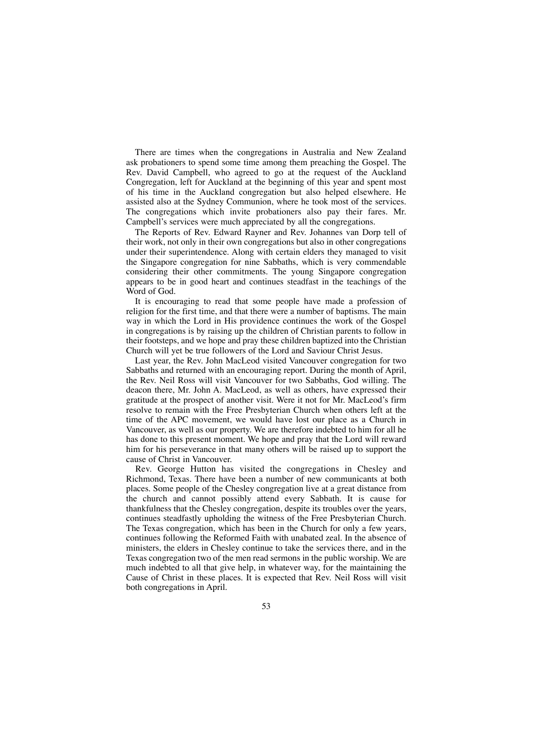There are times when the congregations in Australia and New Zealand ask probationers to spend some time among them preaching the Gospel. The Rev. David Campbell, who agreed to go at the request of the Auckland Congregation, left for Auckland at the beginning of this year and spent most of his time in the Auckland congregation but also helped elsewhere. He assisted also at the Sydney Communion, where he took most of the services. The congregations which invite probationers also pay their fares. Mr. Campbell's services were much appreciated by all the congregations.

The Reports of Rev. Edward Rayner and Rev. Johannes van Dorp tell of their work, not only in their own congregations but also in other congregations under their superintendence. Along with certain elders they managed to visit the Singapore congregation for nine Sabbaths, which is very commendable considering their other commitments. The young Singapore congregation appears to be in good heart and continues steadfast in the teachings of the Word of God.

It is encouraging to read that some people have made a profession of religion for the first time, and that there were a number of baptisms. The main way in which the Lord in His providence continues the work of the Gospel in congregations is by raising up the children of Christian parents to follow in their footsteps, and we hope and pray these children baptized into the Christian Church will yet be true followers of the Lord and Saviour Christ Jesus.

Last year, the Rev. John MacLeod visited Vancouver congregation for two Sabbaths and returned with an encouraging report. During the month of April, the Rev. Neil Ross will visit Vancouver for two Sabbaths, God willing. The deacon there, Mr. John A. MacLeod, as well as others, have expressed their gratitude at the prospect of another visit. Were it not for Mr. MacLeod's firm resolve to remain with the Free Presbyterian Church when others left at the time of the APC movement, we would have lost our place as a Church in Vancouver, as well as our property. We are therefore indebted to him for all he has done to this present moment. We hope and pray that the Lord will reward him for his perseverance in that many others will be raised up to support the cause of Christ in Vancouver.

Rev. George Hutton has visited the congregations in Chesley and Richmond, Texas. There have been a number of new communicants at both places. Some people of the Chesley congregation live at a great distance from the church and cannot possibly attend every Sabbath. It is cause for thankfulness that the Chesley congregation, despite its troubles over the years, continues steadfastly upholding the witness of the Free Presbyterian Church. The Texas congregation, which has been in the Church for only a few years, continues following the Reformed Faith with unabated zeal. In the absence of ministers, the elders in Chesley continue to take the services there, and in the Texas congregation two of the men read sermons in the public worship. We are much indebted to all that give help, in whatever way, for the maintaining the Cause of Christ in these places. It is expected that Rev. Neil Ross will visit both congregations in April.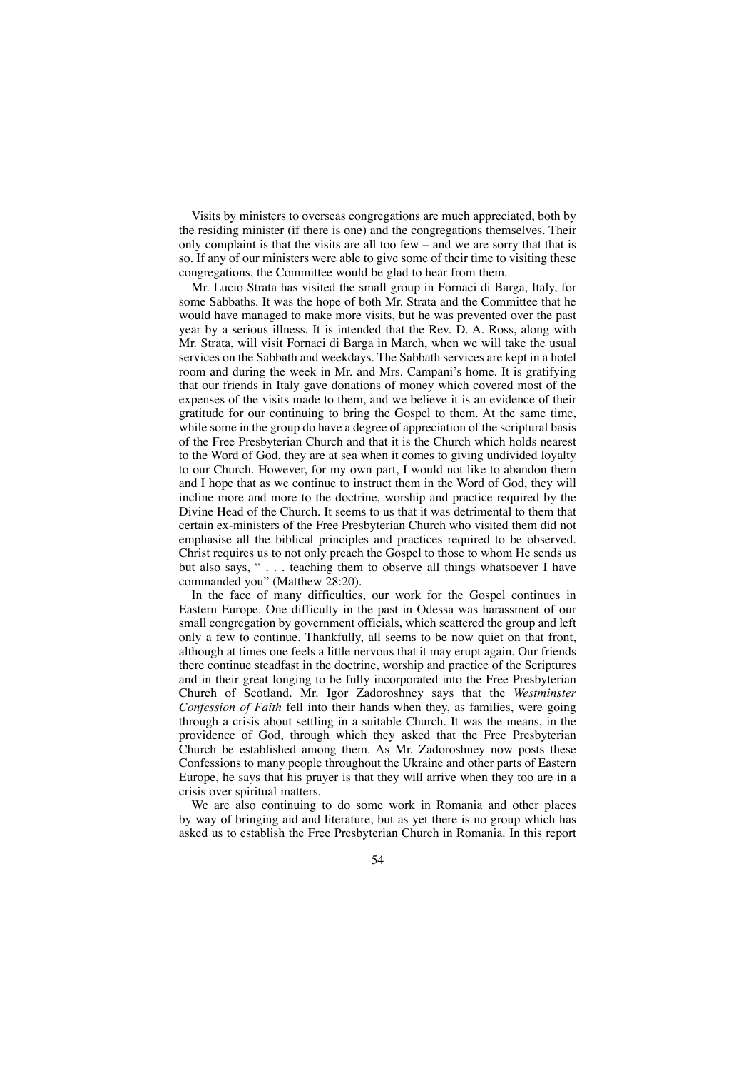Visits by ministers to overseas congregations are much appreciated, both by the residing minister (if there is one) and the congregations themselves. Their only complaint is that the visits are all too few – and we are sorry that that is so. If any of our ministers were able to give some of their time to visiting these congregations, the Committee would be glad to hear from them.

Mr. Lucio Strata has visited the small group in Fornaci di Barga, Italy, for some Sabbaths. It was the hope of both Mr. Strata and the Committee that he would have managed to make more visits, but he was prevented over the past year by a serious illness. It is intended that the Rev. D. A. Ross, along with Mr. Strata, will visit Fornaci di Barga in March, when we will take the usual services on the Sabbath and weekdays. The Sabbath services are kept in a hotel room and during the week in Mr. and Mrs. Campani's home. It is gratifying that our friends in Italy gave donations of money which covered most of the expenses of the visits made to them, and we believe it is an evidence of their gratitude for our continuing to bring the Gospel to them. At the same time, while some in the group do have a degree of appreciation of the scriptural basis of the Free Presbyterian Church and that it is the Church which holds nearest to the Word of God, they are at sea when it comes to giving undivided loyalty to our Church. However, for my own part, I would not like to abandon them and I hope that as we continue to instruct them in the Word of God, they will incline more and more to the doctrine, worship and practice required by the Divine Head of the Church. It seems to us that it was detrimental to them that certain ex-ministers of the Free Presbyterian Church who visited them did not emphasise all the biblical principles and practices required to be observed. Christ requires us to not only preach the Gospel to those to whom He sends us but also says, " . . . teaching them to observe all things whatsoever I have commanded you" (Matthew 28:20).

In the face of many difficulties, our work for the Gospel continues in Eastern Europe. One difficulty in the past in Odessa was harassment of our small congregation by government officials, which scattered the group and left only a few to continue. Thankfully, all seems to be now quiet on that front, although at times one feels a little nervous that it may erupt again. Our friends there continue steadfast in the doctrine, worship and practice of the Scriptures and in their great longing to be fully incorporated into the Free Presbyterian Church of Scotland. Mr. Igor Zadoroshney says that the *Westminster Confession of Faith* fell into their hands when they, as families, were going through a crisis about settling in a suitable Church. It was the means, in the providence of God, through which they asked that the Free Presbyterian Church be established among them. As Mr. Zadoroshney now posts these Confessions to many people throughout the Ukraine and other parts of Eastern Europe, he says that his prayer is that they will arrive when they too are in a crisis over spiritual matters.

We are also continuing to do some work in Romania and other places by way of bringing aid and literature, but as yet there is no group which has asked us to establish the Free Presbyterian Church in Romania. In this report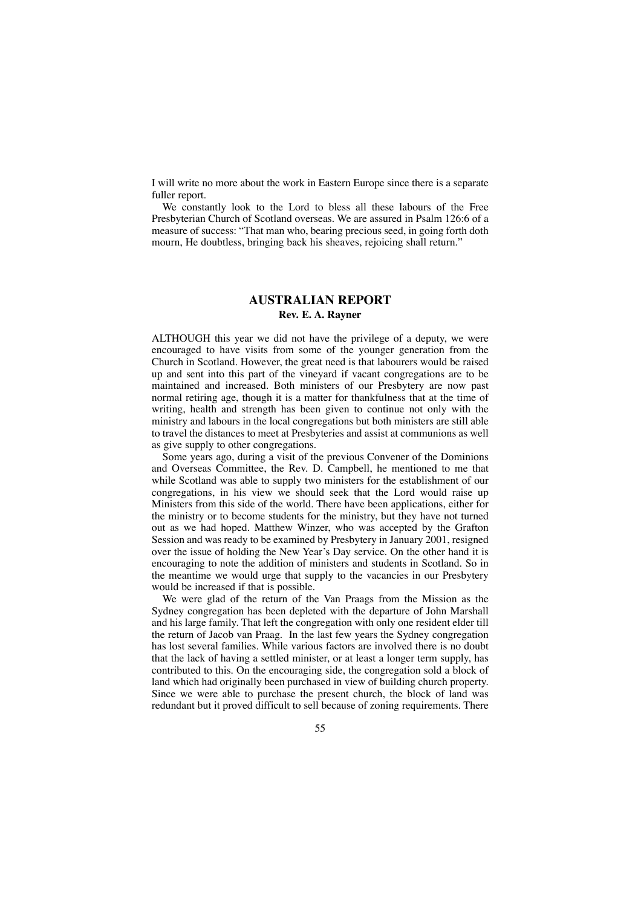I will write no more about the work in Eastern Europe since there is a separate fuller report.

We constantly look to the Lord to bless all these labours of the Free Presbyterian Church of Scotland overseas. We are assured in Psalm 126:6 of a measure of success: "That man who, bearing precious seed, in going forth doth mourn, He doubtless, bringing back his sheaves, rejoicing shall return."

## AUSTRALIAN REPORT

**Rev. E. A. Rayner**

ALTHOUGH this year we did not have the privilege of a deputy, we were encouraged to have visits from some of the younger generation from the Church in Scotland. However, the great need is that labourers would be raised up and sent into this part of the vineyard if vacant congregations are to be maintained and increased. Both ministers of our Presbytery are now past normal retiring age, though it is a matter for thankfulness that at the time of writing, health and strength has been given to continue not only with the ministry and labours in the local congregations but both ministers are still able to travel the distances to meet at Presbyteries and assist at communions as well as give supply to other congregations.

Some years ago, during a visit of the previous Convener of the Dominions and Overseas Committee, the Rev. D. Campbell, he mentioned to me that while Scotland was able to supply two ministers for the establishment of our congregations, in his view we should seek that the Lord would raise up Ministers from this side of the world. There have been applications, either for the ministry or to become students for the ministry, but they have not turned out as we had hoped. Matthew Winzer, who was accepted by the Grafton Session and was ready to be examined by Presbytery in January 2001, resigned over the issue of holding the New Year's Day service. On the other hand it is encouraging to note the addition of ministers and students in Scotland. So in the meantime we would urge that supply to the vacancies in our Presbytery would be increased if that is possible.

We were glad of the return of the Van Praags from the Mission as the Sydney congregation has been depleted with the departure of John Marshall and his large family. That left the congregation with only one resident elder till the return of Jacob van Praag. In the last few years the Sydney congregation has lost several families. While various factors are involved there is no doubt that the lack of having a settled minister, or at least a longer term supply, has contributed to this. On the encouraging side, the congregation sold a block of land which had originally been purchased in view of building church property. Since we were able to purchase the present church, the block of land was redundant but it proved difficult to sell because of zoning requirements. There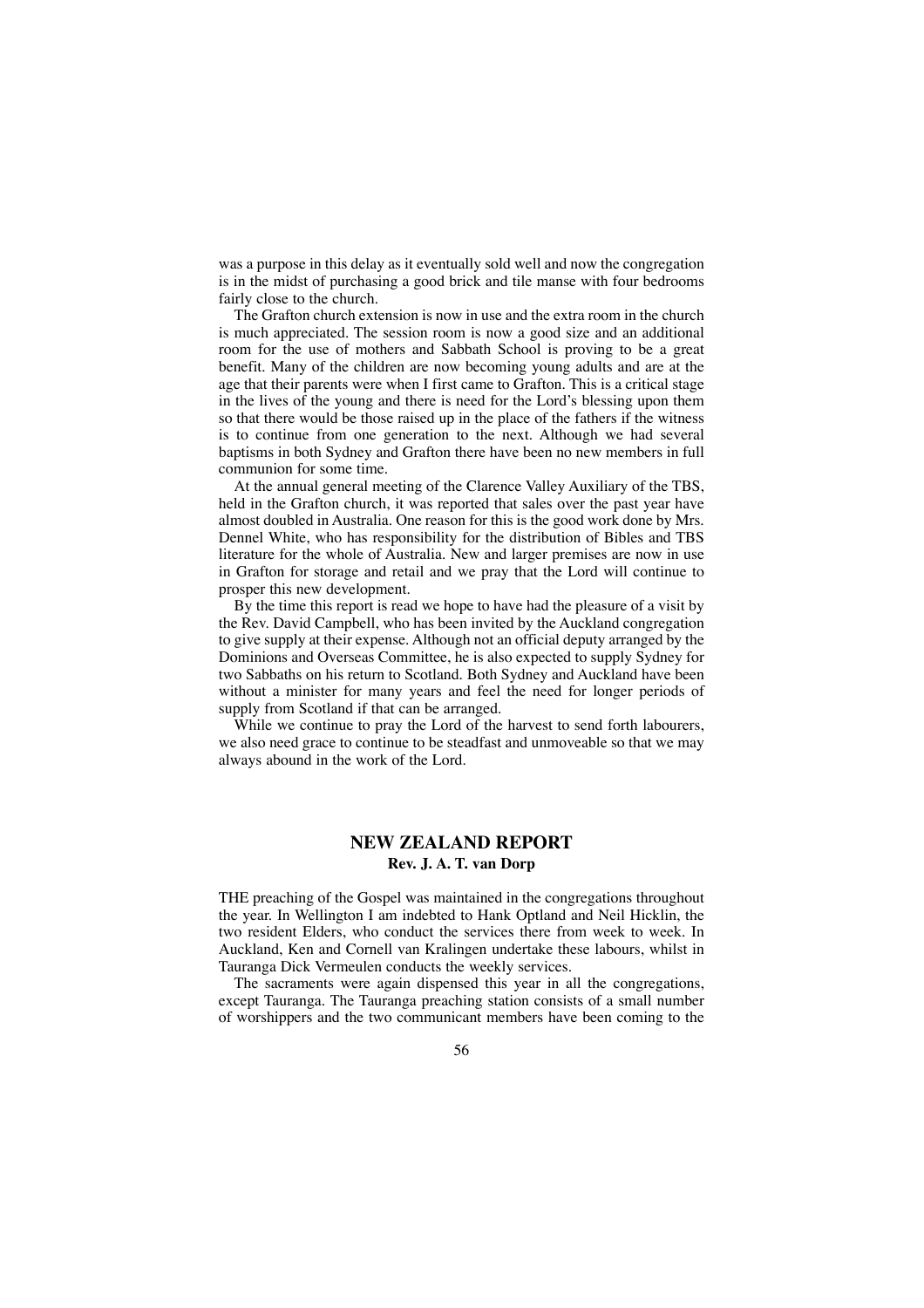was a purpose in this delay as it eventually sold well and now the congregation is in the midst of purchasing a good brick and tile manse with four bedrooms fairly close to the church.

The Grafton church extension is now in use and the extra room in the church is much appreciated. The session room is now a good size and an additional room for the use of mothers and Sabbath School is proving to be a great benefit. Many of the children are now becoming young adults and are at the age that their parents were when I first came to Grafton. This is a critical stage in the lives of the young and there is need for the Lord's blessing upon them so that there would be those raised up in the place of the fathers if the witness is to continue from one generation to the next. Although we had several baptisms in both Sydney and Grafton there have been no new members in full communion for some time.

At the annual general meeting of the Clarence Valley Auxiliary of the TBS, held in the Grafton church, it was reported that sales over the past year have almost doubled in Australia. One reason for this is the good work done by Mrs. Dennel White, who has responsibility for the distribution of Bibles and TBS literature for the whole of Australia. New and larger premises are now in use in Grafton for storage and retail and we pray that the Lord will continue to prosper this new development.

By the time this report is read we hope to have had the pleasure of a visit by the Rev. David Campbell, who has been invited by the Auckland congregation to give supply at their expense. Although not an official deputy arranged by the Dominions and Overseas Committee, he is also expected to supply Sydney for two Sabbaths on his return to Scotland. Both Sydney and Auckland have been without a minister for many years and feel the need for longer periods of supply from Scotland if that can be arranged.

While we continue to pray the Lord of the harvest to send forth labourers, we also need grace to continue to be steadfast and unmoveable so that we may always abound in the work of the Lord.

## NEW ZEALAND REPORT

**Rev. J. A. T. van Dorp**

THE preaching of the Gospel was maintained in the congregations throughout the year. In Wellington I am indebted to Hank Optland and Neil Hicklin, the two resident Elders, who conduct the services there from week to week. In Auckland, Ken and Cornell van Kralingen undertake these labours, whilst in Tauranga Dick Vermeulen conducts the weekly services.

The sacraments were again dispensed this year in all the congregations, except Tauranga. The Tauranga preaching station consists of a small number of worshippers and the two communicant members have been coming to the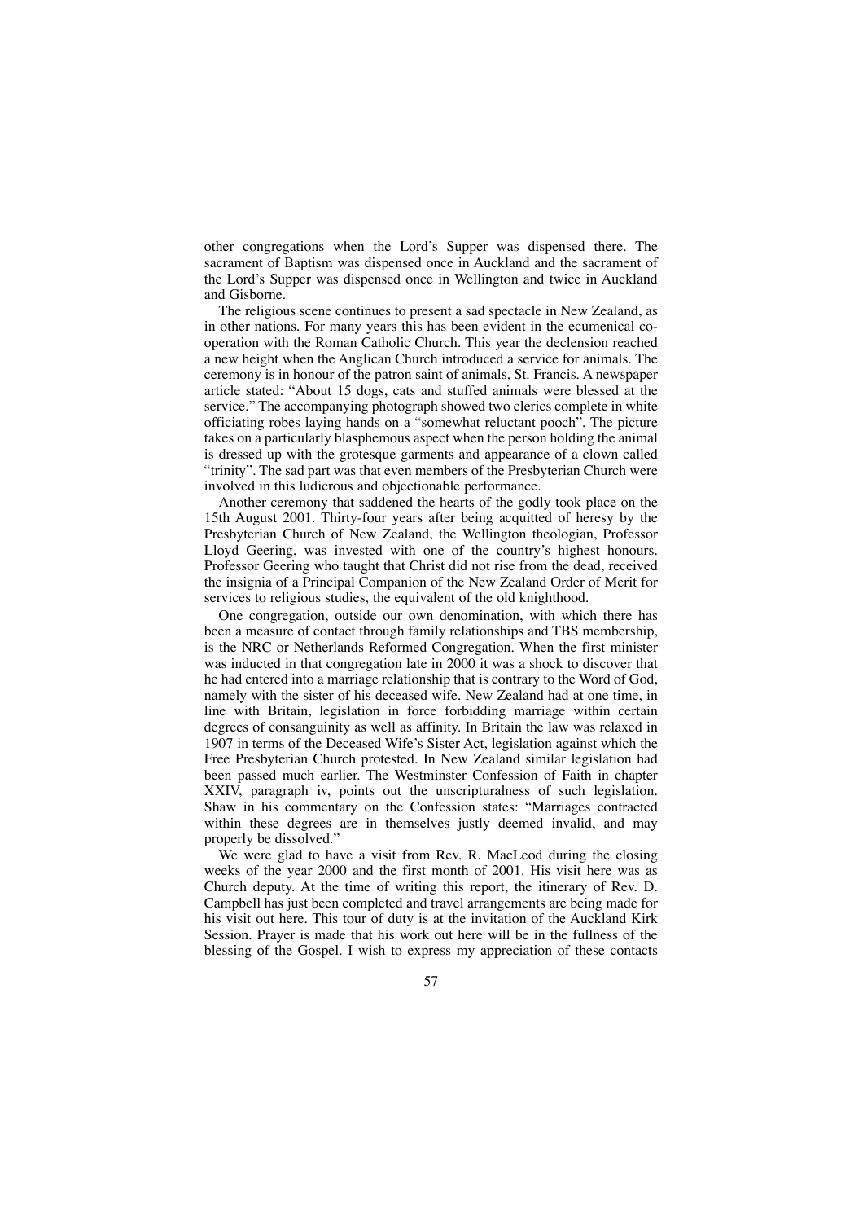other congregations when the Lord's Supper was dispensed there. The sacrament of Baptism was dispensed once in Auckland and the sacrament of the Lord's Supper was dispensed once in Wellington and twice in Auckland and Gisborne.

The religious scene continues to present a sad spectacle in New Zealand, as in other nations. For many years this has been evident in the ecumenical co-operation with the Roman Catholic Church. This year the declension reached a new height when the Anglican Church introduced a service for animals. The ceremony is in honour of the patron saint of animals, St. Francis. A newspaper article stated: "About 15 dogs, cats and stuffed animals were blessed at the service." The accompanying photograph showed two clerics complete in white officiating robes laying hands on a "somewhat reluctant pooch". The picture takes on a particularly blasphemous aspect when the person holding the animal is dressed up with the grotesque garments and appearance of a clown called "trinity". The sad part was that even members of the Presbyterian Church were involved in this ludicrous and objectionable performance.

Another ceremony that saddened the hearts of the godly took place on the 15th August 2001. Thirty-four years after being acquitted of heresy by the Presbyterian Church of New Zealand, the Wellington theologian, Professor Lloyd Geering, was invested with one of the country's highest honours. Professor Geering who taught that Christ did not rise from the dead, received the insignia of a Principal Companion of the New Zealand Order of Merit for services to religious studies, the equivalent of the old knighthood.

One congregation, outside our own denomination, with which there has been a measure of contact through family relationships and TBS membership, is the NRC or Netherlands Reformed Congregation. When the first minister was inducted in that congregation late in 2000 it was a shock to discover that he had entered into a marriage relationship that is contrary to the Word of God, namely with the sister of his deceased wife. New Zealand had at one time, in line with Britain, legislation in force forbidding marriage within certain degrees of consanguinity as well as affinity. In Britain the law was relaxed in 1907 in terms of the Deceased Wife's Sister Act, legislation against which the Free Presbyterian Church protested. In New Zealand similar legislation had been passed much earlier. The Westminster Confession of Faith in chapter XXIV, paragraph iv, points out the unscripturalness of such legislation. Shaw in his commentary on the Confession states: "Marriages contracted within these degrees are in themselves justly deemed invalid, and may properly be dissolved."

We were glad to have a visit from Rev. R. MacLeod during the closing weeks of the year 2000 and the first month of 2001. His visit here was as Church deputy. At the time of writing this report, the itinerary of Rev. D. Campbell has just been completed and travel arrangements are being made for his visit out here. This tour of duty is at the invitation of the Auckland Kirk Session. Prayer is made that his work out here will be in the fullness of the blessing of the Gospel. I wish to express my appreciation of these contacts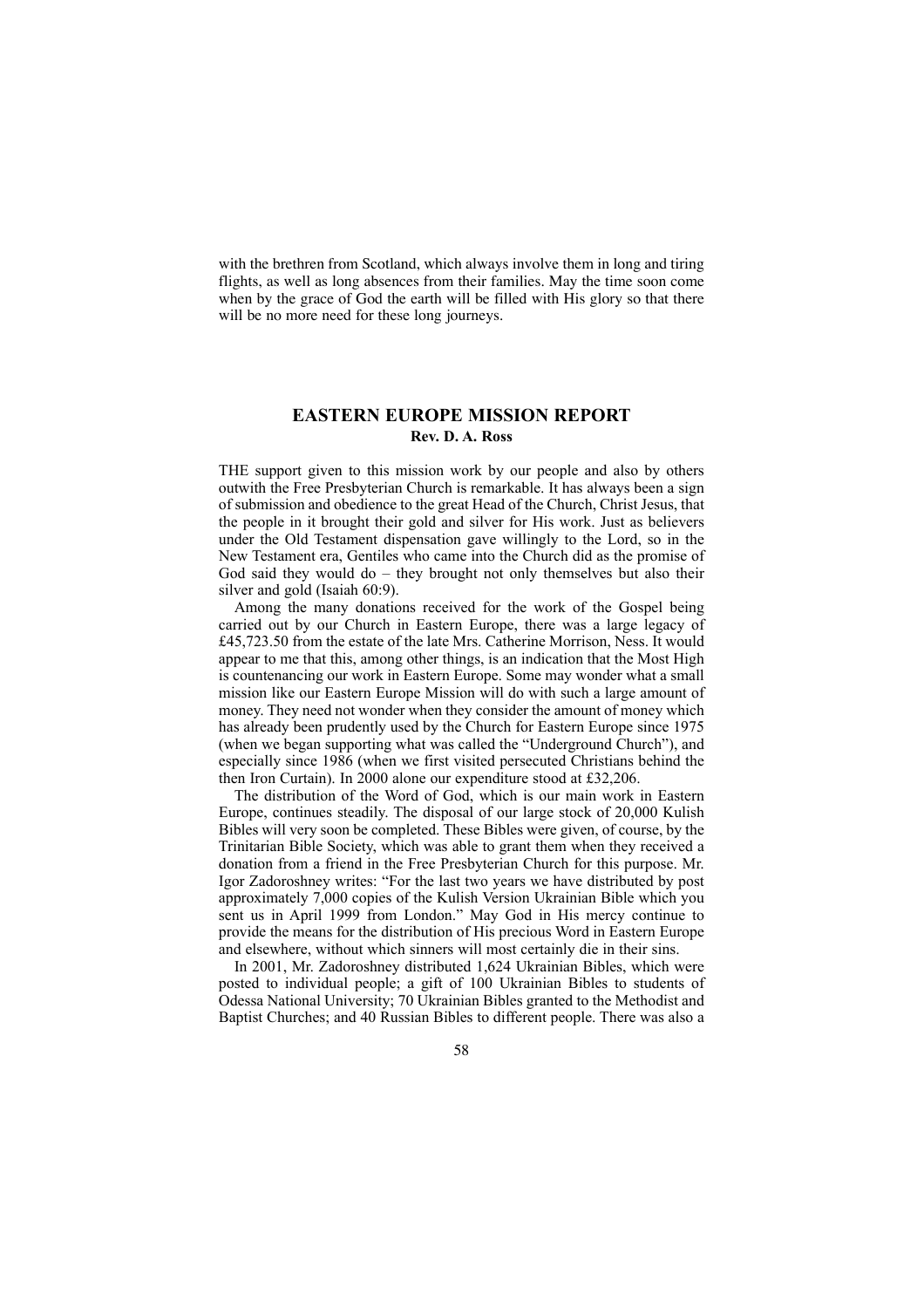with the brethren from Scotland, which always involve them in long and tiring flights, as well as long absences from their families. May the time soon come when by the grace of God the earth will be filled with His glory so that there will be no more need for these long journeys.

## EASTERN EUROPE MISSION REPORT

**Rev. D. A. Ross**

THE support given to this mission work by our people and also by others outwith the Free Presbyterian Church is remarkable. It has always been a sign of submission and obedience to the great Head of the Church, Christ Jesus, that the people in it brought their gold and silver for His work. Just as believers under the Old Testament dispensation gave willingly to the Lord, so in the New Testament era, Gentiles who came into the Church did as the promise of God said they would do – they brought not only themselves but also their silver and gold (Isaiah 60:9).

Among the many donations received for the work of the Gospel being carried out by our Church in Eastern Europe, there was a large legacy of £45,723.50 from the estate of the late Mrs. Catherine Morrison, Ness. It would appear to me that this, among other things, is an indication that the Most High is countenancing our work in Eastern Europe. Some may wonder what a small mission like our Eastern Europe Mission will do with such a large amount of money. They need not wonder when they consider the amount of money which has already been prudently used by the Church for Eastern Europe since 1975 (when we began supporting what was called the "Underground Church"), and especially since 1986 (when we first visited persecuted Christians behind the then Iron Curtain). In 2000 alone our expenditure stood at £32,206.

The distribution of the Word of God, which is our main work in Eastern Europe, continues steadily. The disposal of our large stock of 20,000 Kulish Bibles will very soon be completed. These Bibles were given, of course, by the Trinitarian Bible Society, which was able to grant them when they received a donation from a friend in the Free Presbyterian Church for this purpose. Mr. Igor Zadoroshney writes: "For the last two years we have distributed by post approximately 7,000 copies of the Kulish Version Ukrainian Bible which you sent us in April 1999 from London." May God in His mercy continue to provide the means for the distribution of His precious Word in Eastern Europe and elsewhere, without which sinners will most certainly die in their sins.

In 2001, Mr. Zadoroshney distributed 1,624 Ukrainian Bibles, which were posted to individual people; a gift of 100 Ukrainian Bibles to students of Odessa National University; 70 Ukrainian Bibles granted to the Methodist and Baptist Churches; and 40 Russian Bibles to different people. There was also a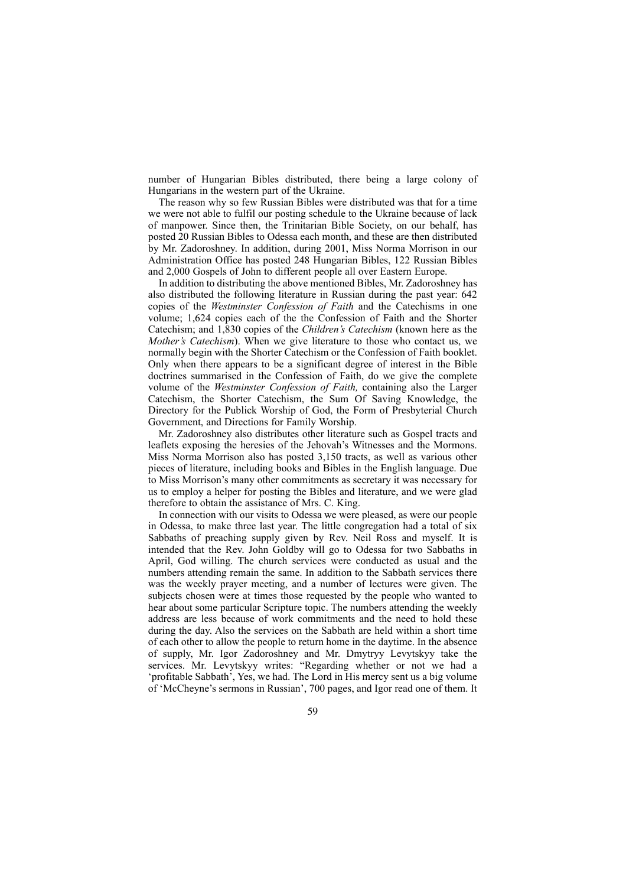number of Hungarian Bibles distributed, there being a large colony of Hungarians in the western part of the Ukraine.

The reason why so few Russian Bibles were distributed was that for a time we were not able to fulfil our posting schedule to the Ukraine because of lack of manpower. Since then, the Trinitarian Bible Society, on our behalf, has posted 20 Russian Bibles to Odessa each month, and these are then distributed by Mr. Zadoroshney. In addition, during 2001, Miss Norma Morrison in our Administration Office has posted 248 Hungarian Bibles, 122 Russian Bibles and 2,000 Gospels of John to different people all over Eastern Europe.

In addition to distributing the above mentioned Bibles, Mr. Zadoroshney has also distributed the following literature in Russian during the past year: 642 copies of the *Westminster Confession of Faith* and the Catechisms in one volume; 1,624 copies each of the the Confession of Faith and the Shorter Catechism; and 1,830 copies of the *Children's Catechism* (known here as the *Mother's Catechism*). When we give literature to those who contact us, we normally begin with the Shorter Catechism or the Confession of Faith booklet. Only when there appears to be a significant degree of interest in the Bible doctrines summarised in the Confession of Faith, do we give the complete volume of the *Westminster Confession of Faith,* containing also the Larger Catechism, the Shorter Catechism, the Sum Of Saving Knowledge, the Directory for the Publick Worship of God, the Form of Presbyterial Church Government, and Directions for Family Worship.

Mr. Zadoroshney also distributes other literature such as Gospel tracts and leaflets exposing the heresies of the Jehovah's Witnesses and the Mormons. Miss Norma Morrison also has posted 3,150 tracts, as well as various other pieces of literature, including books and Bibles in the English language. Due to Miss Morrison's many other commitments as secretary it was necessary for us to employ a helper for posting the Bibles and literature, and we were glad therefore to obtain the assistance of Mrs. C. King.

In connection with our visits to Odessa we were pleased, as were our people in Odessa, to make three last year. The little congregation had a total of six Sabbaths of preaching supply given by Rev. Neil Ross and myself. It is intended that the Rev. John Goldby will go to Odessa for two Sabbaths in April, God willing. The church services were conducted as usual and the numbers attending remain the same. In addition to the Sabbath services there was the weekly prayer meeting, and a number of lectures were given. The subjects chosen were at times those requested by the people who wanted to hear about some particular Scripture topic. The numbers attending the weekly address are less because of work commitments and the need to hold these during the day. Also the services on the Sabbath are held within a short time of each other to allow the people to return home in the daytime. In the absence of supply, Mr. Igor Zadoroshney and Mr. Dmytryy Levytskyy take the services. Mr. Levytskyy writes: "Regarding whether or not we had a 'profitable Sabbath', Yes, we had. The Lord in His mercy sent us a big volume of 'McCheyne's sermons in Russian', 700 pages, and Igor read one of them. It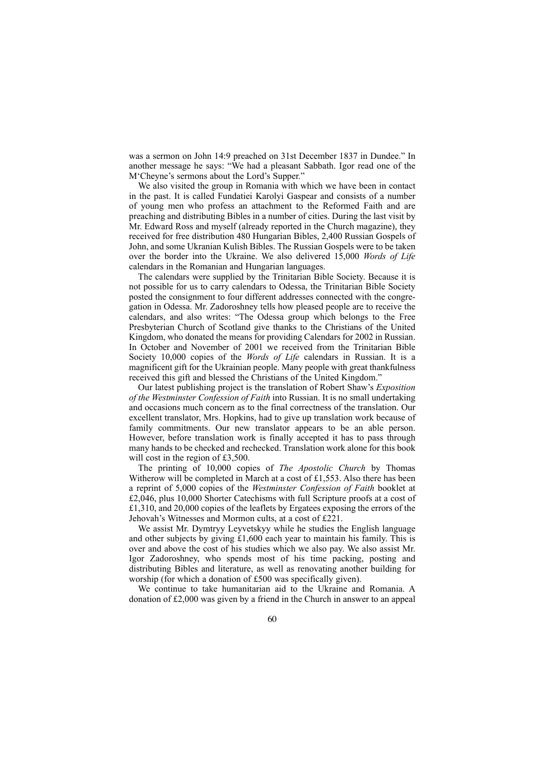was a sermon on John 14:9 preached on 31st December 1837 in Dundee." In another message he says: "We had a pleasant Sabbath. Igor read one of the M'Cheyne's sermons about the Lord's Supper."

We also visited the group in Romania with which we have been in contact in the past. It is called Fundatiei Karolyi Gaspear and consists of a number of young men who profess an attachment to the Reformed Faith and are preaching and distributing Bibles in a number of cities. During the last visit by Mr. Edward Ross and myself (already reported in the Church magazine), they received for free distribution 480 Hungarian Bibles, 2,400 Russian Gospels of John, and some Ukranian Kulish Bibles. The Russian Gospels were to be taken over the border into the Ukraine. We also delivered 15,000 *Words of Life* calendars in the Romanian and Hungarian languages.

The calendars were supplied by the Trinitarian Bible Society. Because it is not possible for us to carry calendars to Odessa, the Trinitarian Bible Society posted the consignment to four different addresses connected with the congregation in Odessa. Mr. Zadoroshney tells how pleased people are to receive the calendars, and also writes: "The Odessa group which belongs to the Free Presbyterian Church of Scotland give thanks to the Christians of the United Kingdom, who donated the means for providing Calendars for 2002 in Russian. In October and November of 2001 we received from the Trinitarian Bible Society 10,000 copies of the *Words of Life* calendars in Russian. It is a magnificent gift for the Ukrainian people. Many people with great thankfulness received this gift and blessed the Christians of the United Kingdom."

Our latest publishing project is the translation of Robert Shaw's *Exposition of the Westminster Confession of Faith* into Russian. It is no small undertaking and occasions much concern as to the final correctness of the translation. Our excellent translator, Mrs. Hopkins, had to give up translation work because of family commitments. Our new translator appears to be an able person. However, before translation work is finally accepted it has to pass through many hands to be checked and rechecked. Translation work alone for this book will cost in the region of £3,500.

The printing of 10,000 copies of *The Apostolic Church* by Thomas Witherow will be completed in March at a cost of £1,553. Also there has been a reprint of 5,000 copies of the *Westminster Confession of Faith* booklet at £2,046, plus 10,000 Shorter Catechisms with full Scripture proofs at a cost of £1,310, and 20,000 copies of the leaflets by Ergatees exposing the errors of the Jehovah's Witnesses and Mormon cults, at a cost of £221.

We assist Mr. Dymtryy Leyvetskyy while he studies the English language and other subjects by giving £1,600 each year to maintain his family. This is over and above the cost of his studies which we also pay. We also assist Mr. Igor Zadoroshney, who spends most of his time packing, posting and distributing Bibles and literature, as well as renovating another building for worship (for which a donation of £500 was specifically given).

We continue to take humanitarian aid to the Ukraine and Romania. A donation of £2,000 was given by a friend in the Church in answer to an appeal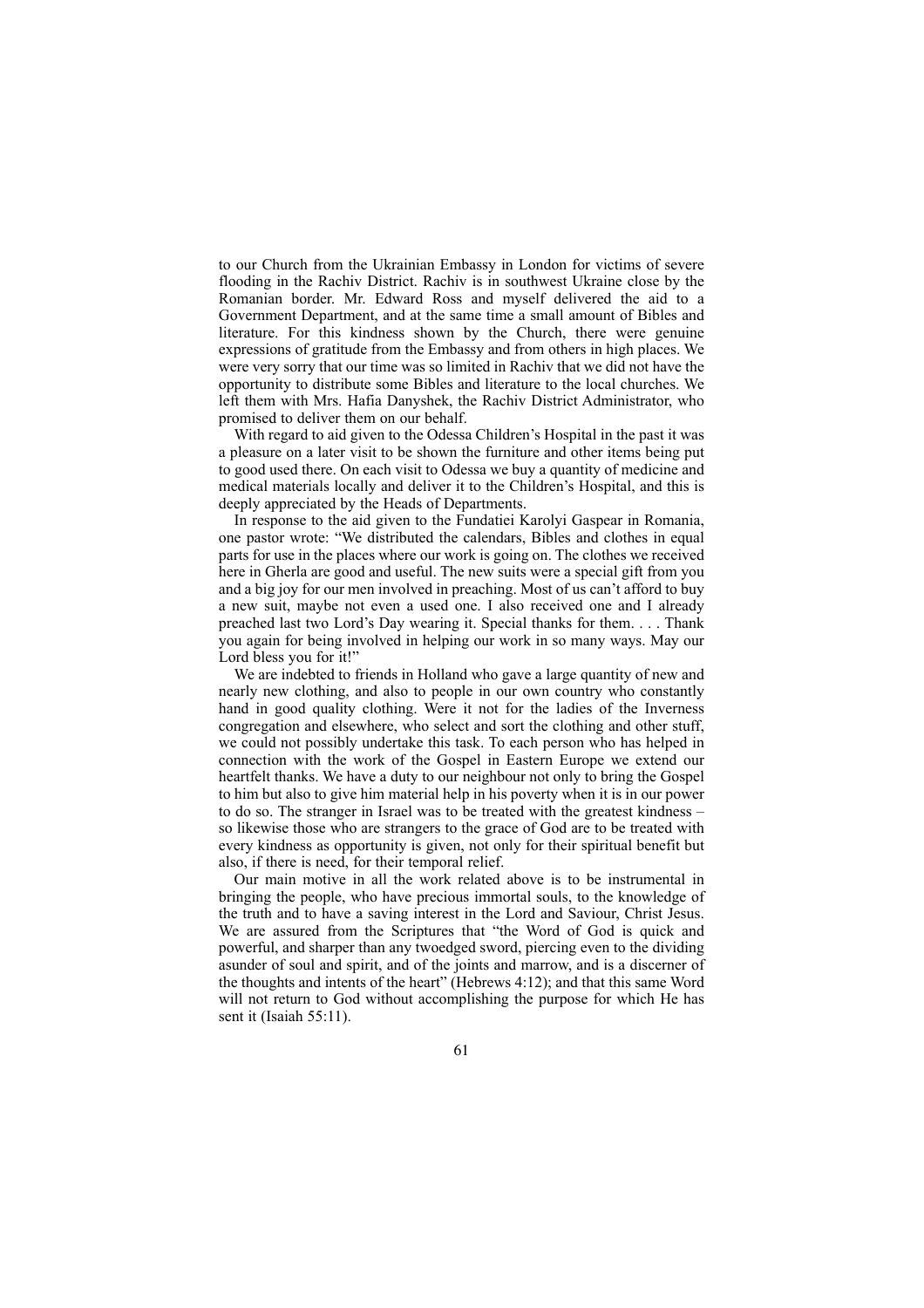to our Church from the Ukrainian Embassy in London for victims of severe flooding in the Rachiv District. Rachiv is in southwest Ukraine close by the Romanian border. Mr. Edward Ross and myself delivered the aid to a Government Department, and at the same time a small amount of Bibles and literature. For this kindness shown by the Church, there were genuine expressions of gratitude from the Embassy and from others in high places. We were very sorry that our time was so limited in Rachiv that we did not have the opportunity to distribute some Bibles and literature to the local churches. We left them with Mrs. Hafia Danyshek, the Rachiv District Administrator, who promised to deliver them on our behalf.

With regard to aid given to the Odessa Children's Hospital in the past it was a pleasure on a later visit to be shown the furniture and other items being put to good used there. On each visit to Odessa we buy a quantity of medicine and medical materials locally and deliver it to the Children's Hospital, and this is deeply appreciated by the Heads of Departments.

In response to the aid given to the Fundatiei Karolyi Gaspear in Romania, one pastor wrote: "We distributed the calendars, Bibles and clothes in equal parts for use in the places where our work is going on. The clothes we received here in Gherla are good and useful. The new suits were a special gift from you and a big joy for our men involved in preaching. Most of us can't afford to buy a new suit, maybe not even a used one. I also received one and I already preached last two Lord's Day wearing it. Special thanks for them. . . . Thank you again for being involved in helping our work in so many ways. May our Lord bless you for it!"

We are indebted to friends in Holland who gave a large quantity of new and nearly new clothing, and also to people in our own country who constantly hand in good quality clothing. Were it not for the ladies of the Inverness congregation and elsewhere, who select and sort the clothing and other stuff, we could not possibly undertake this task. To each person who has helped in connection with the work of the Gospel in Eastern Europe we extend our heartfelt thanks. We have a duty to our neighbour not only to bring the Gospel to him but also to give him material help in his poverty when it is in our power to do so. The stranger in Israel was to be treated with the greatest kindness – so likewise those who are strangers to the grace of God are to be treated with every kindness as opportunity is given, not only for their spiritual benefit but also, if there is need, for their temporal relief.

Our main motive in all the work related above is to be instrumental in bringing the people, who have precious immortal souls, to the knowledge of the truth and to have a saving interest in the Lord and Saviour, Christ Jesus. We are assured from the Scriptures that "the Word of God is quick and powerful, and sharper than any twoedged sword, piercing even to the dividing asunder of soul and spirit, and of the joints and marrow, and is a discerner of the thoughts and intents of the heart" (Hebrews 4:12); and that this same Word will not return to God without accomplishing the purpose for which He has sent it (Isaiah 55:11).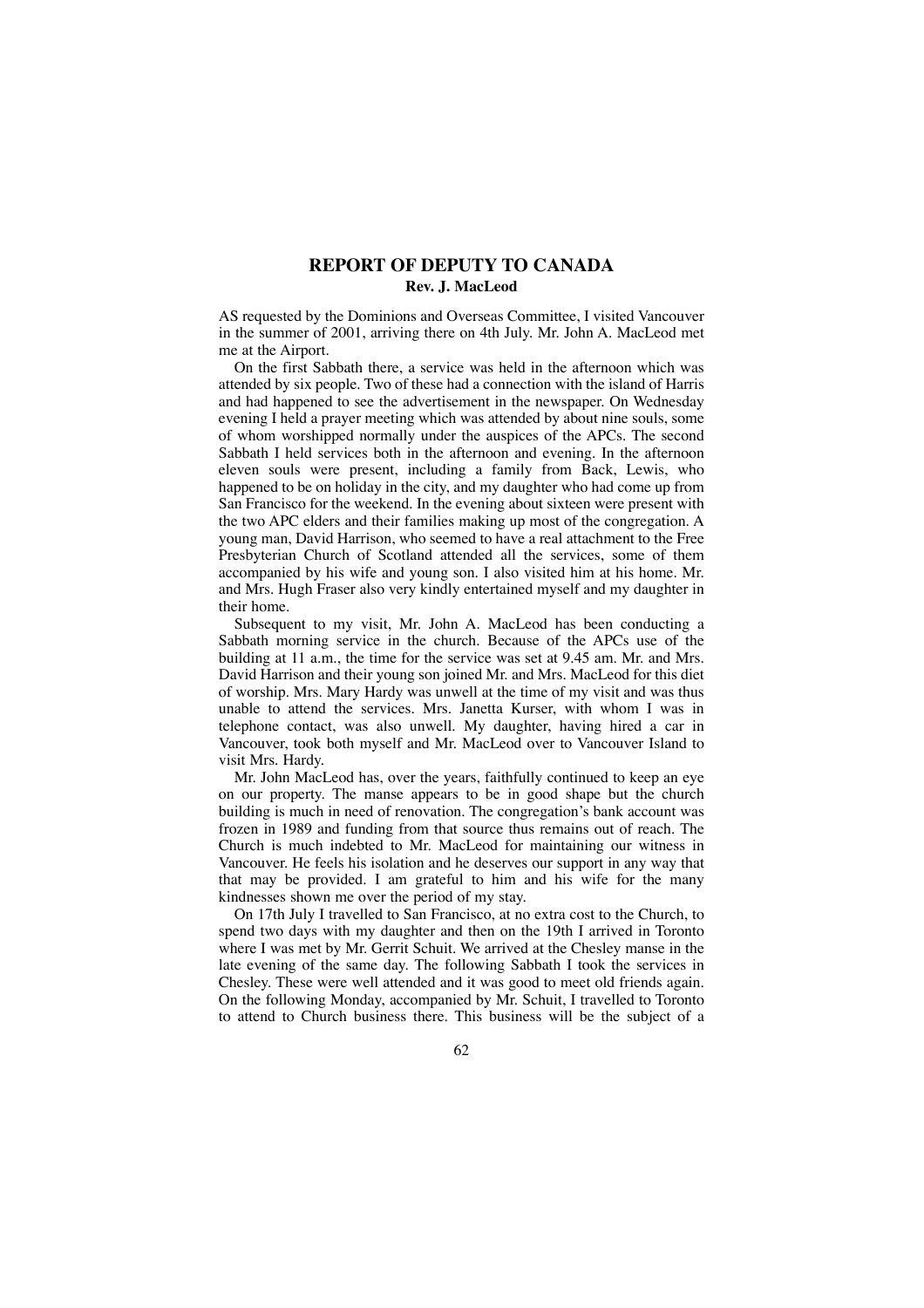## REPORT OF DEPUTY TO CANADA

**Rev. J. MacLeod**

AS requested by the Dominions and Overseas Committee, I visited Vancouver in the summer of 2001, arriving there on 4th July. Mr. John A. MacLeod met me at the Airport.

On the first Sabbath there, a service was held in the afternoon which was attended by six people. Two of these had a connection with the island of Harris and had happened to see the advertisement in the newspaper. On Wednesday evening I held a prayer meeting which was attended by about nine souls, some of whom worshipped normally under the auspices of the APCs. The second Sabbath I held services both in the afternoon and evening. In the afternoon eleven souls were present, including a family from Back, Lewis, who happened to be on holiday in the city, and my daughter who had come up from San Francisco for the weekend. In the evening about sixteen were present with the two APC elders and their families making up most of the congregation. A young man, David Harrison, who seemed to have a real attachment to the Free Presbyterian Church of Scotland attended all the services, some of them accompanied by his wife and young son. I also visited him at his home. Mr. and Mrs. Hugh Fraser also very kindly entertained myself and my daughter in their home.

Subsequent to my visit, Mr. John A. MacLeod has been conducting a Sabbath morning service in the church. Because of the APCs use of the building at 11 a.m., the time for the service was set at 9.45 am. Mr. and Mrs. David Harrison and their young son joined Mr. and Mrs. MacLeod for this diet of worship. Mrs. Mary Hardy was unwell at the time of my visit and was thus unable to attend the services. Mrs. Janetta Kurser, with whom I was in telephone contact, was also unwell. My daughter, having hired a car in Vancouver, took both myself and Mr. MacLeod over to Vancouver Island to visit Mrs. Hardy.

Mr. John MacLeod has, over the years, faithfully continued to keep an eye on our property. The manse appears to be in good shape but the church building is much in need of renovation. The congregation's bank account was frozen in 1989 and funding from that source thus remains out of reach. The Church is much indebted to Mr. MacLeod for maintaining our witness in Vancouver. He feels his isolation and he deserves our support in any way that that may be provided. I am grateful to him and his wife for the many kindnesses shown me over the period of my stay.

On 17th July I travelled to San Francisco, at no extra cost to the Church, to spend two days with my daughter and then on the 19th I arrived in Toronto where I was met by Mr. Gerrit Schuit. We arrived at the Chesley manse in the late evening of the same day. The following Sabbath I took the services in Chesley. These were well attended and it was good to meet old friends again. On the following Monday, accompanied by Mr. Schuit, I travelled to Toronto to attend to Church business there. This business will be the subject of a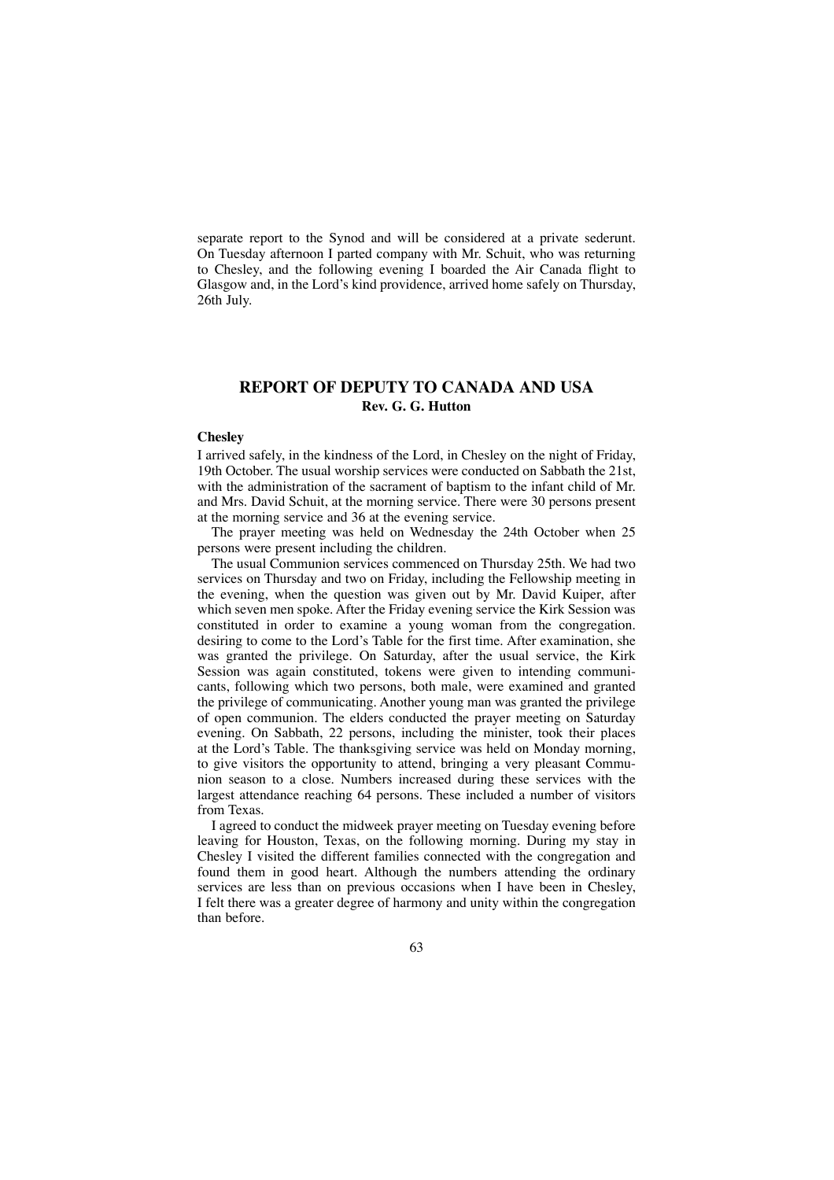separate report to the Synod and will be considered at a private sederunt. On Tuesday afternoon I parted company with Mr. Schuit, who was returning to Chesley, and the following evening I boarded the Air Canada flight to Glasgow and, in the Lord's kind providence, arrived home safely on Thursday, 26th July.

## REPORT OF DEPUTY TO CANADA AND USA

**Rev. G. G. Hutton**

### Chesley

I arrived safely, in the kindness of the Lord, in Chesley on the night of Friday, 19th October. The usual worship services were conducted on Sabbath the 21st, with the administration of the sacrament of baptism to the infant child of Mr. and Mrs. David Schuit, at the morning service. There were 30 persons present at the morning service and 36 at the evening service.

The prayer meeting was held on Wednesday the 24th October when 25 persons were present including the children.

The usual Communion services commenced on Thursday 25th. We had two services on Thursday and two on Friday, including the Fellowship meeting in the evening, when the question was given out by Mr. David Kuiper, after which seven men spoke. After the Friday evening service the Kirk Session was constituted in order to examine a young woman from the congregation. desiring to come to the Lord's Table for the first time. After examination, she was granted the privilege. On Saturday, after the usual service, the Kirk Session was again constituted, tokens were given to intending communicants, following which two persons, both male, were examined and granted the privilege of communicating. Another young man was granted the privilege of open communion. The elders conducted the prayer meeting on Saturday evening. On Sabbath, 22 persons, including the minister, took their places at the Lord's Table. The thanksgiving service was held on Monday morning, to give visitors the opportunity to attend, bringing a very pleasant Communion season to a close. Numbers increased during these services with the largest attendance reaching 64 persons. These included a number of visitors from Texas.

I agreed to conduct the midweek prayer meeting on Tuesday evening before leaving for Houston, Texas, on the following morning. During my stay in Chesley I visited the different families connected with the congregation and found them in good heart. Although the numbers attending the ordinary services are less than on previous occasions when I have been in Chesley, I felt there was a greater degree of harmony and unity within the congregation than before.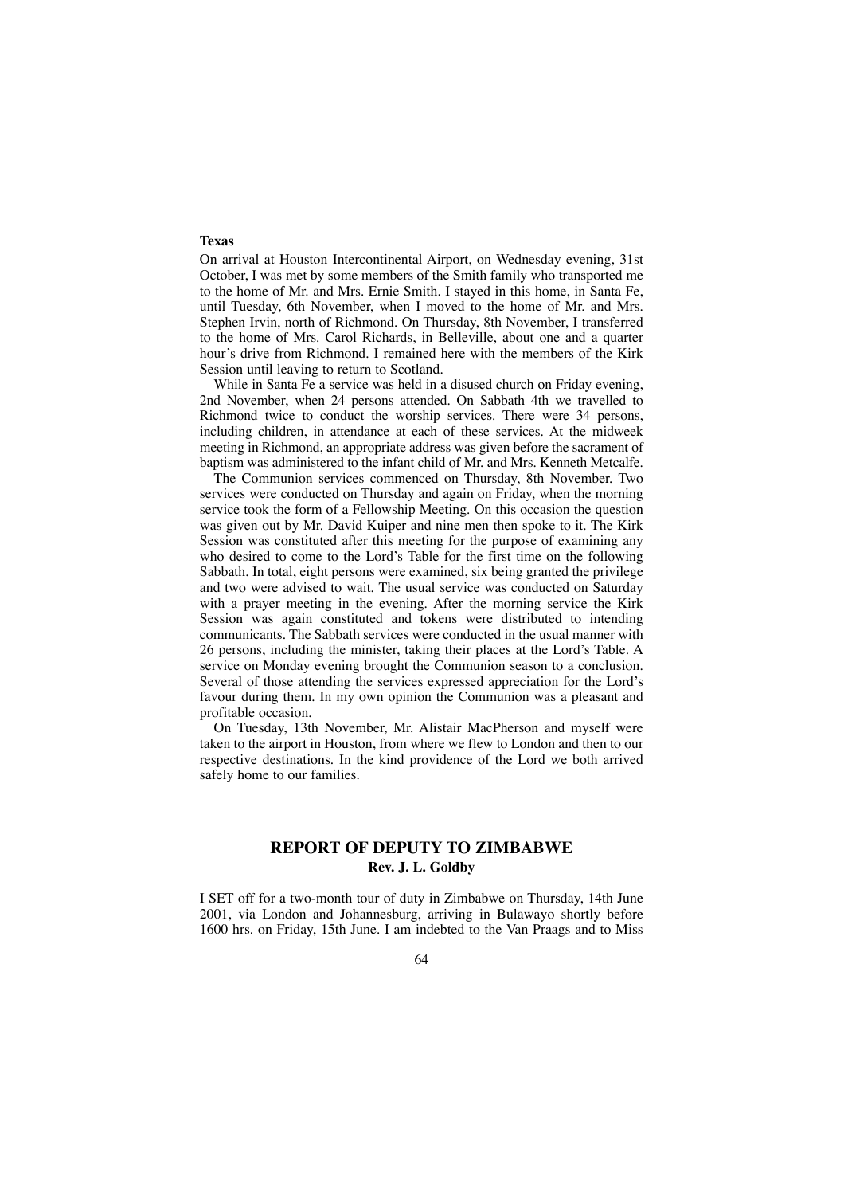**Texas**

On arrival at Houston Intercontinental Airport, on Wednesday evening, 31st October, I was met by some members of the Smith family who transported me to the home of Mr. and Mrs. Ernie Smith. I stayed in this home, in Santa Fe, until Tuesday, 6th November, when I moved to the home of Mr. and Mrs. Stephen Irvin, north of Richmond. On Thursday, 8th November, I transferred to the home of Mrs. Carol Richards, in Belleville, about one and a quarter hour's drive from Richmond. I remained here with the members of the Kirk Session until leaving to return to Scotland.

While in Santa Fe a service was held in a disused church on Friday evening, 2nd November, when 24 persons attended. On Sabbath 4th we travelled to Richmond twice to conduct the worship services. There were 34 persons, including children, in attendance at each of these services. At the midweek meeting in Richmond, an appropriate address was given before the sacrament of baptism was administered to the infant child of Mr. and Mrs. Kenneth Metcalfe.

The Communion services commenced on Thursday, 8th November. Two services were conducted on Thursday and again on Friday, when the morning service took the form of a Fellowship Meeting. On this occasion the question was given out by Mr. David Kuiper and nine men then spoke to it. The Kirk Session was constituted after this meeting for the purpose of examining any who desired to come to the Lord's Table for the first time on the following Sabbath. In total, eight persons were examined, six being granted the privilege and two were advised to wait. The usual service was conducted on Saturday with a prayer meeting in the evening. After the morning service the Kirk Session was again constituted and tokens were distributed to intending communicants. The Sabbath services were conducted in the usual manner with 26 persons, including the minister, taking their places at the Lord's Table. A service on Monday evening brought the Communion season to a conclusion. Several of those attending the services expressed appreciation for the Lord's favour during them. In my own opinion the Communion was a pleasant and profitable occasion.

On Tuesday, 13th November, Mr. Alistair MacPherson and myself were taken to the airport in Houston, from where we flew to London and then to our respective destinations. In the kind providence of the Lord we both arrived safely home to our families.

## REPORT OF DEPUTY TO ZIMBABWE

**Rev. J. L. Goldby**

I SET off for a two-month tour of duty in Zimbabwe on Thursday, 14th June 2001, via London and Johannesburg, arriving in Bulawayo shortly before 1600 hrs. on Friday, 15th June. I am indebted to the Van Praags and to Miss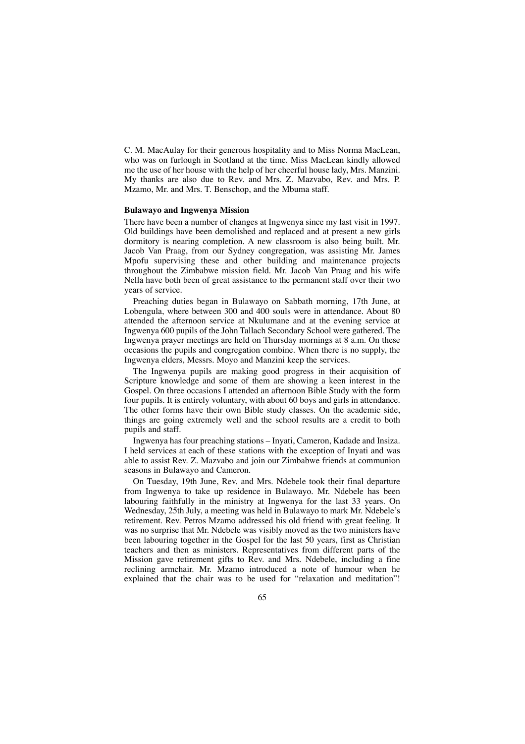C. M. MacAulay for their generous hospitality and to Miss Norma MacLean, who was on furlough in Scotland at the time. Miss MacLean kindly allowed me the use of her house with the help of her cheerful house lady, Mrs. Manzini. My thanks are also due to Rev. and Mrs. Z. Mazvabo, Rev. and Mrs. P. Mzamo, Mr. and Mrs. T. Benschop, and the Mbuma staff.

**Bulawayo and Ingwenya Mission**

There have been a number of changes at Ingwenya since my last visit in 1997. Old buildings have been demolished and replaced and at present a new girls dormitory is nearing completion. A new classroom is also being built. Mr. Jacob Van Praag, from our Sydney congregation, was assisting Mr. James Mpofu supervising these and other building and maintenance projects throughout the Zimbabwe mission field. Mr. Jacob Van Praag and his wife Nella have both been of great assistance to the permanent staff over their two years of service.

Preaching duties began in Bulawayo on Sabbath morning, 17th June, at Lobengula, where between 300 and 400 souls were in attendance. About 80 attended the afternoon service at Nkulumane and at the evening service at Ingwenya 600 pupils of the John Tallach Secondary School were gathered. The Ingwenya prayer meetings are held on Thursday mornings at 8 a.m. On these occasions the pupils and congregation combine. When there is no supply, the Ingwenya elders, Messrs. Moyo and Manzini keep the services.

The Ingwenya pupils are making good progress in their acquisition of Scripture knowledge and some of them are showing a keen interest in the Gospel. On three occasions I attended an afternoon Bible Study with the form four pupils. It is entirely voluntary, with about 60 boys and girls in attendance. The other forms have their own Bible study classes. On the academic side, things are going extremely well and the school results are a credit to both pupils and staff.

Ingwenya has four preaching stations – Inyati, Cameron, Kadade and Insiza. I held services at each of these stations with the exception of Inyati and was able to assist Rev. Z. Mazvabo and join our Zimbabwe friends at communion seasons in Bulawayo and Cameron.

On Tuesday, 19th June, Rev. and Mrs. Ndebele took their final departure from Ingwenya to take up residence in Bulawayo. Mr. Ndebele has been labouring faithfully in the ministry at Ingwenya for the last 33 years. On Wednesday, 25th July, a meeting was held in Bulawayo to mark Mr. Ndebele's retirement. Rev. Petros Mzamo addressed his old friend with great feeling. It was no surprise that Mr. Ndebele was visibly moved as the two ministers have been labouring together in the Gospel for the last 50 years, first as Christian teachers and then as ministers. Representatives from different parts of the Mission gave retirement gifts to Rev. and Mrs. Ndebele, including a fine reclining armchair. Mr. Mzamo introduced a note of humour when he explained that the chair was to be used for "relaxation and meditation"!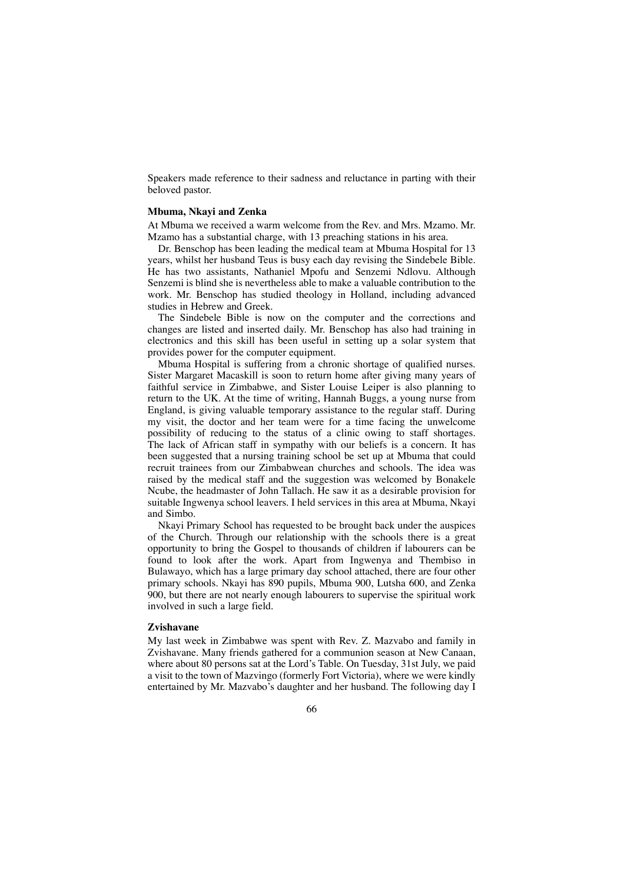Speakers made reference to their sadness and reluctance in parting with their beloved pastor.

**Mbuma, Nkayi and Zenka**

At Mbuma we received a warm welcome from the Rev. and Mrs. Mzamo. Mr. Mzamo has a substantial charge, with 13 preaching stations in his area.

Dr. Benschop has been leading the medical team at Mbuma Hospital for 13 years, whilst her husband Teus is busy each day revising the Sindebele Bible. He has two assistants, Nathaniel Mpofu and Senzemi Ndlovu. Although Senzemi is blind she is nevertheless able to make a valuable contribution to the work. Mr. Benschop has studied theology in Holland, including advanced studies in Hebrew and Greek.

The Sindebele Bible is now on the computer and the corrections and changes are listed and inserted daily. Mr. Benschop has also had training in electronics and this skill has been useful in setting up a solar system that provides power for the computer equipment.

Mbuma Hospital is suffering from a chronic shortage of qualified nurses. Sister Margaret Macaskill is soon to return home after giving many years of faithful service in Zimbabwe, and Sister Louise Leiper is also planning to return to the UK. At the time of writing, Hannah Buggs, a young nurse from England, is giving valuable temporary assistance to the regular staff. During my visit, the doctor and her team were for a time facing the unwelcome possibility of reducing to the status of a clinic owing to staff shortages. The lack of African staff in sympathy with our beliefs is a concern. It has been suggested that a nursing training school be set up at Mbuma that could recruit trainees from our Zimbabwean churches and schools. The idea was raised by the medical staff and the suggestion was welcomed by Bonakele Ncube, the headmaster of John Tallach. He saw it as a desirable provision for suitable Ingwenya school leavers. I held services in this area at Mbuma, Nkayi and Simbo.

Nkayi Primary School has requested to be brought back under the auspices of the Church. Through our relationship with the schools there is a great opportunity to bring the Gospel to thousands of children if labourers can be found to look after the work. Apart from Ingwenya and Thembiso in Bulawayo, which has a large primary day school attached, there are four other primary schools. Nkayi has 890 pupils, Mbuma 900, Lutsha 600, and Zenka 900, but there are not nearly enough labourers to supervise the spiritual work involved in such a large field.

**Zvishavane**

My last week in Zimbabwe was spent with Rev. Z. Mazvabo and family in Zvishavane. Many friends gathered for a communion season at New Canaan, where about 80 persons sat at the Lord's Table. On Tuesday, 31st July, we paid a visit to the town of Mazvingo (formerly Fort Victoria), where we were kindly entertained by Mr. Mazvabo's daughter and her husband. The following day I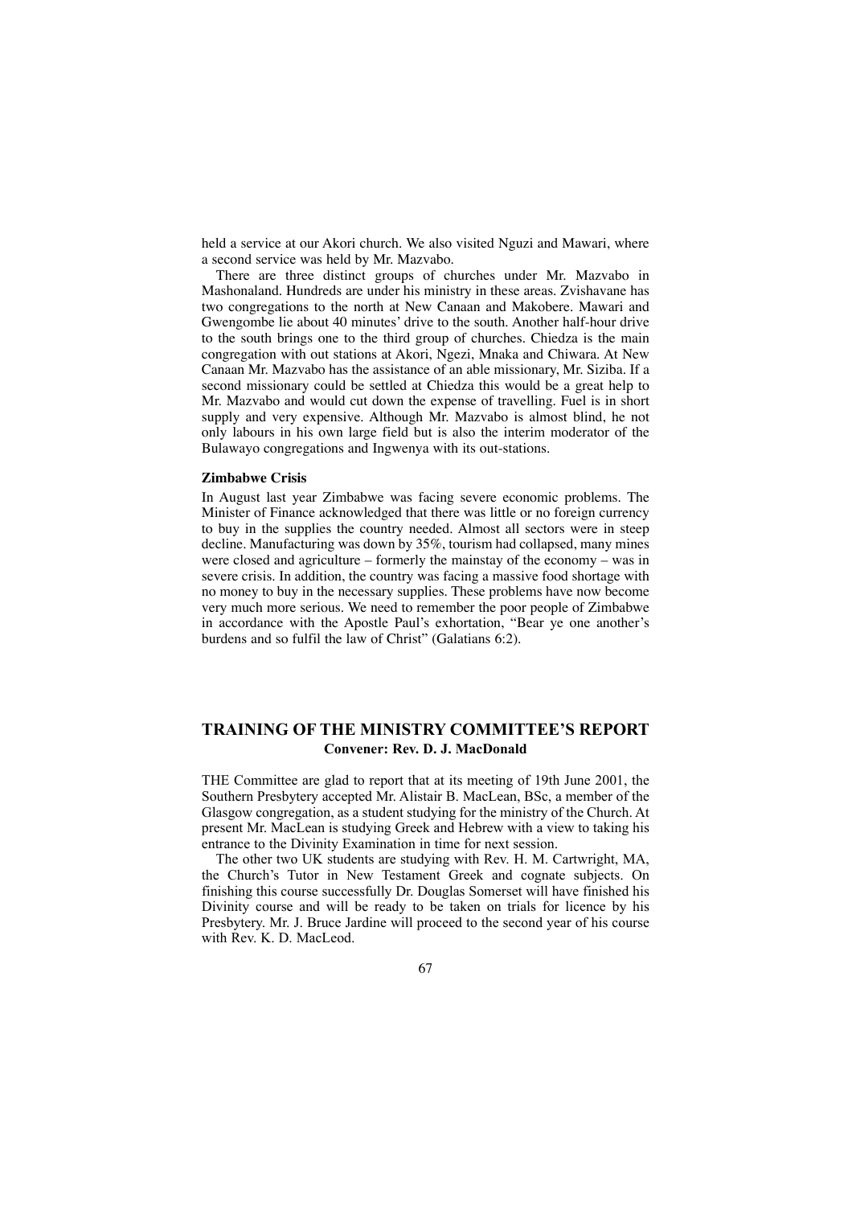held a service at our Akori church. We also visited Nguzi and Mawari, where a second service was held by Mr. Mazvabo.

There are three distinct groups of churches under Mr. Mazvabo in Mashonaland. Hundreds are under his ministry in these areas. Zvishavane has two congregations to the north at New Canaan and Makobere. Mawari and Gwengombe lie about 40 minutes' drive to the south. Another half-hour drive to the south brings one to the third group of churches. Chiedza is the main congregation with out stations at Akori, Ngezi, Mnaka and Chiwara. At New Canaan Mr. Mazvabo has the assistance of an able missionary, Mr. Siziba. If a second missionary could be settled at Chiedza this would be a great help to Mr. Mazvabo and would cut down the expense of travelling. Fuel is in short supply and very expensive. Although Mr. Mazvabo is almost blind, he not only labours in his own large field but is also the interim moderator of the Bulawayo congregations and Ingwenya with its out-stations.

### Zimbabwe Crisis

In August last year Zimbabwe was facing severe economic problems. The Minister of Finance acknowledged that there was little or no foreign currency to buy in the supplies the country needed. Almost all sectors were in steep decline. Manufacturing was down by 35%, tourism had collapsed, many mines were closed and agriculture – formerly the mainstay of the economy – was in severe crisis. In addition, the country was facing a massive food shortage with no money to buy in the necessary supplies. These problems have now become very much more serious. We need to remember the poor people of Zimbabwe in accordance with the Apostle Paul's exhortation, "Bear ye one another's burdens and so fulfil the law of Christ" (Galatians 6:2).

## TRAINING OF THE MINISTRY COMMITTEE'S REPORT

**Convener: Rev. D. J. MacDonald**

THE Committee are glad to report that at its meeting of 19th June 2001, the Southern Presbytery accepted Mr. Alistair B. MacLean, BSc, a member of the Glasgow congregation, as a student studying for the ministry of the Church. At present Mr. MacLean is studying Greek and Hebrew with a view to taking his entrance to the Divinity Examination in time for next session.

The other two UK students are studying with Rev. H. M. Cartwright, MA, the Church's Tutor in New Testament Greek and cognate subjects. On finishing this course successfully Dr. Douglas Somerset will have finished his Divinity course and will be ready to be taken on trials for licence by his Presbytery. Mr. J. Bruce Jardine will proceed to the second year of his course with Rev. K. D. MacLeod.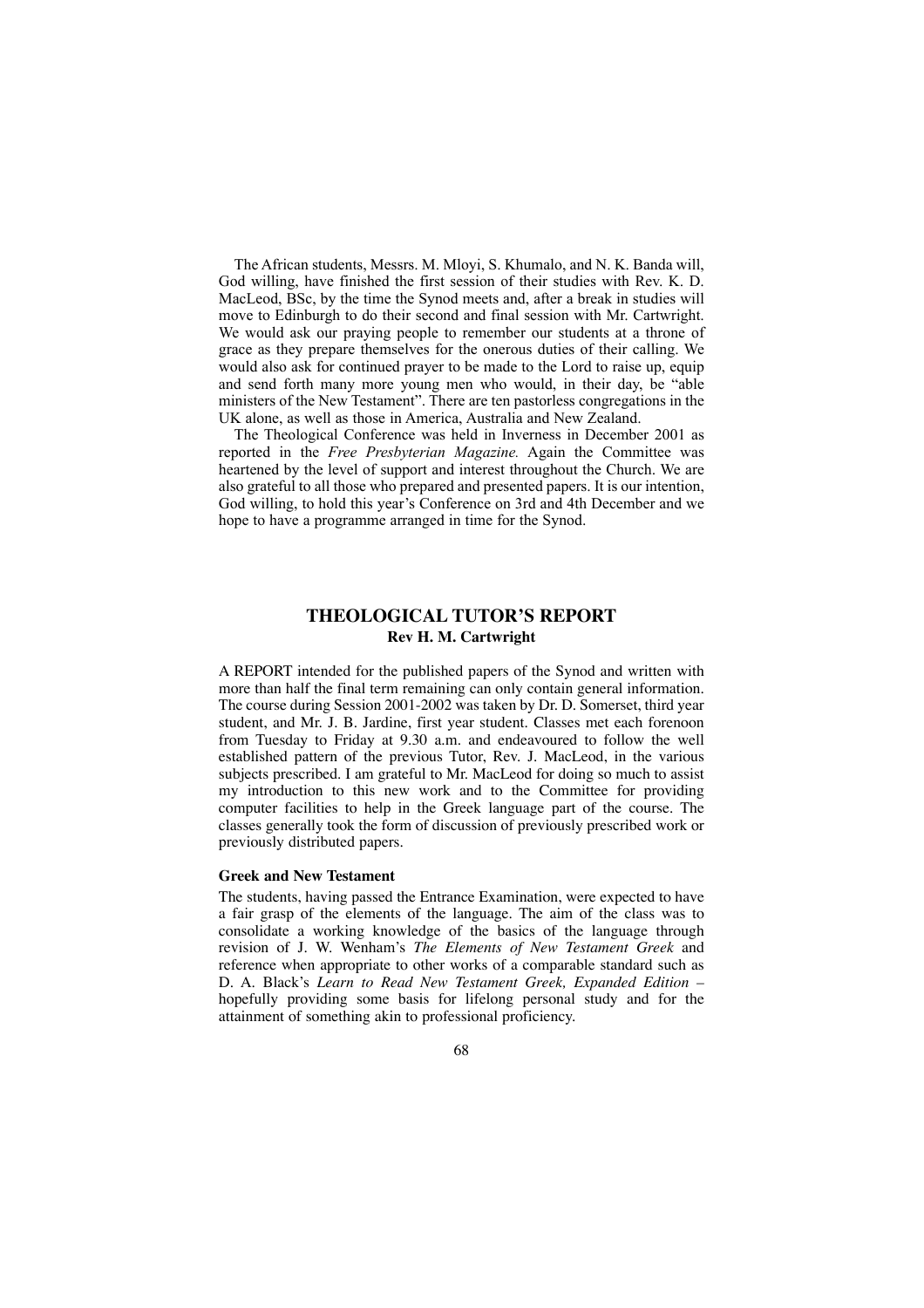The African students, Messrs. M. Mloyi, S. Khumalo, and N. K. Banda will, God willing, have finished the first session of their studies with Rev. K. D. MacLeod, BSc, by the time the Synod meets and, after a break in studies will move to Edinburgh to do their second and final session with Mr. Cartwright. We would ask our praying people to remember our students at a throne of grace as they prepare themselves for the onerous duties of their calling. We would also ask for continued prayer to be made to the Lord to raise up, equip and send forth many more young men who would, in their day, be "able ministers of the New Testament". There are ten pastorless congregations in the UK alone, as well as those in America, Australia and New Zealand.

The Theological Conference was held in Inverness in December 2001 as reported in the *Free Presbyterian Magazine.* Again the Committee was heartened by the level of support and interest throughout the Church. We are also grateful to all those who prepared and presented papers. It is our intention, God willing, to hold this year's Conference on 3rd and 4th December and we hope to have a programme arranged in time for the Synod.

## THEOLOGICAL TUTOR'S REPORT

**Rev H. M. Cartwright**

A REPORT intended for the published papers of the Synod and written with more than half the final term remaining can only contain general information. The course during Session 2001-2002 was taken by Dr. D. Somerset, third year student, and Mr. J. B. Jardine, first year student. Classes met each forenoon from Tuesday to Friday at 9.30 a.m. and endeavoured to follow the well established pattern of the previous Tutor, Rev. J. MacLeod, in the various subjects prescribed. I am grateful to Mr. MacLeod for doing so much to assist my introduction to this new work and to the Committee for providing computer facilities to help in the Greek language part of the course. The classes generally took the form of discussion of previously prescribed work or previously distributed papers.

### Greek and New Testament

The students, having passed the Entrance Examination, were expected to have a fair grasp of the elements of the language. The aim of the class was to consolidate a working knowledge of the basics of the language through revision of J. W. Wenham's *The Elements of New Testament Greek* and reference when appropriate to other works of a comparable standard such as D. A. Black's *Learn to Read New Testament Greek, Expanded Edition* – hopefully providing some basis for lifelong personal study and for the attainment of something akin to professional proficiency.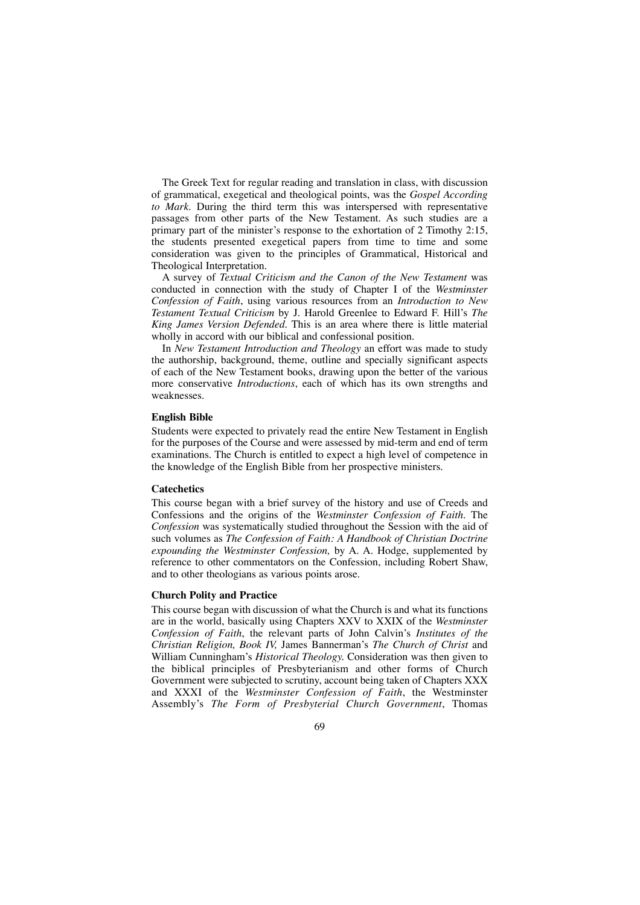The Greek Text for regular reading and translation in class, with discussion of grammatical, exegetical and theological points, was the *Gospel According to Mark*. During the third term this was interspersed with representative passages from other parts of the New Testament. As such studies are a primary part of the minister's response to the exhortation of 2 Timothy 2:15, the students presented exegetical papers from time to time and some consideration was given to the principles of Grammatical, Historical and Theological Interpretation.

A survey of *Textual Criticism and the Canon of the New Testament* was conducted in connection with the study of Chapter I of the *Westminster Confession of Faith*, using various resources from an *Introduction to New Testament Textual Criticism* by J. Harold Greenlee to Edward F. Hill's *The King James Version Defended*. This is an area where there is little material wholly in accord with our biblical and confessional position.

In *New Testament Introduction and Theology* an effort was made to study the authorship, background, theme, outline and specially significant aspects of each of the New Testament books, drawing upon the better of the various more conservative *Introductions*, each of which has its own strengths and weaknesses.

**English Bible**

Students were expected to privately read the entire New Testament in English for the purposes of the Course and were assessed by mid-term and end of term examinations. The Church is entitled to expect a high level of competence in the knowledge of the English Bible from her prospective ministers.

**Catechetics**

This course began with a brief survey of the history and use of Creeds and Confessions and the origins of the *Westminster Confession of Faith*. The *Confession* was systematically studied throughout the Session with the aid of such volumes as *The Confession of Faith: A Handbook of Christian Doctrine expounding the Westminster Confession,* by A. A. Hodge, supplemented by reference to other commentators on the Confession, including Robert Shaw, and to other theologians as various points arose.

**Church Polity and Practice**

This course began with discussion of what the Church is and what its functions are in the world, basically using Chapters XXV to XXIX of the *Westminster Confession of Faith*, the relevant parts of John Calvin's *Institutes of the Christian Religion, Book IV,* James Bannerman's *The Church of Christ* and William Cunningham's *Historical Theology.* Consideration was then given to the biblical principles of Presbyterianism and other forms of Church Government were subjected to scrutiny, account being taken of Chapters XXX and XXXI of the *Westminster Confession of Faith*, the Westminster Assembly's *The Form of Presbyterial Church Government*, Thomas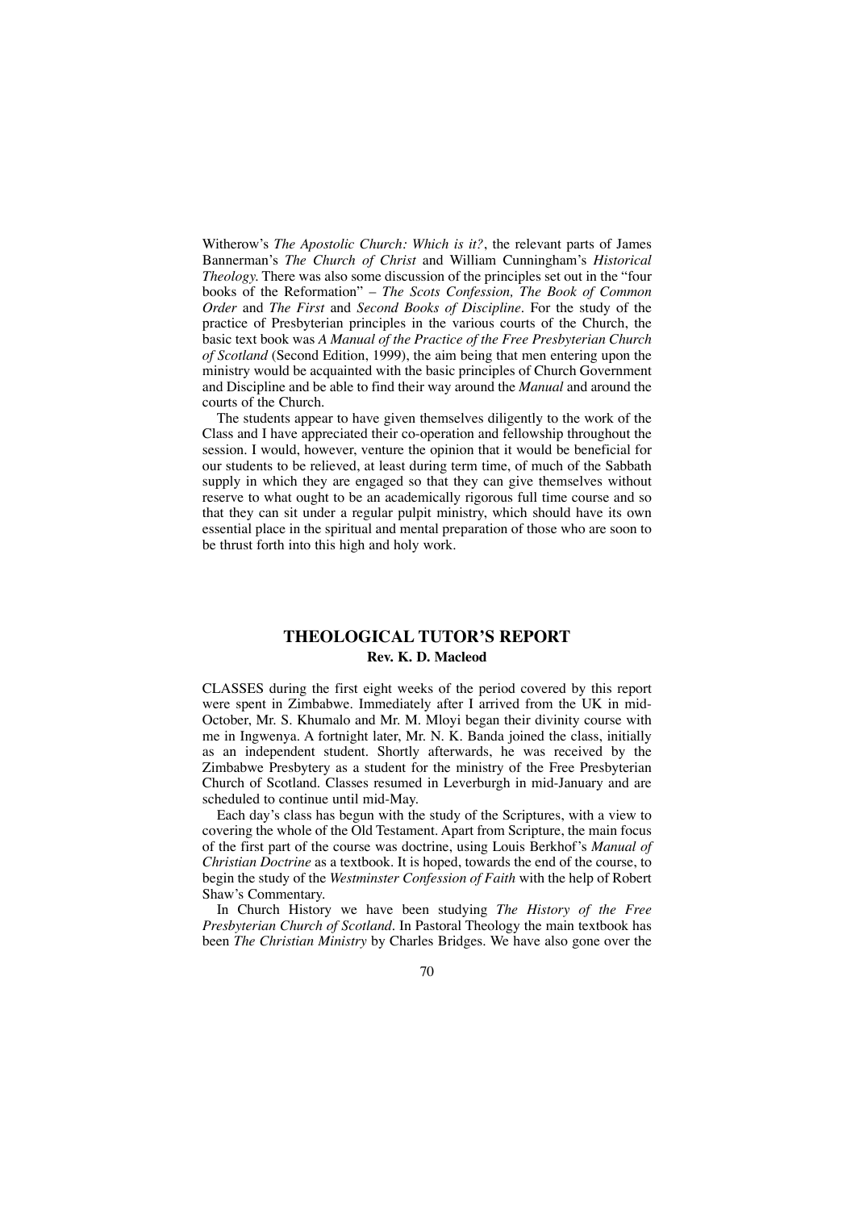Witherow's *The Apostolic Church: Which is it?*, the relevant parts of James Bannerman's *The Church of Christ* and William Cunningham's *Historical Theology*. There was also some discussion of the principles set out in the "four books of the Reformation" – *The Scots Confession, The Book of Common Order* and *The First* and *Second Books of Discipline*. For the study of the practice of Presbyterian principles in the various courts of the Church, the basic text book was *A Manual of the Practice of the Free Presbyterian Church of Scotland* (Second Edition, 1999), the aim being that men entering upon the ministry would be acquainted with the basic principles of Church Government and Discipline and be able to find their way around the *Manual* and around the courts of the Church.

The students appear to have given themselves diligently to the work of the Class and I have appreciated their co-operation and fellowship throughout the session. I would, however, venture the opinion that it would be beneficial for our students to be relieved, at least during term time, of much of the Sabbath supply in which they are engaged so that they can give themselves without reserve to what ought to be an academically rigorous full time course and so that they can sit under a regular pulpit ministry, which should have its own essential place in the spiritual and mental preparation of those who are soon to be thrust forth into this high and holy work.

## THEOLOGICAL TUTOR'S REPORT

**Rev. K. D. Macleod**

CLASSES during the first eight weeks of the period covered by this report were spent in Zimbabwe. Immediately after I arrived from the UK in mid-October, Mr. S. Khumalo and Mr. M. Mloyi began their divinity course with me in Ingwenya. A fortnight later, Mr. N. K. Banda joined the class, initially as an independent student. Shortly afterwards, he was received by the Zimbabwe Presbytery as a student for the ministry of the Free Presbyterian Church of Scotland. Classes resumed in Leverburgh in mid-January and are scheduled to continue until mid-May.

Each day's class has begun with the study of the Scriptures, with a view to covering the whole of the Old Testament. Apart from Scripture, the main focus of the first part of the course was doctrine, using Louis Berkhof's *Manual of Christian Doctrine* as a textbook. It is hoped, towards the end of the course, to begin the study of the *Westminster Confession of Faith* with the help of Robert Shaw's Commentary.

In Church History we have been studying *The History of the Free Presbyterian Church of Scotland*. In Pastoral Theology the main textbook has been *The Christian Ministry* by Charles Bridges. We have also gone over the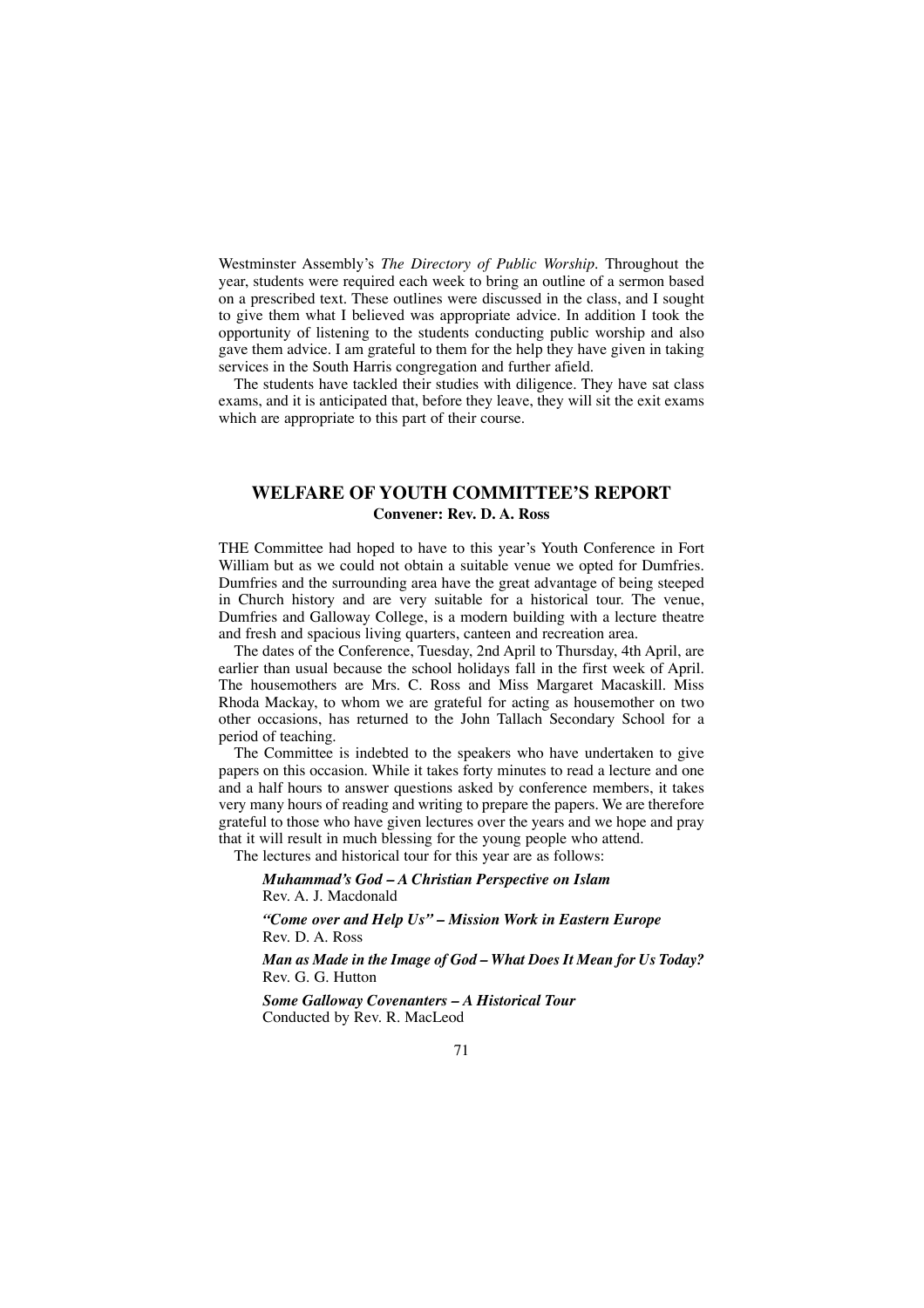Westminster Assembly's *The Directory of Public Worship*. Throughout the year, students were required each week to bring an outline of a sermon based on a prescribed text. These outlines were discussed in the class, and I sought to give them what I believed was appropriate advice. In addition I took the opportunity of listening to the students conducting public worship and also gave them advice. I am grateful to them for the help they have given in taking services in the South Harris congregation and further afield.

The students have tackled their studies with diligence. They have sat class exams, and it is anticipated that, before they leave, they will sit the exit exams which are appropriate to this part of their course.

## WELFARE OF YOUTH COMMITTEE'S REPORT

**Convener: Rev. D. A. Ross**

THE Committee had hoped to have to this year's Youth Conference in Fort William but as we could not obtain a suitable venue we opted for Dumfries. Dumfries and the surrounding area have the great advantage of being steeped in Church history and are very suitable for a historical tour. The venue, Dumfries and Galloway College, is a modern building with a lecture theatre and fresh and spacious living quarters, canteen and recreation area.

The dates of the Conference, Tuesday, 2nd April to Thursday, 4th April, are earlier than usual because the school holidays fall in the first week of April. The housemothers are Mrs. C. Ross and Miss Margaret Macaskill. Miss Rhoda Mackay, to whom we are grateful for acting as housemother on two other occasions, has returned to the John Tallach Secondary School for a period of teaching.

The Committee is indebted to the speakers who have undertaken to give papers on this occasion. While it takes forty minutes to read a lecture and one and a half hours to answer questions asked by conference members, it takes very many hours of reading and writing to prepare the papers. We are therefore grateful to those who have given lectures over the years and we hope and pray that it will result in much blessing for the young people who attend.

The lectures and historical tour for this year are as follows:

***Muhammad's God – A Christian Perspective on Islam***
Rev. A. J. Macdonald

***"Come over and Help Us" – Mission Work in Eastern Europe***
Rev. D. A. Ross

***Man as Made in the Image of God – What Does It Mean for Us Today?***
Rev. G. G. Hutton

***Some Galloway Covenanters – A Historical Tour***
Conducted by Rev. R. MacLeod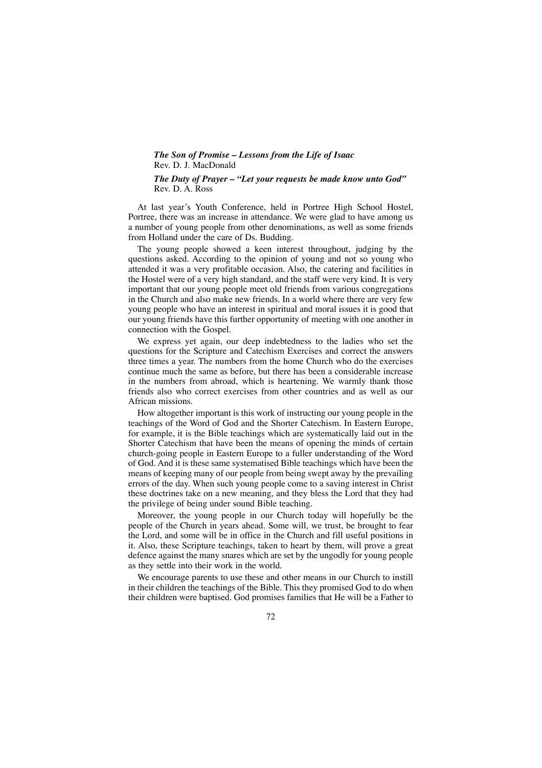*The Son of Promise – Lessons from the Life of Isaac*
Rev. D. J. MacDonald

*The Duty of Prayer – "Let your requests be made know unto God"*
Rev. D. A. Ross

At last year's Youth Conference, held in Portree High School Hostel, Portree, there was an increase in attendance. We were glad to have among us a number of young people from other denominations, as well as some friends from Holland under the care of Ds. Budding.

The young people showed a keen interest throughout, judging by the questions asked. According to the opinion of young and not so young who attended it was a very profitable occasion. Also, the catering and facilities in the Hostel were of a very high standard, and the staff were very kind. It is very important that our young people meet old friends from various congregations in the Church and also make new friends. In a world where there are very few young people who have an interest in spiritual and moral issues it is good that our young friends have this further opportunity of meeting with one another in connection with the Gospel.

We express yet again, our deep indebtedness to the ladies who set the questions for the Scripture and Catechism Exercises and correct the answers three times a year. The numbers from the home Church who do the exercises continue much the same as before, but there has been a considerable increase in the numbers from abroad, which is heartening. We warmly thank those friends also who correct exercises from other countries and as well as our African missions.

How altogether important is this work of instructing our young people in the teachings of the Word of God and the Shorter Catechism. In Eastern Europe, for example, it is the Bible teachings which are systematically laid out in the Shorter Catechism that have been the means of opening the minds of certain church-going people in Eastern Europe to a fuller understanding of the Word of God. And it is these same systematised Bible teachings which have been the means of keeping many of our people from being swept away by the prevailing errors of the day. When such young people come to a saving interest in Christ these doctrines take on a new meaning, and they bless the Lord that they had the privilege of being under sound Bible teaching.

Moreover, the young people in our Church today will hopefully be the people of the Church in years ahead. Some will, we trust, be brought to fear the Lord, and some will be in office in the Church and fill useful positions in it. Also, these Scripture teachings, taken to heart by them, will prove a great defence against the many snares which are set by the ungodly for young people as they settle into their work in the world.

We encourage parents to use these and other means in our Church to instill in their children the teachings of the Bible. This they promised God to do when their children were baptised. God promises families that He will be a Father to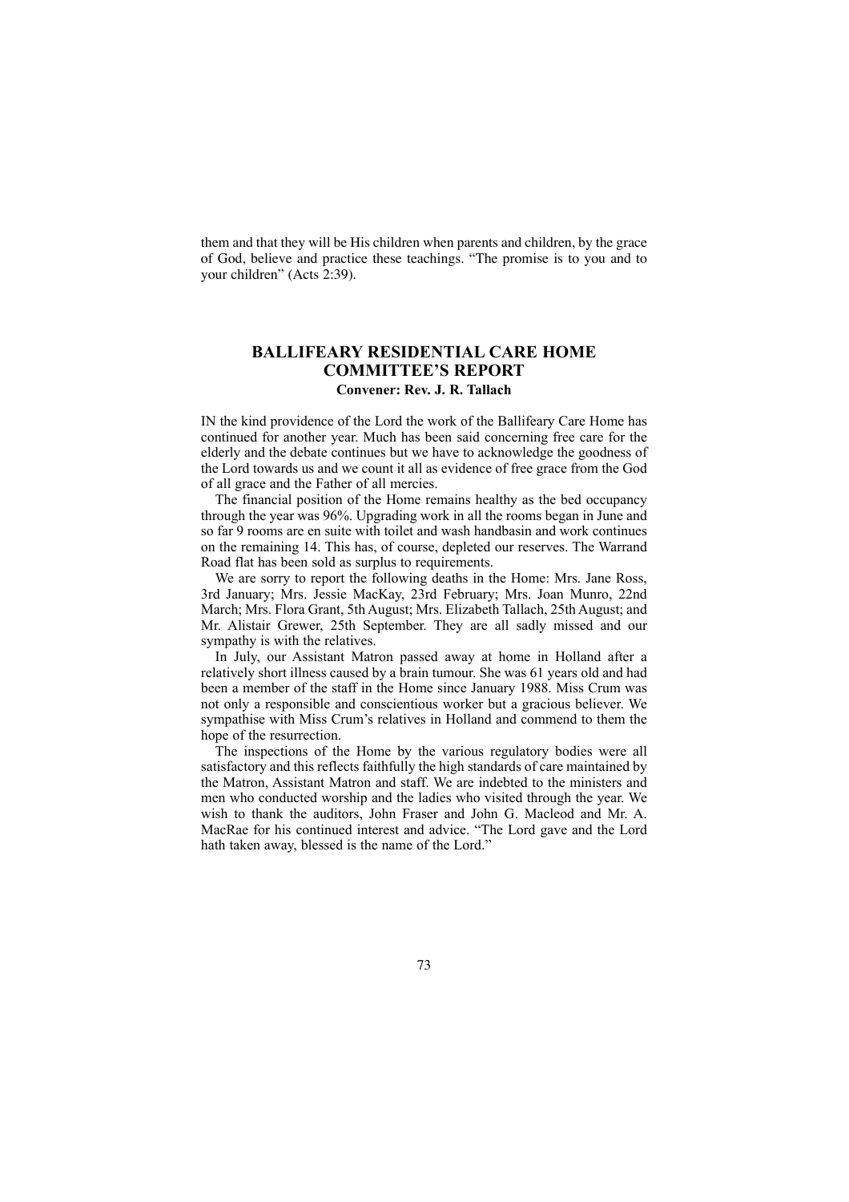them and that they will be His children when parents and children, by the grace of God, believe and practice these teachings. "The promise is to you and to your children" (Acts 2:39).

## BALLIFEARY RESIDENTIAL CARE HOME COMMITTEE'S REPORT

**Convener: Rev. J. R. Tallach**

IN the kind providence of the Lord the work of the Ballifeary Care Home has continued for another year. Much has been said concerning free care for the elderly and the debate continues but we have to acknowledge the goodness of the Lord towards us and we count it all as evidence of free grace from the God of all grace and the Father of all mercies.

The financial position of the Home remains healthy as the bed occupancy through the year was 96%. Upgrading work in all the rooms began in June and so far 9 rooms are en suite with toilet and wash handbasin and work continues on the remaining 14. This has, of course, depleted our reserves. The Warrand Road flat has been sold as surplus to requirements.

We are sorry to report the following deaths in the Home: Mrs. Jane Ross, 3rd January; Mrs. Jessie MacKay, 23rd February; Mrs. Joan Munro, 22nd March; Mrs. Flora Grant, 5th August; Mrs. Elizabeth Tallach, 25th August; and Mr. Alistair Grewer, 25th September. They are all sadly missed and our sympathy is with the relatives.

In July, our Assistant Matron passed away at home in Holland after a relatively short illness caused by a brain tumour. She was 61 years old and had been a member of the staff in the Home since January 1988. Miss Crum was not only a responsible and conscientious worker but a gracious believer. We sympathise with Miss Crum's relatives in Holland and commend to them the hope of the resurrection.

The inspections of the Home by the various regulatory bodies were all satisfactory and this reflects faithfully the high standards of care maintained by the Matron, Assistant Matron and staff. We are indebted to the ministers and men who conducted worship and the ladies who visited through the year. We wish to thank the auditors, John Fraser and John G. Macleod and Mr. A. MacRae for his continued interest and advice. "The Lord gave and the Lord hath taken away, blessed is the name of the Lord."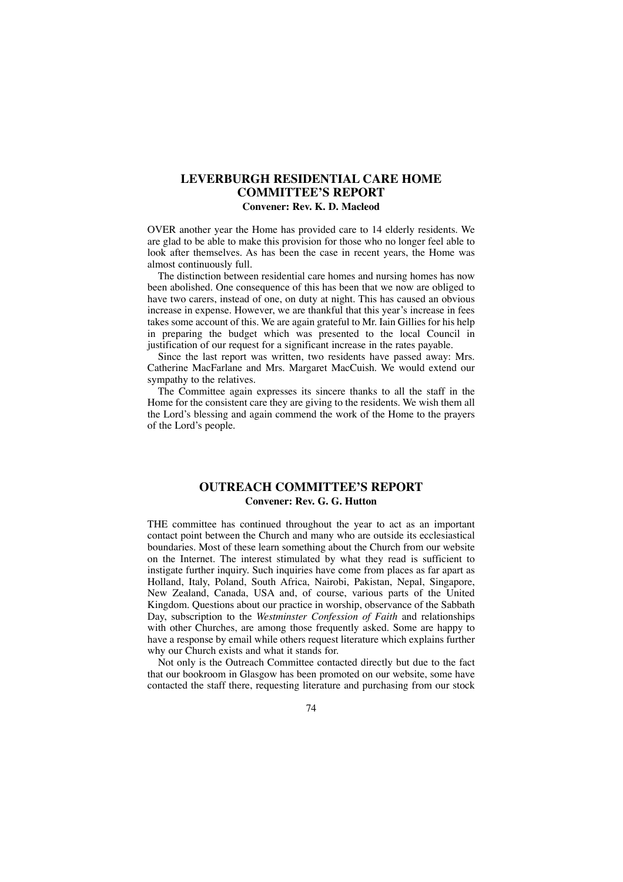## LEVERBURGH RESIDENTIAL CARE HOME COMMITTEE'S REPORT

**Convener: Rev. K. D. Macleod**

OVER another year the Home has provided care to 14 elderly residents. We are glad to be able to make this provision for those who no longer feel able to look after themselves. As has been the case in recent years, the Home was almost continuously full.

The distinction between residential care homes and nursing homes has now been abolished. One consequence of this has been that we now are obliged to have two carers, instead of one, on duty at night. This has caused an obvious increase in expense. However, we are thankful that this year's increase in fees takes some account of this. We are again grateful to Mr. Iain Gillies for his help in preparing the budget which was presented to the local Council in justification of our request for a significant increase in the rates payable.

Since the last report was written, two residents have passed away: Mrs. Catherine MacFarlane and Mrs. Margaret MacCuish. We would extend our sympathy to the relatives.

The Committee again expresses its sincere thanks to all the staff in the Home for the consistent care they are giving to the residents. We wish them all the Lord's blessing and again commend the work of the Home to the prayers of the Lord's people.

## OUTREACH COMMITTEE'S REPORT

**Convener: Rev. G. G. Hutton**

THE committee has continued throughout the year to act as an important contact point between the Church and many who are outside its ecclesiastical boundaries. Most of these learn something about the Church from our website on the Internet. The interest stimulated by what they read is sufficient to instigate further inquiry. Such inquiries have come from places as far apart as Holland, Italy, Poland, South Africa, Nairobi, Pakistan, Nepal, Singapore, New Zealand, Canada, USA and, of course, various parts of the United Kingdom. Questions about our practice in worship, observance of the Sabbath Day, subscription to the *Westminster Confession of Faith* and relationships with other Churches, are among those frequently asked. Some are happy to have a response by email while others request literature which explains further why our Church exists and what it stands for.

Not only is the Outreach Committee contacted directly but due to the fact that our bookroom in Glasgow has been promoted on our website, some have contacted the staff there, requesting literature and purchasing from our stock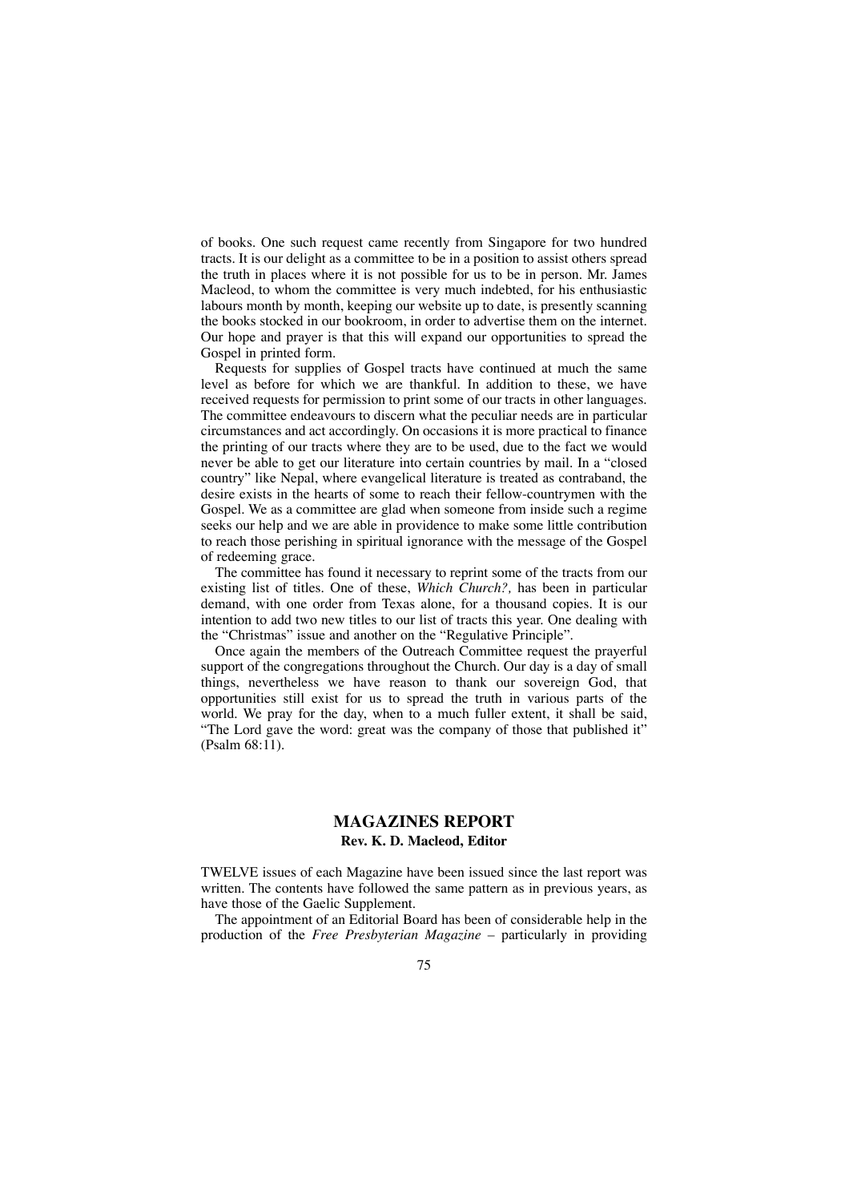of books. One such request came recently from Singapore for two hundred tracts. It is our delight as a committee to be in a position to assist others spread the truth in places where it is not possible for us to be in person. Mr. James Macleod, to whom the committee is very much indebted, for his enthusiastic labours month by month, keeping our website up to date, is presently scanning the books stocked in our bookroom, in order to advertise them on the internet. Our hope and prayer is that this will expand our opportunities to spread the Gospel in printed form.

Requests for supplies of Gospel tracts have continued at much the same level as before for which we are thankful. In addition to these, we have received requests for permission to print some of our tracts in other languages. The committee endeavours to discern what the peculiar needs are in particular circumstances and act accordingly. On occasions it is more practical to finance the printing of our tracts where they are to be used, due to the fact we would never be able to get our literature into certain countries by mail. In a "closed country" like Nepal, where evangelical literature is treated as contraband, the desire exists in the hearts of some to reach their fellow-countrymen with the Gospel. We as a committee are glad when someone from inside such a regime seeks our help and we are able in providence to make some little contribution to reach those perishing in spiritual ignorance with the message of the Gospel of redeeming grace.

The committee has found it necessary to reprint some of the tracts from our existing list of titles. One of these, *Which Church?,* has been in particular demand, with one order from Texas alone, for a thousand copies. It is our intention to add two new titles to our list of tracts this year. One dealing with the "Christmas" issue and another on the "Regulative Principle".

Once again the members of the Outreach Committee request the prayerful support of the congregations throughout the Church. Our day is a day of small things, nevertheless we have reason to thank our sovereign God, that opportunities still exist for us to spread the truth in various parts of the world. We pray for the day, when to a much fuller extent, it shall be said, "The Lord gave the word: great was the company of those that published it" (Psalm 68:11).

## MAGAZINES REPORT

**Rev. K. D. Macleod, Editor**

TWELVE issues of each Magazine have been issued since the last report was written. The contents have followed the same pattern as in previous years, as have those of the Gaelic Supplement.

The appointment of an Editorial Board has been of considerable help in the production of the *Free Presbyterian Magazine* – particularly in providing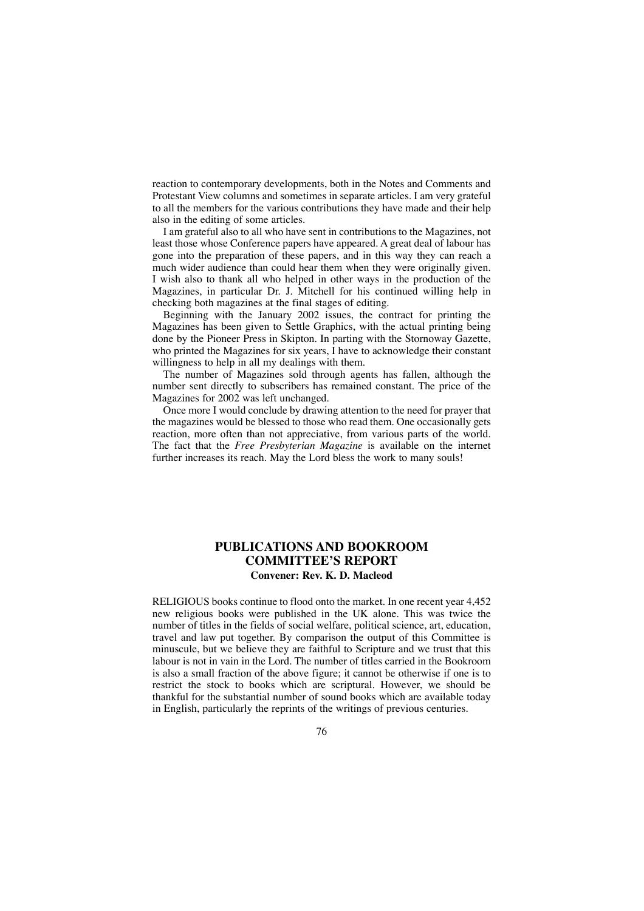reaction to contemporary developments, both in the Notes and Comments and Protestant View columns and sometimes in separate articles. I am very grateful to all the members for the various contributions they have made and their help also in the editing of some articles.

I am grateful also to all who have sent in contributions to the Magazines, not least those whose Conference papers have appeared. A great deal of labour has gone into the preparation of these papers, and in this way they can reach a much wider audience than could hear them when they were originally given. I wish also to thank all who helped in other ways in the production of the Magazines, in particular Dr. J. Mitchell for his continued willing help in checking both magazines at the final stages of editing.

Beginning with the January 2002 issues, the contract for printing the Magazines has been given to Settle Graphics, with the actual printing being done by the Pioneer Press in Skipton. In parting with the Stornoway Gazette, who printed the Magazines for six years, I have to acknowledge their constant willingness to help in all my dealings with them.

The number of Magazines sold through agents has fallen, although the number sent directly to subscribers has remained constant. The price of the Magazines for 2002 was left unchanged.

Once more I would conclude by drawing attention to the need for prayer that the magazines would be blessed to those who read them. One occasionally gets reaction, more often than not appreciative, from various parts of the world. The fact that the *Free Presbyterian Magazine* is available on the internet further increases its reach. May the Lord bless the work to many souls!

## PUBLICATIONS AND BOOKROOM COMMITTEE'S REPORT

**Convener: Rev. K. D. Macleod**

RELIGIOUS books continue to flood onto the market. In one recent year 4,452 new religious books were published in the UK alone. This was twice the number of titles in the fields of social welfare, political science, art, education, travel and law put together. By comparison the output of this Committee is minuscule, but we believe they are faithful to Scripture and we trust that this labour is not in vain in the Lord. The number of titles carried in the Bookroom is also a small fraction of the above figure; it cannot be otherwise if one is to restrict the stock to books which are scriptural. However, we should be thankful for the substantial number of sound books which are available today in English, particularly the reprints of the writings of previous centuries.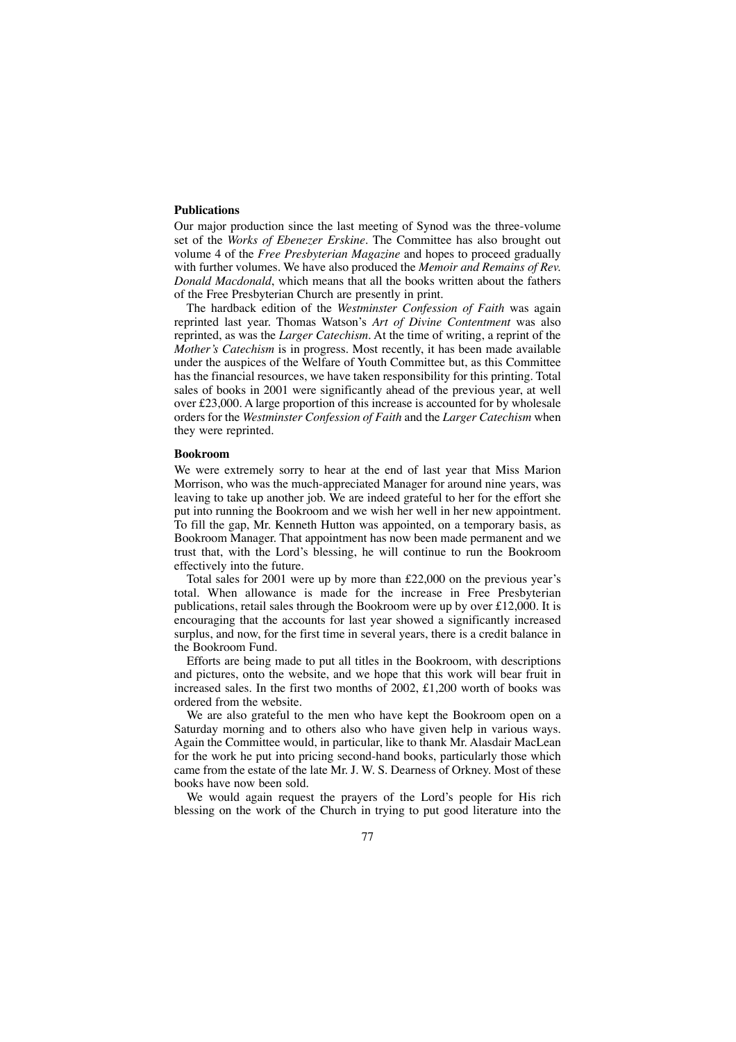**Publications**

Our major production since the last meeting of Synod was the three-volume set of the *Works of Ebenezer Erskine*. The Committee has also brought out volume 4 of the *Free Presbyterian Magazine* and hopes to proceed gradually with further volumes. We have also produced the *Memoir and Remains of Rev. Donald Macdonald*, which means that all the books written about the fathers of the Free Presbyterian Church are presently in print.

The hardback edition of the *Westminster Confession of Faith* was again reprinted last year. Thomas Watson's *Art of Divine Contentment* was also reprinted, as was the *Larger Catechism*. At the time of writing, a reprint of the *Mother's Catechism* is in progress. Most recently, it has been made available under the auspices of the Welfare of Youth Committee but, as this Committee has the financial resources, we have taken responsibility for this printing. Total sales of books in 2001 were significantly ahead of the previous year, at well over £23,000. A large proportion of this increase is accounted for by wholesale orders for the *Westminster Confession of Faith* and the *Larger Catechism* when they were reprinted.

**Bookroom**

We were extremely sorry to hear at the end of last year that Miss Marion Morrison, who was the much-appreciated Manager for around nine years, was leaving to take up another job. We are indeed grateful to her for the effort she put into running the Bookroom and we wish her well in her new appointment. To fill the gap, Mr. Kenneth Hutton was appointed, on a temporary basis, as Bookroom Manager. That appointment has now been made permanent and we trust that, with the Lord's blessing, he will continue to run the Bookroom effectively into the future.

Total sales for 2001 were up by more than £22,000 on the previous year's total. When allowance is made for the increase in Free Presbyterian publications, retail sales through the Bookroom were up by over £12,000. It is encouraging that the accounts for last year showed a significantly increased surplus, and now, for the first time in several years, there is a credit balance in the Bookroom Fund.

Efforts are being made to put all titles in the Bookroom, with descriptions and pictures, onto the website, and we hope that this work will bear fruit in increased sales. In the first two months of 2002, £1,200 worth of books was ordered from the website.

We are also grateful to the men who have kept the Bookroom open on a Saturday morning and to others also who have given help in various ways. Again the Committee would, in particular, like to thank Mr. Alasdair MacLean for the work he put into pricing second-hand books, particularly those which came from the estate of the late Mr. J. W. S. Dearness of Orkney. Most of these books have now been sold.

We would again request the prayers of the Lord's people for His rich blessing on the work of the Church in trying to put good literature into the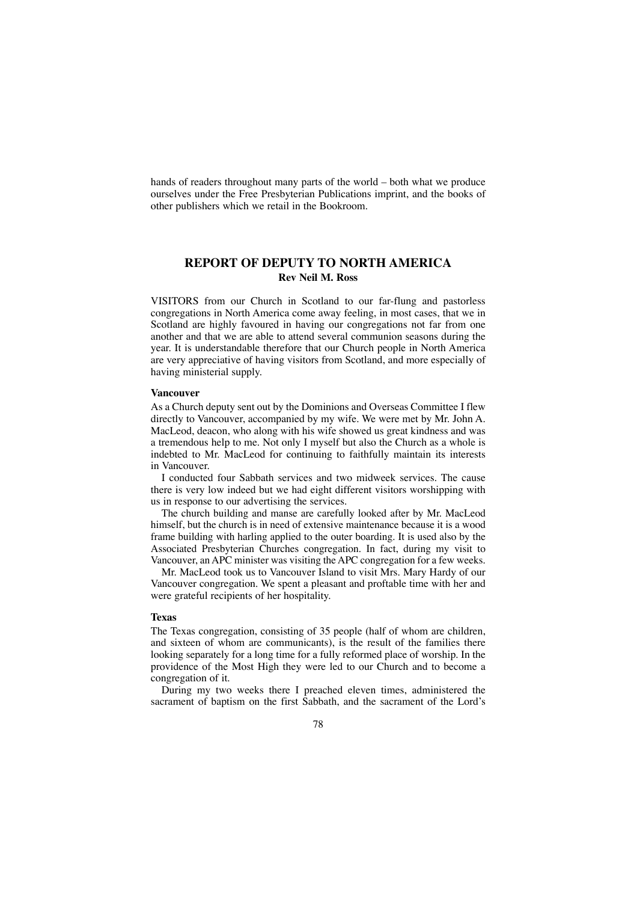hands of readers throughout many parts of the world – both what we produce ourselves under the Free Presbyterian Publications imprint, and the books of other publishers which we retail in the Bookroom.

## REPORT OF DEPUTY TO NORTH AMERICA

**Rev Neil M. Ross**

VISITORS from our Church in Scotland to our far-flung and pastorless congregations in North America come away feeling, in most cases, that we in Scotland are highly favoured in having our congregations not far from one another and that we are able to attend several communion seasons during the year. It is understandable therefore that our Church people in North America are very appreciative of having visitors from Scotland, and more especially of having ministerial supply.

### Vancouver

As a Church deputy sent out by the Dominions and Overseas Committee I flew directly to Vancouver, accompanied by my wife. We were met by Mr. John A. MacLeod, deacon, who along with his wife showed us great kindness and was a tremendous help to me. Not only I myself but also the Church as a whole is indebted to Mr. MacLeod for continuing to faithfully maintain its interests in Vancouver.

I conducted four Sabbath services and two midweek services. The cause there is very low indeed but we had eight different visitors worshipping with us in response to our advertising the services.

The church building and manse are carefully looked after by Mr. MacLeod himself, but the church is in need of extensive maintenance because it is a wood frame building with harling applied to the outer boarding. It is used also by the Associated Presbyterian Churches congregation. In fact, during my visit to Vancouver, an APC minister was visiting the APC congregation for a few weeks.

Mr. MacLeod took us to Vancouver Island to visit Mrs. Mary Hardy of our Vancouver congregation. We spent a pleasant and proftable time with her and were grateful recipients of her hospitality.

### Texas

The Texas congregation, consisting of 35 people (half of whom are children, and sixteen of whom are communicants), is the result of the families there looking separately for a long time for a fully reformed place of worship. In the providence of the Most High they were led to our Church and to become a congregation of it.

During my two weeks there I preached eleven times, administered the sacrament of baptism on the first Sabbath, and the sacrament of the Lord's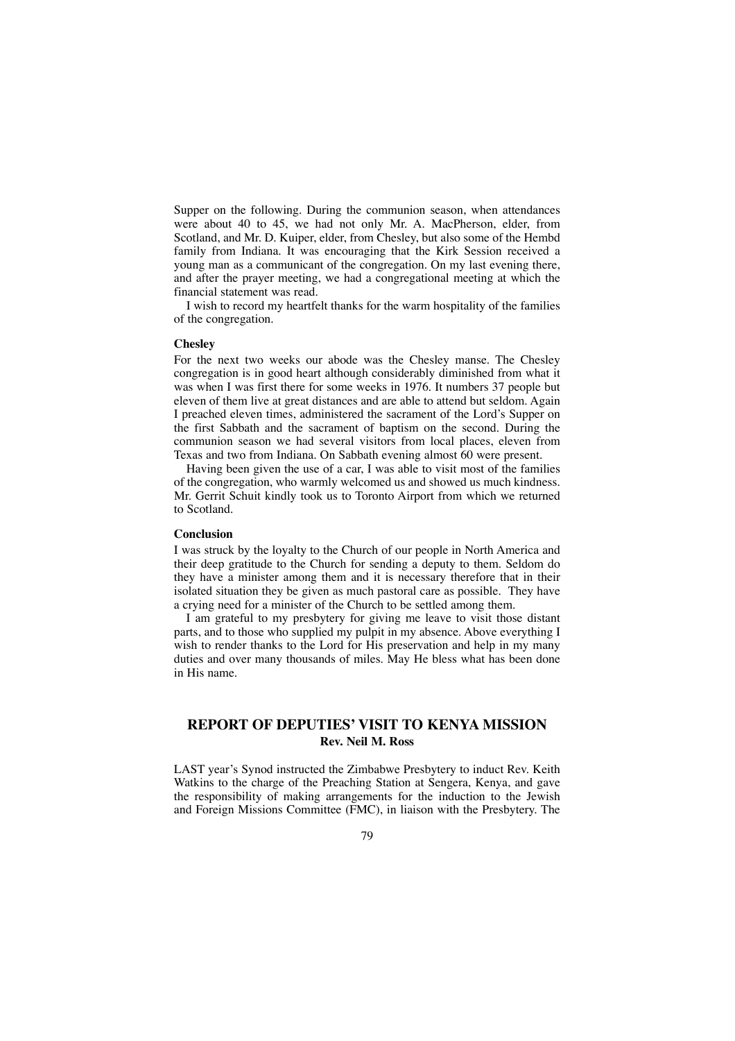Supper on the following. During the communion season, when attendances were about 40 to 45, we had not only Mr. A. MacPherson, elder, from Scotland, and Mr. D. Kuiper, elder, from Chesley, but also some of the Hembd family from Indiana. It was encouraging that the Kirk Session received a young man as a communicant of the congregation. On my last evening there, and after the prayer meeting, we had a congregational meeting at which the financial statement was read.

I wish to record my heartfelt thanks for the warm hospitality of the families of the congregation.

**Chesley**

For the next two weeks our abode was the Chesley manse. The Chesley congregation is in good heart although considerably diminished from what it was when I was first there for some weeks in 1976. It numbers 37 people but eleven of them live at great distances and are able to attend but seldom. Again I preached eleven times, administered the sacrament of the Lord's Supper on the first Sabbath and the sacrament of baptism on the second. During the communion season we had several visitors from local places, eleven from Texas and two from Indiana. On Sabbath evening almost 60 were present.

Having been given the use of a car, I was able to visit most of the families of the congregation, who warmly welcomed us and showed us much kindness. Mr. Gerrit Schuit kindly took us to Toronto Airport from which we returned to Scotland.

**Conclusion**

I was struck by the loyalty to the Church of our people in North America and their deep gratitude to the Church for sending a deputy to them. Seldom do they have a minister among them and it is necessary therefore that in their isolated situation they be given as much pastoral care as possible. They have a crying need for a minister of the Church to be settled among them.

I am grateful to my presbytery for giving me leave to visit those distant parts, and to those who supplied my pulpit in my absence. Above everything I wish to render thanks to the Lord for His preservation and help in my many duties and over many thousands of miles. May He bless what has been done in His name.

## REPORT OF DEPUTIES' VISIT TO KENYA MISSION

**Rev. Neil M. Ross**

LAST year's Synod instructed the Zimbabwe Presbytery to induct Rev. Keith Watkins to the charge of the Preaching Station at Sengera, Kenya, and gave the responsibility of making arrangements for the induction to the Jewish and Foreign Missions Committee (FMC), in liaison with the Presbytery. The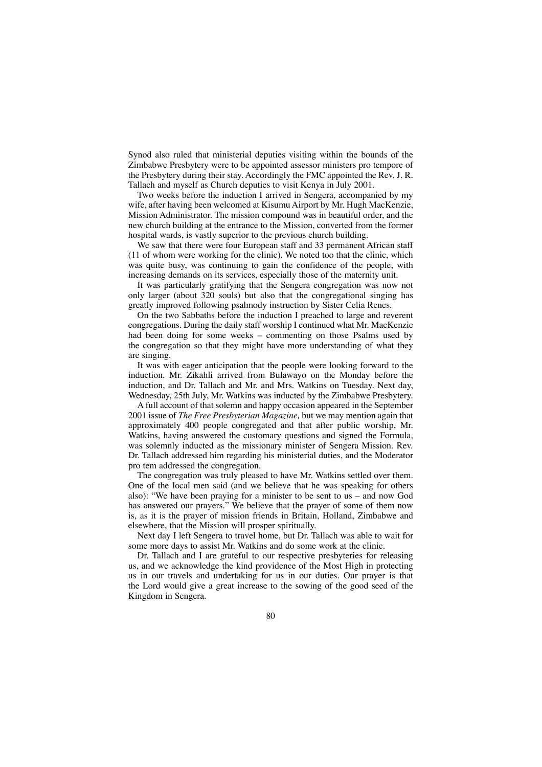Synod also ruled that ministerial deputies visiting within the bounds of the Zimbabwe Presbytery were to be appointed assessor ministers pro tempore of the Presbytery during their stay. Accordingly the FMC appointed the Rev. J. R. Tallach and myself as Church deputies to visit Kenya in July 2001.

Two weeks before the induction I arrived in Sengera, accompanied by my wife, after having been welcomed at Kisumu Airport by Mr. Hugh MacKenzie, Mission Administrator. The mission compound was in beautiful order, and the new church building at the entrance to the Mission, converted from the former hospital wards, is vastly superior to the previous church building.

We saw that there were four European staff and 33 permanent African staff (11 of whom were working for the clinic). We noted too that the clinic, which was quite busy, was continuing to gain the confidence of the people, with increasing demands on its services, especially those of the maternity unit.

It was particularly gratifying that the Sengera congregation was now not only larger (about 320 souls) but also that the congregational singing has greatly improved following psalmody instruction by Sister Celia Renes.

On the two Sabbaths before the induction I preached to large and reverent congregations. During the daily staff worship I continued what Mr. MacKenzie had been doing for some weeks – commenting on those Psalms used by the congregation so that they might have more understanding of what they are singing.

It was with eager anticipation that the people were looking forward to the induction. Mr. Zikahli arrived from Bulawayo on the Monday before the induction, and Dr. Tallach and Mr. and Mrs. Watkins on Tuesday. Next day, Wednesday, 25th July, Mr. Watkins was inducted by the Zimbabwe Presbytery.

A full account of that solemn and happy occasion appeared in the September 2001 issue of *The Free Presbyterian Magazine,* but we may mention again that approximately 400 people congregated and that after public worship, Mr. Watkins, having answered the customary questions and signed the Formula, was solemnly inducted as the missionary minister of Sengera Mission. Rev. Dr. Tallach addressed him regarding his ministerial duties, and the Moderator pro tem addressed the congregation.

The congregation was truly pleased to have Mr. Watkins settled over them. One of the local men said (and we believe that he was speaking for others also): "We have been praying for a minister to be sent to us – and now God has answered our prayers." We believe that the prayer of some of them now is, as it is the prayer of mission friends in Britain, Holland, Zimbabwe and elsewhere, that the Mission will prosper spiritually.

Next day I left Sengera to travel home, but Dr. Tallach was able to wait for some more days to assist Mr. Watkins and do some work at the clinic.

Dr. Tallach and I are grateful to our respective presbyteries for releasing us, and we acknowledge the kind providence of the Most High in protecting us in our travels and undertaking for us in our duties. Our prayer is that the Lord would give a great increase to the sowing of the good seed of the Kingdom in Sengera.